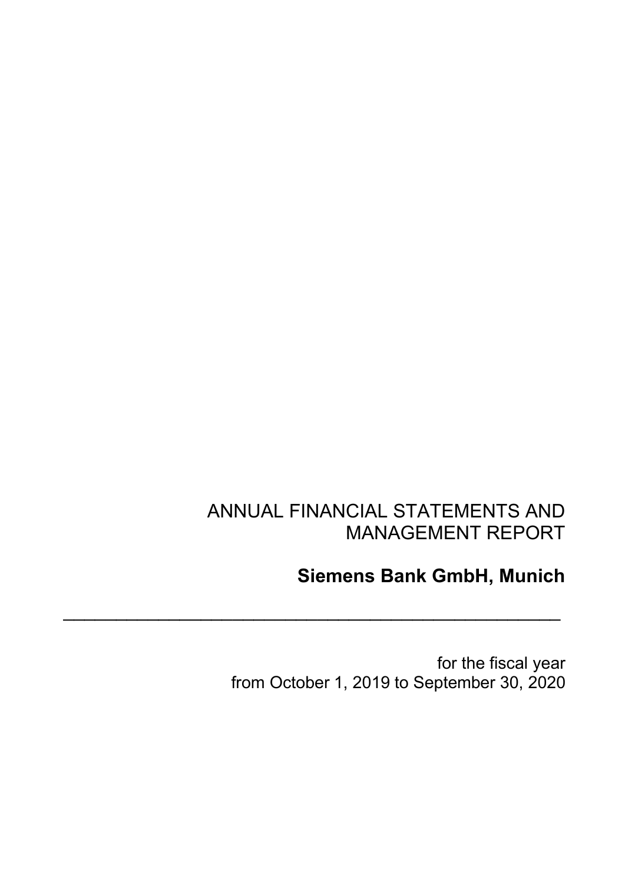# ANNUAL FINANCIAL STATEMENTS AND MANAGEMENT REPORT

## Siemens Bank GmbH, Munich

---

for the fiscal year
from October 1, 2019 to September 30, 2020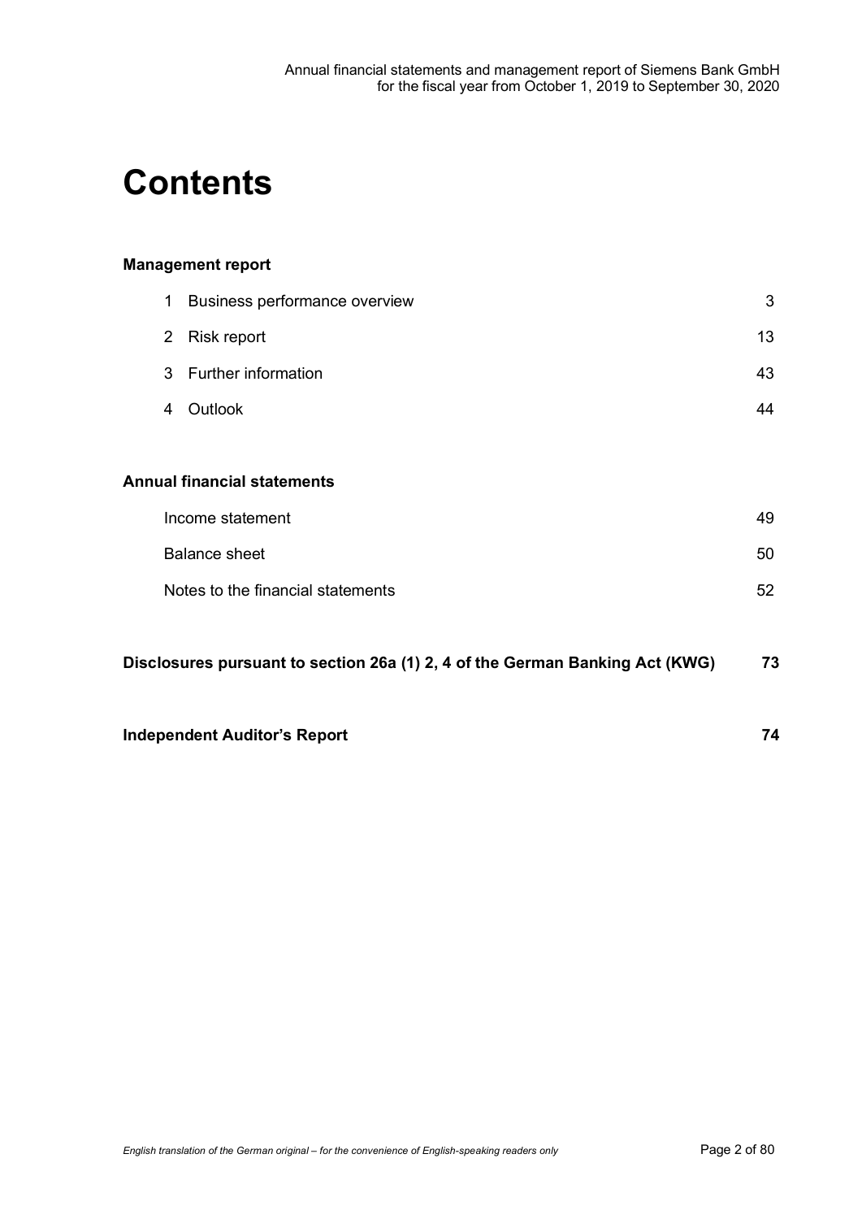# Contents

**Management report**

| | | |
|---|---|---|
| 1 | Business performance overview | 3 |
| 2 | Risk report | 13 |
| 3 | Further information | 43 |
| 4 | Outlook | 44 |

**Annual financial statements**

| | |
|---|---|
| Income statement | 49 |
| Balance sheet | 50 |
| Notes to the financial statements | 52 |

**Disclosures pursuant to section 26a (1) 2, 4 of the German Banking Act (KWG)** **73**

**Independent Auditor's Report** **74**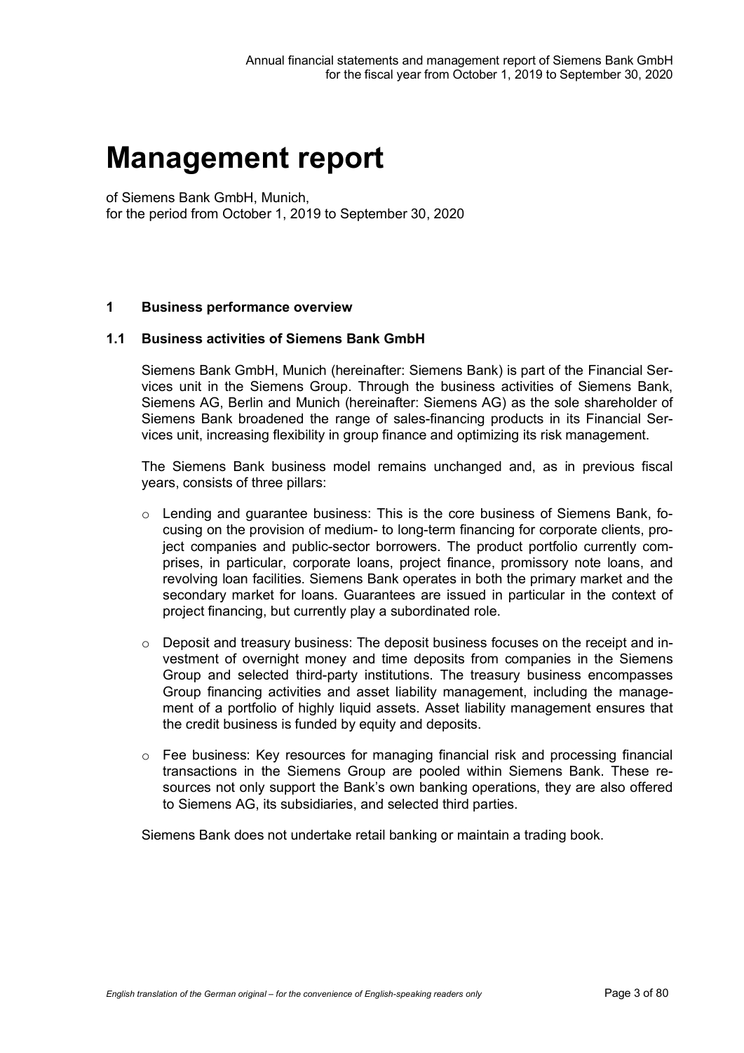# Management report

of Siemens Bank GmbH, Munich,
for the period from October 1, 2019 to September 30, 2020

## 1 Business performance overview

### 1.1 Business activities of Siemens Bank GmbH

Siemens Bank GmbH, Munich (hereinafter: Siemens Bank) is part of the Financial Services unit in the Siemens Group. Through the business activities of Siemens Bank, Siemens AG, Berlin and Munich (hereinafter: Siemens AG) as the sole shareholder of Siemens Bank broadened the range of sales-financing products in its Financial Services unit, increasing flexibility in group finance and optimizing its risk management.

The Siemens Bank business model remains unchanged and, as in previous fiscal years, consists of three pillars:

- Lending and guarantee business: This is the core business of Siemens Bank, focusing on the provision of medium- to long-term financing for corporate clients, project companies and public-sector borrowers. The product portfolio currently comprises, in particular, corporate loans, project finance, promissory note loans, and revolving loan facilities. Siemens Bank operates in both the primary market and the secondary market for loans. Guarantees are issued in particular in the context of project financing, but currently play a subordinated role.
- Deposit and treasury business: The deposit business focuses on the receipt and investment of overnight money and time deposits from companies in the Siemens Group and selected third-party institutions. The treasury business encompasses Group financing activities and asset liability management, including the management of a portfolio of highly liquid assets. Asset liability management ensures that the credit business is funded by equity and deposits.
- Fee business: Key resources for managing financial risk and processing financial transactions in the Siemens Group are pooled within Siemens Bank. These resources not only support the Bank's own banking operations, they are also offered to Siemens AG, its subsidiaries, and selected third parties.

Siemens Bank does not undertake retail banking or maintain a trading book.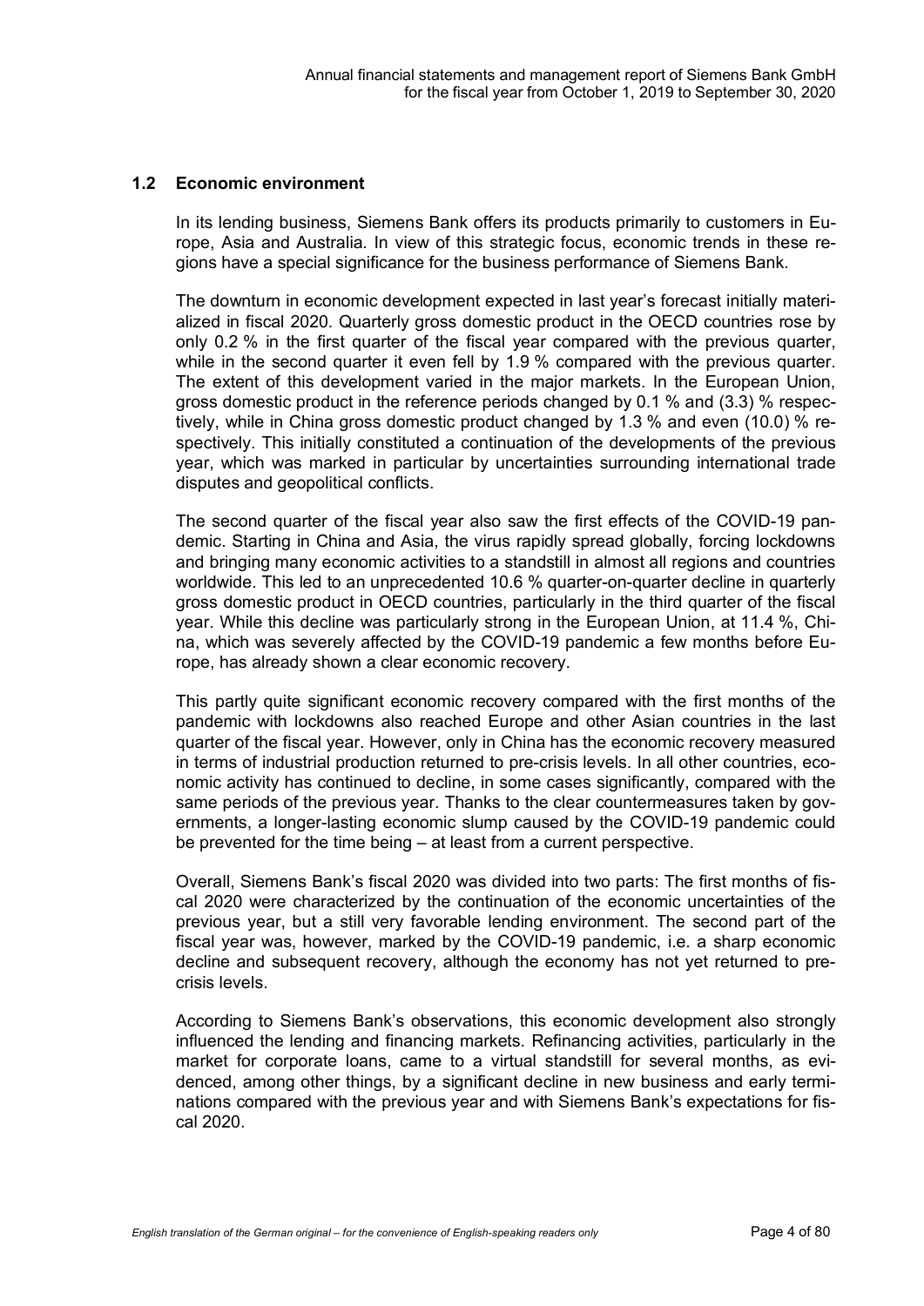## 1.2 Economic environment

In its lending business, Siemens Bank offers its products primarily to customers in Europe, Asia and Australia. In view of this strategic focus, economic trends in these regions have a special significance for the business performance of Siemens Bank.

The downturn in economic development expected in last year's forecast initially materialized in fiscal 2020. Quarterly gross domestic product in the OECD countries rose by only 0.2 % in the first quarter of the fiscal year compared with the previous quarter, while in the second quarter it even fell by 1.9 % compared with the previous quarter. The extent of this development varied in the major markets. In the European Union, gross domestic product in the reference periods changed by 0.1 % and (3.3) % respectively, while in China gross domestic product changed by 1.3 % and even (10.0) % respectively. This initially constituted a continuation of the developments of the previous year, which was marked in particular by uncertainties surrounding international trade disputes and geopolitical conflicts.

The second quarter of the fiscal year also saw the first effects of the COVID-19 pandemic. Starting in China and Asia, the virus rapidly spread globally, forcing lockdowns and bringing many economic activities to a standstill in almost all regions and countries worldwide. This led to an unprecedented 10.6 % quarter-on-quarter decline in quarterly gross domestic product in OECD countries, particularly in the third quarter of the fiscal year. While this decline was particularly strong in the European Union, at 11.4 %, China, which was severely affected by the COVID-19 pandemic a few months before Europe, has already shown a clear economic recovery.

This partly quite significant economic recovery compared with the first months of the pandemic with lockdowns also reached Europe and other Asian countries in the last quarter of the fiscal year. However, only in China has the economic recovery measured in terms of industrial production returned to pre-crisis levels. In all other countries, economic activity has continued to decline, in some cases significantly, compared with the same periods of the previous year. Thanks to the clear countermeasures taken by governments, a longer-lasting economic slump caused by the COVID-19 pandemic could be prevented for the time being – at least from a current perspective.

Overall, Siemens Bank's fiscal 2020 was divided into two parts: The first months of fiscal 2020 were characterized by the continuation of the economic uncertainties of the previous year, but a still very favorable lending environment. The second part of the fiscal year was, however, marked by the COVID-19 pandemic, i.e. a sharp economic decline and subsequent recovery, although the economy has not yet returned to pre-crisis levels.

According to Siemens Bank's observations, this economic development also strongly influenced the lending and financing markets. Refinancing activities, particularly in the market for corporate loans, came to a virtual standstill for several months, as evidenced, among other things, by a significant decline in new business and early terminations compared with the previous year and with Siemens Bank's expectations for fiscal 2020.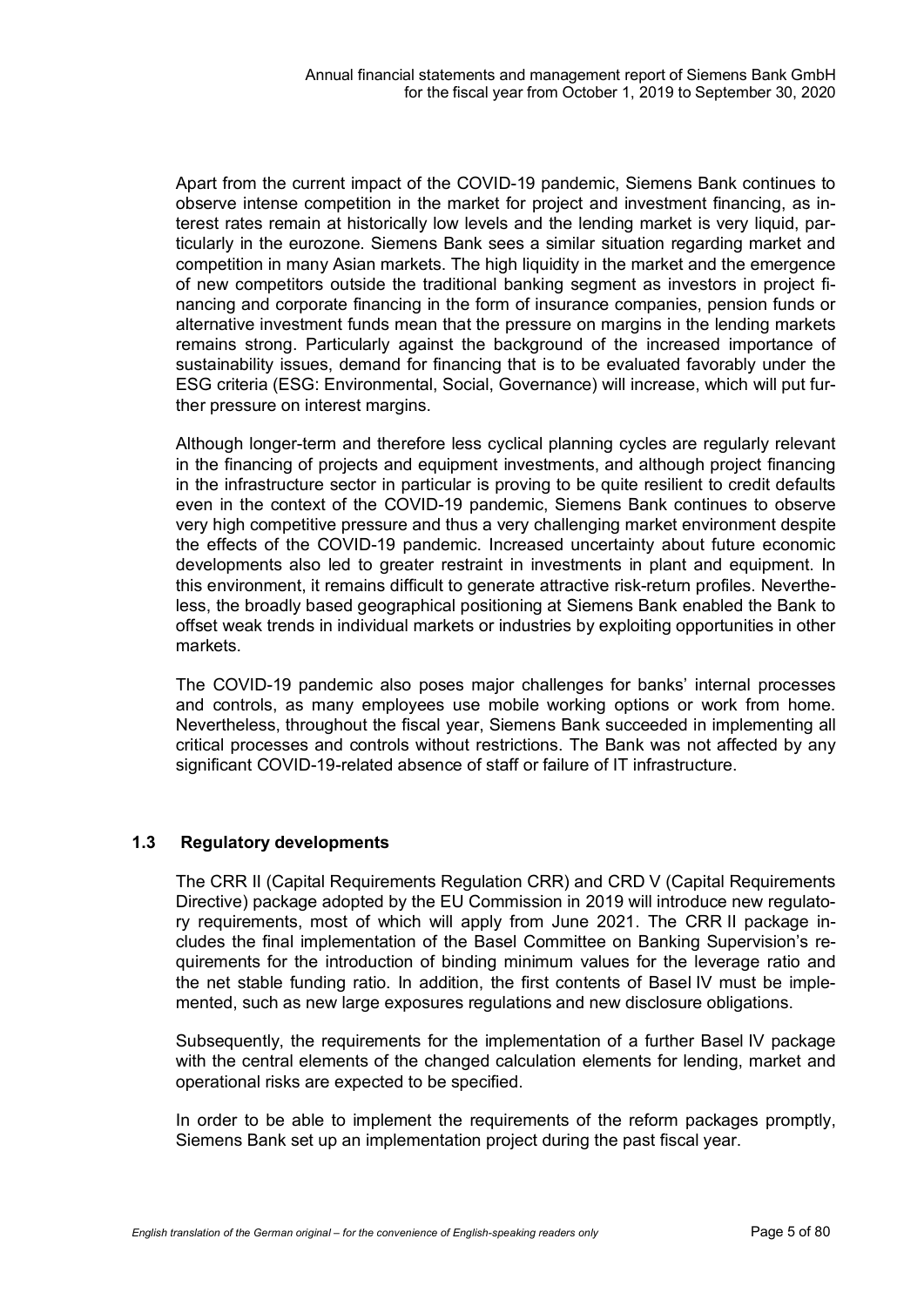Apart from the current impact of the COVID-19 pandemic, Siemens Bank continues to observe intense competition in the market for project and investment financing, as interest rates remain at historically low levels and the lending market is very liquid, particularly in the eurozone. Siemens Bank sees a similar situation regarding market and competition in many Asian markets. The high liquidity in the market and the emergence of new competitors outside the traditional banking segment as investors in project financing and corporate financing in the form of insurance companies, pension funds or alternative investment funds mean that the pressure on margins in the lending markets remains strong. Particularly against the background of the increased importance of sustainability issues, demand for financing that is to be evaluated favorably under the ESG criteria (ESG: Environmental, Social, Governance) will increase, which will put further pressure on interest margins.

Although longer-term and therefore less cyclical planning cycles are regularly relevant in the financing of projects and equipment investments, and although project financing in the infrastructure sector in particular is proving to be quite resilient to credit defaults even in the context of the COVID-19 pandemic, Siemens Bank continues to observe very high competitive pressure and thus a very challenging market environment despite the effects of the COVID-19 pandemic. Increased uncertainty about future economic developments also led to greater restraint in investments in plant and equipment. In this environment, it remains difficult to generate attractive risk-return profiles. Nevertheless, the broadly based geographical positioning at Siemens Bank enabled the Bank to offset weak trends in individual markets or industries by exploiting opportunities in other markets.

The COVID-19 pandemic also poses major challenges for banks' internal processes and controls, as many employees use mobile working options or work from home. Nevertheless, throughout the fiscal year, Siemens Bank succeeded in implementing all critical processes and controls without restrictions. The Bank was not affected by any significant COVID-19-related absence of staff or failure of IT infrastructure.

## 1.3 Regulatory developments

The CRR II (Capital Requirements Regulation CRR) and CRD V (Capital Requirements Directive) package adopted by the EU Commission in 2019 will introduce new regulatory requirements, most of which will apply from June 2021. The CRR II package includes the final implementation of the Basel Committee on Banking Supervision's requirements for the introduction of binding minimum values for the leverage ratio and the net stable funding ratio. In addition, the first contents of Basel IV must be implemented, such as new large exposures regulations and new disclosure obligations.

Subsequently, the requirements for the implementation of a further Basel IV package with the central elements of the changed calculation elements for lending, market and operational risks are expected to be specified.

In order to be able to implement the requirements of the reform packages promptly, Siemens Bank set up an implementation project during the past fiscal year.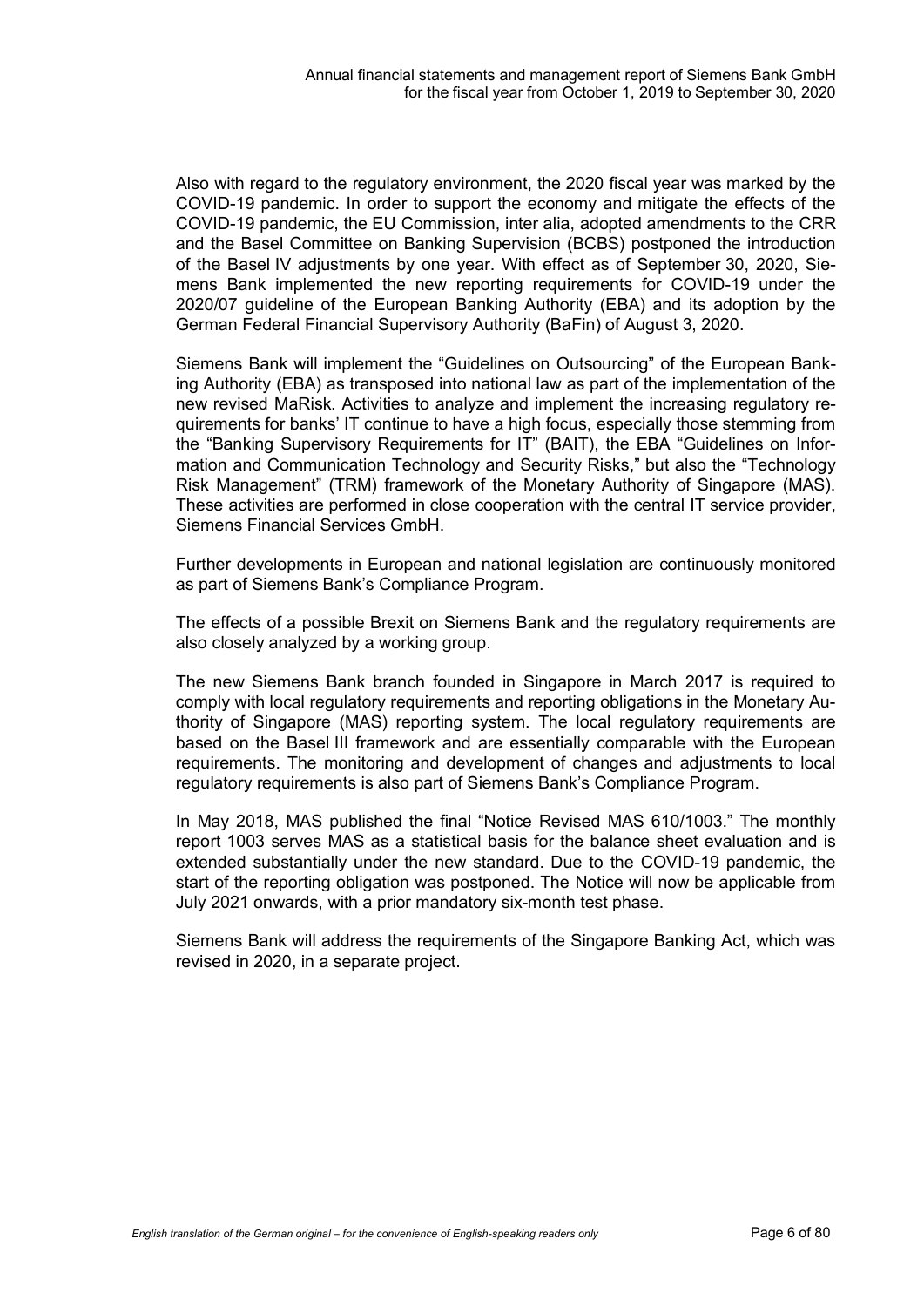Also with regard to the regulatory environment, the 2020 fiscal year was marked by the COVID-19 pandemic. In order to support the economy and mitigate the effects of the COVID-19 pandemic, the EU Commission, inter alia, adopted amendments to the CRR and the Basel Committee on Banking Supervision (BCBS) postponed the introduction of the Basel IV adjustments by one year. With effect as of September 30, 2020, Siemens Bank implemented the new reporting requirements for COVID-19 under the 2020/07 guideline of the European Banking Authority (EBA) and its adoption by the German Federal Financial Supervisory Authority (BaFin) of August 3, 2020.

Siemens Bank will implement the "Guidelines on Outsourcing" of the European Banking Authority (EBA) as transposed into national law as part of the implementation of the new revised MaRisk. Activities to analyze and implement the increasing regulatory requirements for banks' IT continue to have a high focus, especially those stemming from the "Banking Supervisory Requirements for IT" (BAIT), the EBA "Guidelines on Information and Communication Technology and Security Risks," but also the "Technology Risk Management" (TRM) framework of the Monetary Authority of Singapore (MAS). These activities are performed in close cooperation with the central IT service provider, Siemens Financial Services GmbH.

Further developments in European and national legislation are continuously monitored as part of Siemens Bank's Compliance Program.

The effects of a possible Brexit on Siemens Bank and the regulatory requirements are also closely analyzed by a working group.

The new Siemens Bank branch founded in Singapore in March 2017 is required to comply with local regulatory requirements and reporting obligations in the Monetary Authority of Singapore (MAS) reporting system. The local regulatory requirements are based on the Basel III framework and are essentially comparable with the European requirements. The monitoring and development of changes and adjustments to local regulatory requirements is also part of Siemens Bank's Compliance Program.

In May 2018, MAS published the final "Notice Revised MAS 610/1003." The monthly report 1003 serves MAS as a statistical basis for the balance sheet evaluation and is extended substantially under the new standard. Due to the COVID-19 pandemic, the start of the reporting obligation was postponed. The Notice will now be applicable from July 2021 onwards, with a prior mandatory six-month test phase.

Siemens Bank will address the requirements of the Singapore Banking Act, which was revised in 2020, in a separate project.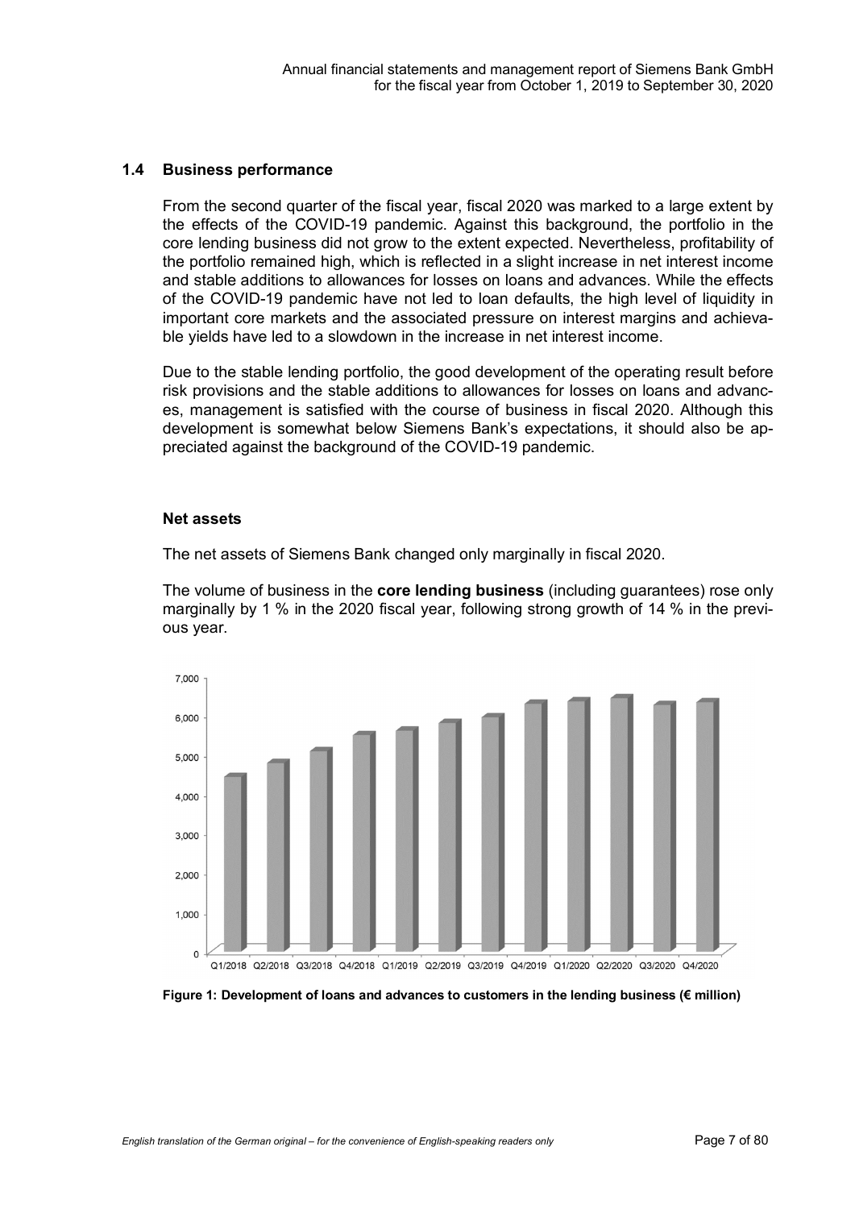## 1.4 Business performance

From the second quarter of the fiscal year, fiscal 2020 was marked to a large extent by the effects of the COVID-19 pandemic. Against this background, the portfolio in the core lending business did not grow to the extent expected. Nevertheless, profitability of the portfolio remained high, which is reflected in a slight increase in net interest income and stable additions to allowances for losses on loans and advances. While the effects of the COVID-19 pandemic have not led to loan defaults, the high level of liquidity in important core markets and the associated pressure on interest margins and achievable yields have led to a slowdown in the increase in net interest income.

Due to the stable lending portfolio, the good development of the operating result before risk provisions and the stable additions to allowances for losses on loans and advances, management is satisfied with the course of business in fiscal 2020. Although this development is somewhat below Siemens Bank's expectations, it should also be appreciated against the background of the COVID-19 pandemic.

### Net assets

The net assets of Siemens Bank changed only marginally in fiscal 2020.

The volume of business in the **core lending business** (including guarantees) rose only marginally by 1 % in the 2020 fiscal year, following strong growth of 14 % in the previous year.

**Figure 1: Development of loans and advances to customers in the lending business (€ million)**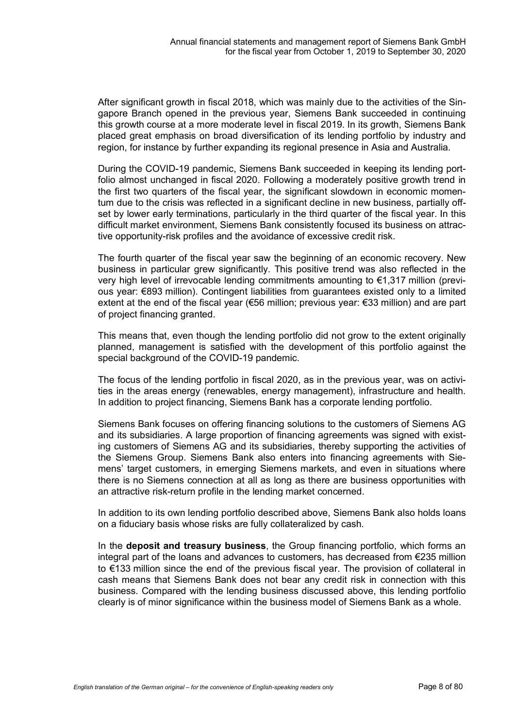After significant growth in fiscal 2018, which was mainly due to the activities of the Singapore Branch opened in the previous year, Siemens Bank succeeded in continuing this growth course at a more moderate level in fiscal 2019. In its growth, Siemens Bank placed great emphasis on broad diversification of its lending portfolio by industry and region, for instance by further expanding its regional presence in Asia and Australia.

During the COVID-19 pandemic, Siemens Bank succeeded in keeping its lending portfolio almost unchanged in fiscal 2020. Following a moderately positive growth trend in the first two quarters of the fiscal year, the significant slowdown in economic momentum due to the crisis was reflected in a significant decline in new business, partially offset by lower early terminations, particularly in the third quarter of the fiscal year. In this difficult market environment, Siemens Bank consistently focused its business on attractive opportunity-risk profiles and the avoidance of excessive credit risk.

The fourth quarter of the fiscal year saw the beginning of an economic recovery. New business in particular grew significantly. This positive trend was also reflected in the very high level of irrevocable lending commitments amounting to €1,317 million (previous year: €893 million). Contingent liabilities from guarantees existed only to a limited extent at the end of the fiscal year (€56 million; previous year: €33 million) and are part of project financing granted.

This means that, even though the lending portfolio did not grow to the extent originally planned, management is satisfied with the development of this portfolio against the special background of the COVID-19 pandemic.

The focus of the lending portfolio in fiscal 2020, as in the previous year, was on activities in the areas energy (renewables, energy management), infrastructure and health. In addition to project financing, Siemens Bank has a corporate lending portfolio.

Siemens Bank focuses on offering financing solutions to the customers of Siemens AG and its subsidiaries. A large proportion of financing agreements was signed with existing customers of Siemens AG and its subsidiaries, thereby supporting the activities of the Siemens Group. Siemens Bank also enters into financing agreements with Siemens' target customers, in emerging Siemens markets, and even in situations where there is no Siemens connection at all as long as there are business opportunities with an attractive risk-return profile in the lending market concerned.

In addition to its own lending portfolio described above, Siemens Bank also holds loans on a fiduciary basis whose risks are fully collateralized by cash.

In the **deposit and treasury business**, the Group financing portfolio, which forms an integral part of the loans and advances to customers, has decreased from €235 million to €133 million since the end of the previous fiscal year. The provision of collateral in cash means that Siemens Bank does not bear any credit risk in connection with this business. Compared with the lending business discussed above, this lending portfolio clearly is of minor significance within the business model of Siemens Bank as a whole.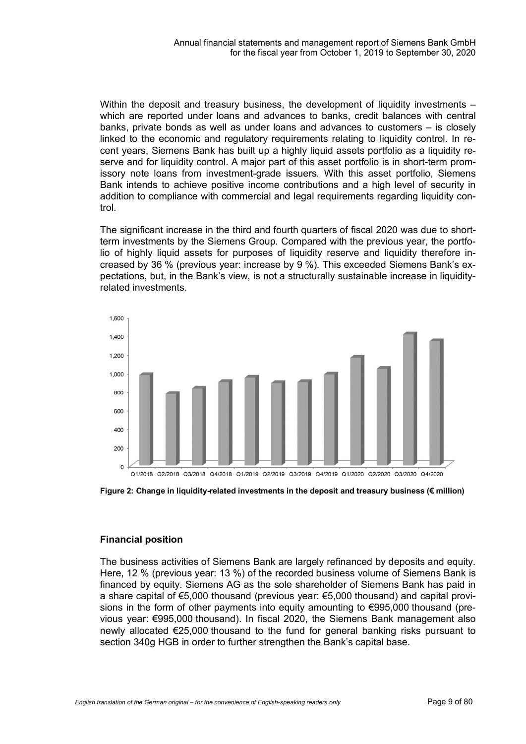Within the deposit and treasury business, the development of liquidity investments – which are reported under loans and advances to banks, credit balances with central banks, private bonds as well as under loans and advances to customers – is closely linked to the economic and regulatory requirements relating to liquidity control. In recent years, Siemens Bank has built up a highly liquid assets portfolio as a liquidity reserve and for liquidity control. A major part of this asset portfolio is in short-term promissory note loans from investment-grade issuers. With this asset portfolio, Siemens Bank intends to achieve positive income contributions and a high level of security in addition to compliance with commercial and legal requirements regarding liquidity control.

The significant increase in the third and fourth quarters of fiscal 2020 was due to short-term investments by the Siemens Group. Compared with the previous year, the portfolio of highly liquid assets for purposes of liquidity reserve and liquidity therefore increased by 36 % (previous year: increase by 9 %). This exceeded Siemens Bank's expectations, but, in the Bank's view, is not a structurally sustainable increase in liquidity-related investments.

**Figure 2: Change in liquidity-related investments in the deposit and treasury business (€ million)**

## Financial position

The business activities of Siemens Bank are largely refinanced by deposits and equity. Here, 12 % (previous year: 13 %) of the recorded business volume of Siemens Bank is financed by equity. Siemens AG as the sole shareholder of Siemens Bank has paid in a share capital of €5,000 thousand (previous year: €5,000 thousand) and capital provisions in the form of other payments into equity amounting to €995,000 thousand (previous year: €995,000 thousand). In fiscal 2020, the Siemens Bank management also newly allocated €25,000 thousand to the fund for general banking risks pursuant to section 340g HGB in order to further strengthen the Bank's capital base.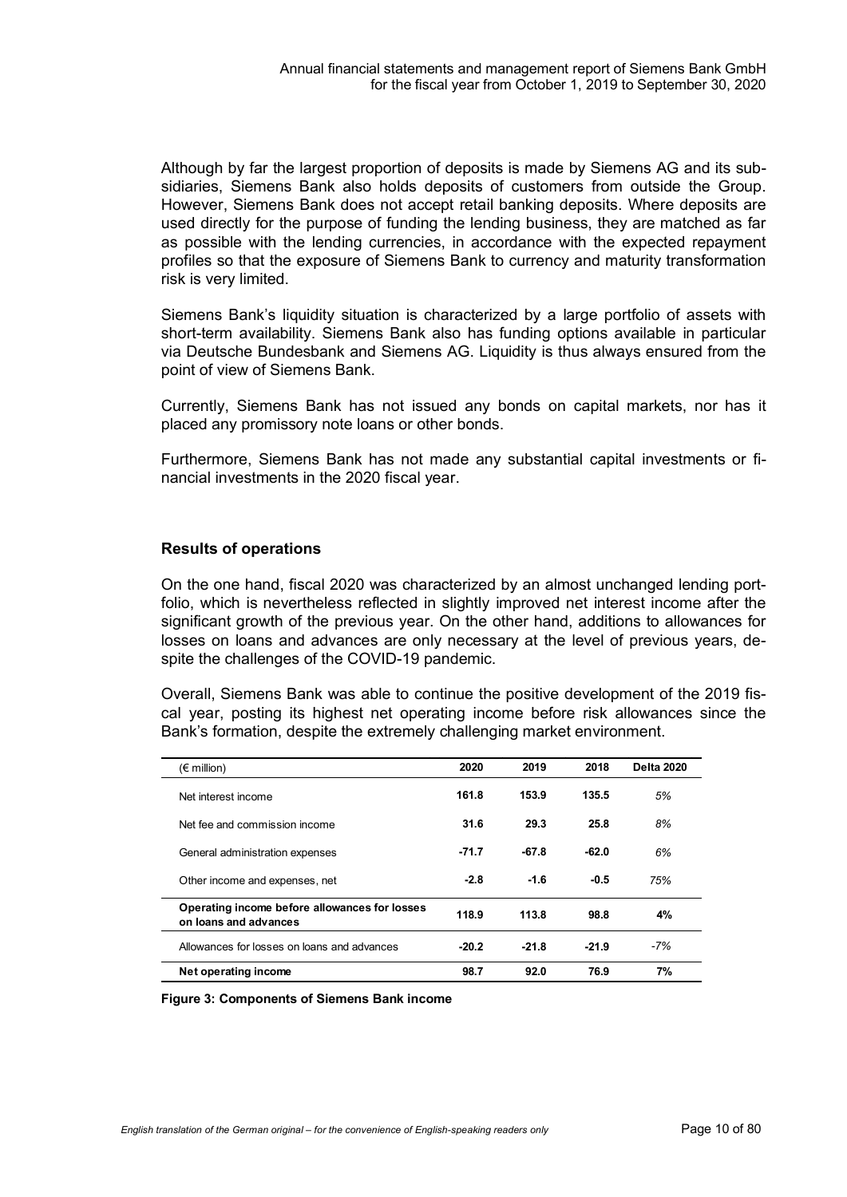Although by far the largest proportion of deposits is made by Siemens AG and its subsidiaries, Siemens Bank also holds deposits of customers from outside the Group. However, Siemens Bank does not accept retail banking deposits. Where deposits are used directly for the purpose of funding the lending business, they are matched as far as possible with the lending currencies, in accordance with the expected repayment profiles so that the exposure of Siemens Bank to currency and maturity transformation risk is very limited.

Siemens Bank's liquidity situation is characterized by a large portfolio of assets with short-term availability. Siemens Bank also has funding options available in particular via Deutsche Bundesbank and Siemens AG. Liquidity is thus always ensured from the point of view of Siemens Bank.

Currently, Siemens Bank has not issued any bonds on capital markets, nor has it placed any promissory note loans or other bonds.

Furthermore, Siemens Bank has not made any substantial capital investments or financial investments in the 2020 fiscal year.

## Results of operations

On the one hand, fiscal 2020 was characterized by an almost unchanged lending portfolio, which is nevertheless reflected in slightly improved net interest income after the significant growth of the previous year. On the other hand, additions to allowances for losses on loans and advances are only necessary at the level of previous years, despite the challenges of the COVID-19 pandemic.

Overall, Siemens Bank was able to continue the positive development of the 2019 fiscal year, posting its highest net operating income before risk allowances since the Bank's formation, despite the extremely challenging market environment.

| (€ million) | 2020 | 2019 | 2018 | Delta 2020 |
|---|---|---|---|---|
| Net interest income | **161.8** | **153.9** | **135.5** | *5%* |
| Net fee and commission income | **31.6** | **29.3** | **25.8** | *8%* |
| General administration expenses | **-71.7** | **-67.8** | **-62.0** | *6%* |
| Other income and expenses, net | **-2.8** | **-1.6** | **-0.5** | *75%* |
| **Operating income before allowances for losses on loans and advances** | **118.9** | **113.8** | **98.8** | **4%** |
| Allowances for losses on loans and advances | **-20.2** | **-21.8** | **-21.9** | *-7%* |
| **Net operating income** | **98.7** | **92.0** | **76.9** | **7%** |

**Figure 3: Components of Siemens Bank income**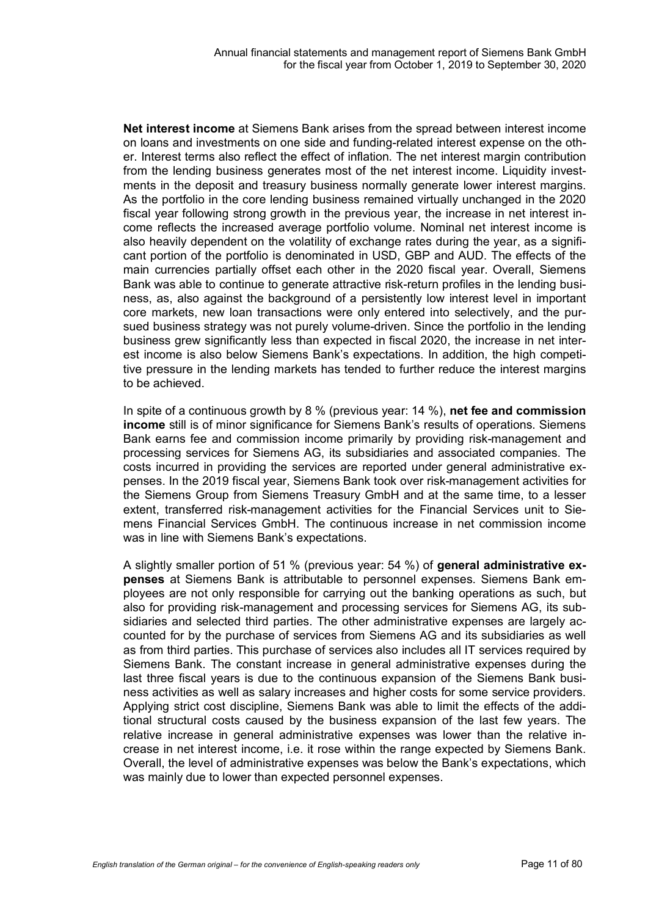**Net interest income** at Siemens Bank arises from the spread between interest income on loans and investments on one side and funding-related interest expense on the other. Interest terms also reflect the effect of inflation. The net interest margin contribution from the lending business generates most of the net interest income. Liquidity investments in the deposit and treasury business normally generate lower interest margins. As the portfolio in the core lending business remained virtually unchanged in the 2020 fiscal year following strong growth in the previous year, the increase in net interest income reflects the increased average portfolio volume. Nominal net interest income is also heavily dependent on the volatility of exchange rates during the year, as a significant portion of the portfolio is denominated in USD, GBP and AUD. The effects of the main currencies partially offset each other in the 2020 fiscal year. Overall, Siemens Bank was able to continue to generate attractive risk-return profiles in the lending business, as, also against the background of a persistently low interest level in important core markets, new loan transactions were only entered into selectively, and the pursued business strategy was not purely volume-driven. Since the portfolio in the lending business grew significantly less than expected in fiscal 2020, the increase in net interest income is also below Siemens Bank's expectations. In addition, the high competitive pressure in the lending markets has tended to further reduce the interest margins to be achieved.

In spite of a continuous growth by 8 % (previous year: 14 %), **net fee and commission income** still is of minor significance for Siemens Bank's results of operations. Siemens Bank earns fee and commission income primarily by providing risk-management and processing services for Siemens AG, its subsidiaries and associated companies. The costs incurred in providing the services are reported under general administrative expenses. In the 2019 fiscal year, Siemens Bank took over risk-management activities for the Siemens Group from Siemens Treasury GmbH and at the same time, to a lesser extent, transferred risk-management activities for the Financial Services unit to Siemens Financial Services GmbH. The continuous increase in net commission income was in line with Siemens Bank's expectations.

A slightly smaller portion of 51 % (previous year: 54 %) of **general administrative expenses** at Siemens Bank is attributable to personnel expenses. Siemens Bank employees are not only responsible for carrying out the banking operations as such, but also for providing risk-management and processing services for Siemens AG, its subsidiaries and selected third parties. The other administrative expenses are largely accounted for by the purchase of services from Siemens AG and its subsidiaries as well as from third parties. This purchase of services also includes all IT services required by Siemens Bank. The constant increase in general administrative expenses during the last three fiscal years is due to the continuous expansion of the Siemens Bank business activities as well as salary increases and higher costs for some service providers. Applying strict cost discipline, Siemens Bank was able to limit the effects of the additional structural costs caused by the business expansion of the last few years. The relative increase in general administrative expenses was lower than the relative increase in net interest income, i.e. it rose within the range expected by Siemens Bank. Overall, the level of administrative expenses was below the Bank's expectations, which was mainly due to lower than expected personnel expenses.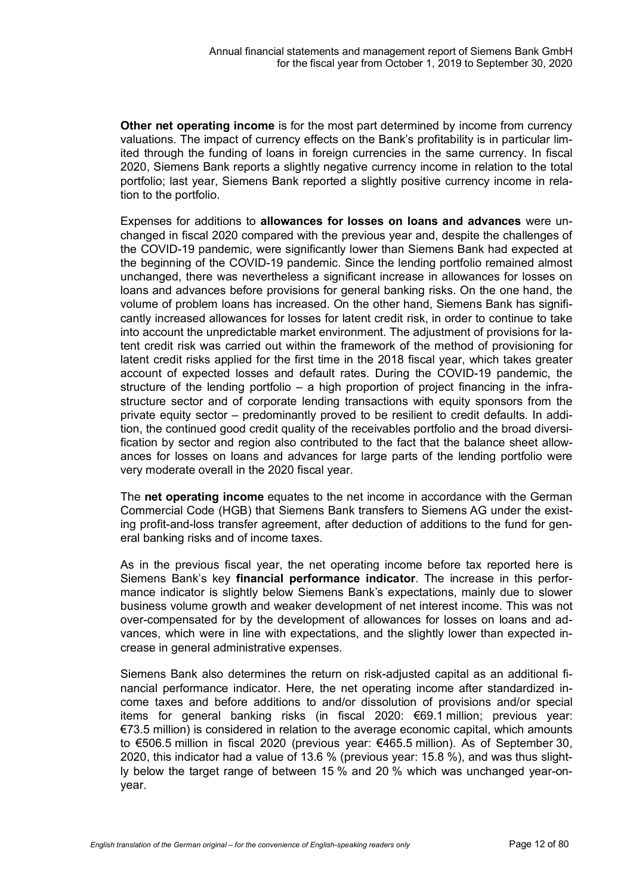**Other net operating income** is for the most part determined by income from currency valuations. The impact of currency effects on the Bank's profitability is in particular limited through the funding of loans in foreign currencies in the same currency. In fiscal 2020, Siemens Bank reports a slightly negative currency income in relation to the total portfolio; last year, Siemens Bank reported a slightly positive currency income in relation to the portfolio.

Expenses for additions to **allowances for losses on loans and advances** were unchanged in fiscal 2020 compared with the previous year and, despite the challenges of the COVID-19 pandemic, were significantly lower than Siemens Bank had expected at the beginning of the COVID-19 pandemic. Since the lending portfolio remained almost unchanged, there was nevertheless a significant increase in allowances for losses on loans and advances before provisions for general banking risks. On the one hand, the volume of problem loans has increased. On the other hand, Siemens Bank has significantly increased allowances for losses for latent credit risk, in order to continue to take into account the unpredictable market environment. The adjustment of provisions for latent credit risk was carried out within the framework of the method of provisioning for latent credit risks applied for the first time in the 2018 fiscal year, which takes greater account of expected losses and default rates. During the COVID-19 pandemic, the structure of the lending portfolio – a high proportion of project financing in the infrastructure sector and of corporate lending transactions with equity sponsors from the private equity sector – predominantly proved to be resilient to credit defaults. In addition, the continued good credit quality of the receivables portfolio and the broad diversification by sector and region also contributed to the fact that the balance sheet allowances for losses on loans and advances for large parts of the lending portfolio were very moderate overall in the 2020 fiscal year.

The **net operating income** equates to the net income in accordance with the German Commercial Code (HGB) that Siemens Bank transfers to Siemens AG under the existing profit-and-loss transfer agreement, after deduction of additions to the fund for general banking risks and of income taxes.

As in the previous fiscal year, the net operating income before tax reported here is Siemens Bank's key **financial performance indicator**. The increase in this performance indicator is slightly below Siemens Bank's expectations, mainly due to slower business volume growth and weaker development of net interest income. This was not over-compensated for by the development of allowances for losses on loans and advances, which were in line with expectations, and the slightly lower than expected increase in general administrative expenses.

Siemens Bank also determines the return on risk-adjusted capital as an additional financial performance indicator. Here, the net operating income after standardized income taxes and before additions to and/or dissolution of provisions and/or special items for general banking risks (in fiscal 2020: €69.1 million; previous year: €73.5 million) is considered in relation to the average economic capital, which amounts to €506.5 million in fiscal 2020 (previous year: €465.5 million). As of September 30, 2020, this indicator had a value of 13.6 % (previous year: 15.8 %), and was thus slightly below the target range of between 15 % and 20 % which was unchanged year-on-year.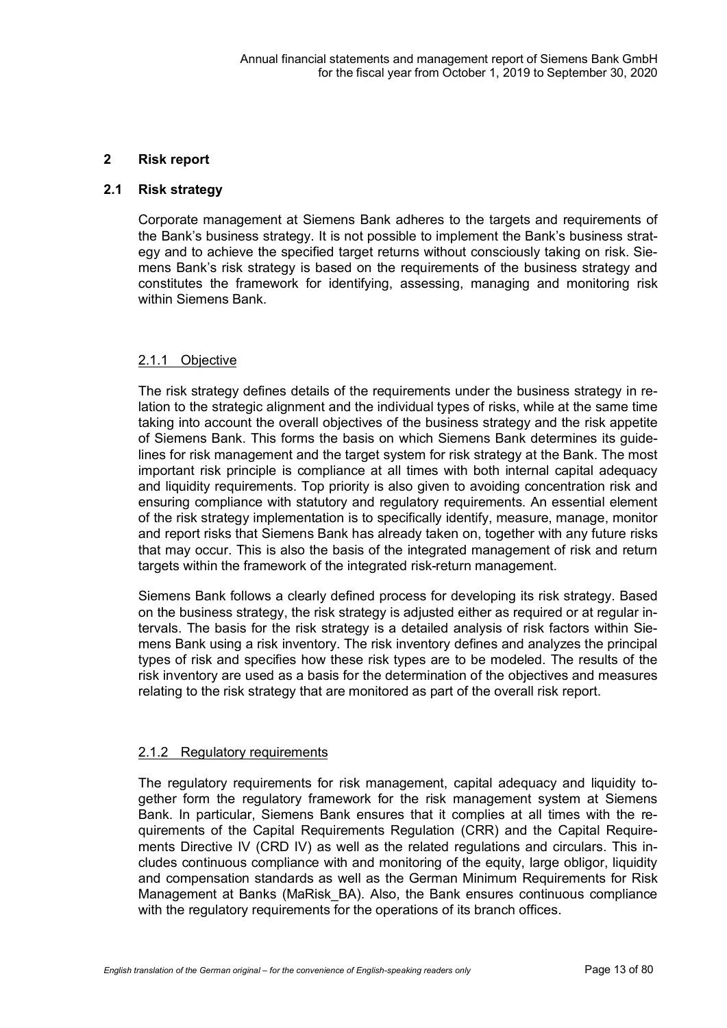## 2 Risk report

### 2.1 Risk strategy

Corporate management at Siemens Bank adheres to the targets and requirements of the Bank's business strategy. It is not possible to implement the Bank's business strategy and to achieve the specified target returns without consciously taking on risk. Siemens Bank's risk strategy is based on the requirements of the business strategy and constitutes the framework for identifying, assessing, managing and monitoring risk within Siemens Bank.

#### 2.1.1 Objective

The risk strategy defines details of the requirements under the business strategy in relation to the strategic alignment and the individual types of risks, while at the same time taking into account the overall objectives of the business strategy and the risk appetite of Siemens Bank. This forms the basis on which Siemens Bank determines its guidelines for risk management and the target system for risk strategy at the Bank. The most important risk principle is compliance at all times with both internal capital adequacy and liquidity requirements. Top priority is also given to avoiding concentration risk and ensuring compliance with statutory and regulatory requirements. An essential element of the risk strategy implementation is to specifically identify, measure, manage, monitor and report risks that Siemens Bank has already taken on, together with any future risks that may occur. This is also the basis of the integrated management of risk and return targets within the framework of the integrated risk-return management.

Siemens Bank follows a clearly defined process for developing its risk strategy. Based on the business strategy, the risk strategy is adjusted either as required or at regular intervals. The basis for the risk strategy is a detailed analysis of risk factors within Siemens Bank using a risk inventory. The risk inventory defines and analyzes the principal types of risk and specifies how these risk types are to be modeled. The results of the risk inventory are used as a basis for the determination of the objectives and measures relating to the risk strategy that are monitored as part of the overall risk report.

#### 2.1.2 Regulatory requirements

The regulatory requirements for risk management, capital adequacy and liquidity together form the regulatory framework for the risk management system at Siemens Bank. In particular, Siemens Bank ensures that it complies at all times with the requirements of the Capital Requirements Regulation (CRR) and the Capital Requirements Directive IV (CRD IV) as well as the related regulations and circulars. This includes continuous compliance with and monitoring of the equity, large obligor, liquidity and compensation standards as well as the German Minimum Requirements for Risk Management at Banks (MaRisk_BA). Also, the Bank ensures continuous compliance with the regulatory requirements for the operations of its branch offices.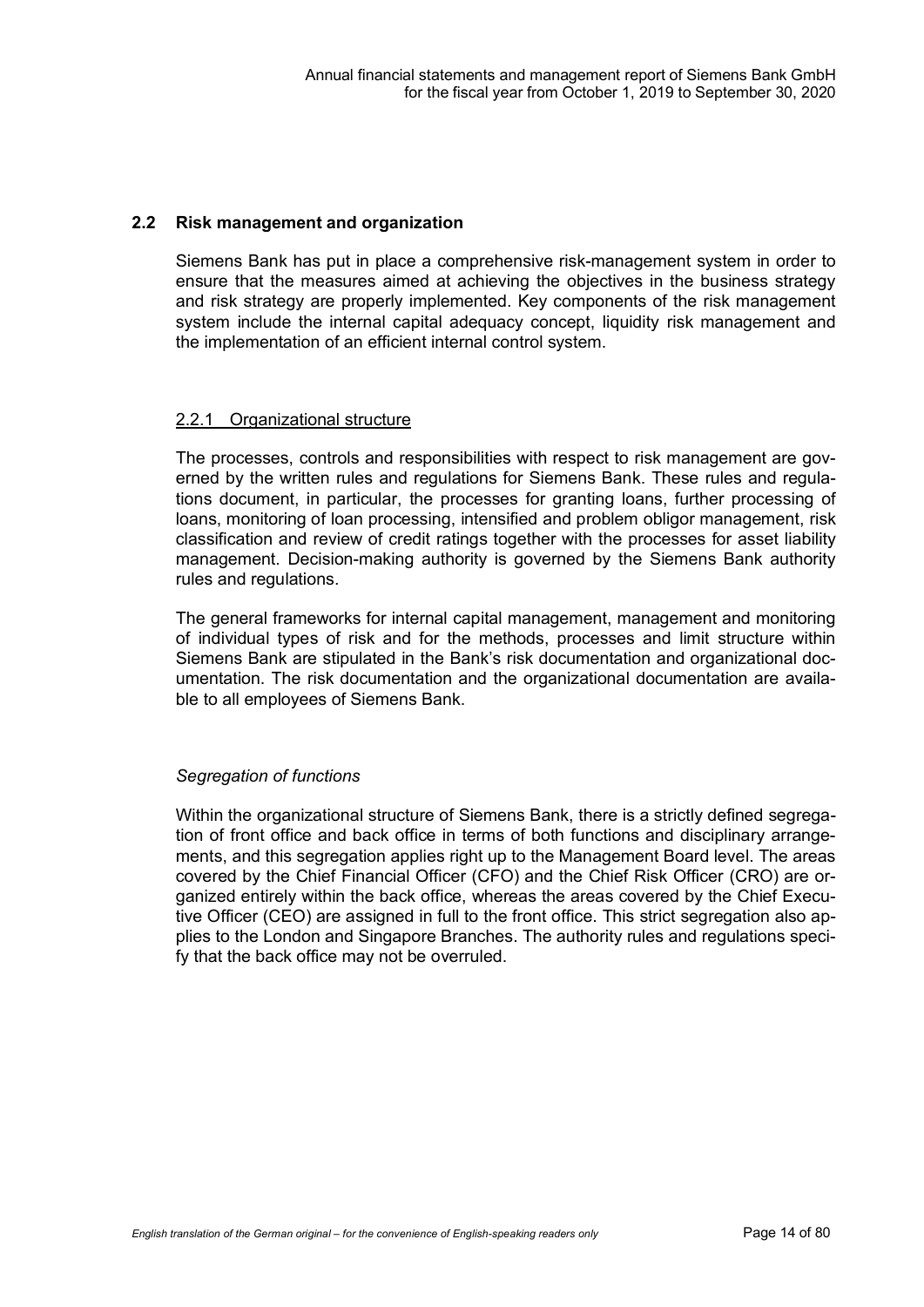## 2.2 Risk management and organization

Siemens Bank has put in place a comprehensive risk-management system in order to ensure that the measures aimed at achieving the objectives in the business strategy and risk strategy are properly implemented. Key components of the risk management system include the internal capital adequacy concept, liquidity risk management and the implementation of an efficient internal control system.

### 2.2.1 Organizational structure

The processes, controls and responsibilities with respect to risk management are governed by the written rules and regulations for Siemens Bank. These rules and regulations document, in particular, the processes for granting loans, further processing of loans, monitoring of loan processing, intensified and problem obligor management, risk classification and review of credit ratings together with the processes for asset liability management. Decision-making authority is governed by the Siemens Bank authority rules and regulations.

The general frameworks for internal capital management, management and monitoring of individual types of risk and for the methods, processes and limit structure within Siemens Bank are stipulated in the Bank's risk documentation and organizational documentation. The risk documentation and the organizational documentation are available to all employees of Siemens Bank.

*Segregation of functions*

Within the organizational structure of Siemens Bank, there is a strictly defined segregation of front office and back office in terms of both functions and disciplinary arrangements, and this segregation applies right up to the Management Board level. The areas covered by the Chief Financial Officer (CFO) and the Chief Risk Officer (CRO) are organized entirely within the back office, whereas the areas covered by the Chief Executive Officer (CEO) are assigned in full to the front office. This strict segregation also applies to the London and Singapore Branches. The authority rules and regulations specify that the back office may not be overruled.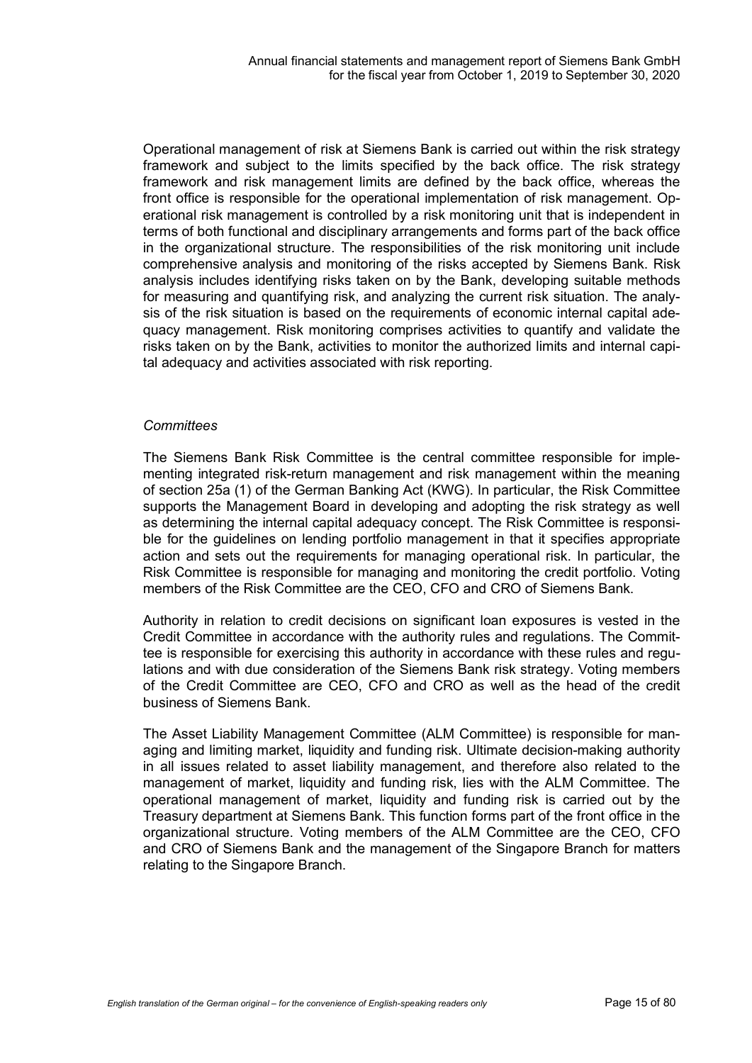Operational management of risk at Siemens Bank is carried out within the risk strategy framework and subject to the limits specified by the back office. The risk strategy framework and risk management limits are defined by the back office, whereas the front office is responsible for the operational implementation of risk management. Operational risk management is controlled by a risk monitoring unit that is independent in terms of both functional and disciplinary arrangements and forms part of the back office in the organizational structure. The responsibilities of the risk monitoring unit include comprehensive analysis and monitoring of the risks accepted by Siemens Bank. Risk analysis includes identifying risks taken on by the Bank, developing suitable methods for measuring and quantifying risk, and analyzing the current risk situation. The analysis of the risk situation is based on the requirements of economic internal capital adequacy management. Risk monitoring comprises activities to quantify and validate the risks taken on by the Bank, activities to monitor the authorized limits and internal capital adequacy and activities associated with risk reporting.

*Committees*

The Siemens Bank Risk Committee is the central committee responsible for implementing integrated risk-return management and risk management within the meaning of section 25a (1) of the German Banking Act (KWG). In particular, the Risk Committee supports the Management Board in developing and adopting the risk strategy as well as determining the internal capital adequacy concept. The Risk Committee is responsible for the guidelines on lending portfolio management in that it specifies appropriate action and sets out the requirements for managing operational risk. In particular, the Risk Committee is responsible for managing and monitoring the credit portfolio. Voting members of the Risk Committee are the CEO, CFO and CRO of Siemens Bank.

Authority in relation to credit decisions on significant loan exposures is vested in the Credit Committee in accordance with the authority rules and regulations. The Committee is responsible for exercising this authority in accordance with these rules and regulations and with due consideration of the Siemens Bank risk strategy. Voting members of the Credit Committee are CEO, CFO and CRO as well as the head of the credit business of Siemens Bank.

The Asset Liability Management Committee (ALM Committee) is responsible for managing and limiting market, liquidity and funding risk. Ultimate decision-making authority in all issues related to asset liability management, and therefore also related to the management of market, liquidity and funding risk, lies with the ALM Committee. The operational management of market, liquidity and funding risk is carried out by the Treasury department at Siemens Bank. This function forms part of the front office in the organizational structure. Voting members of the ALM Committee are the CEO, CFO and CRO of Siemens Bank and the management of the Singapore Branch for matters relating to the Singapore Branch.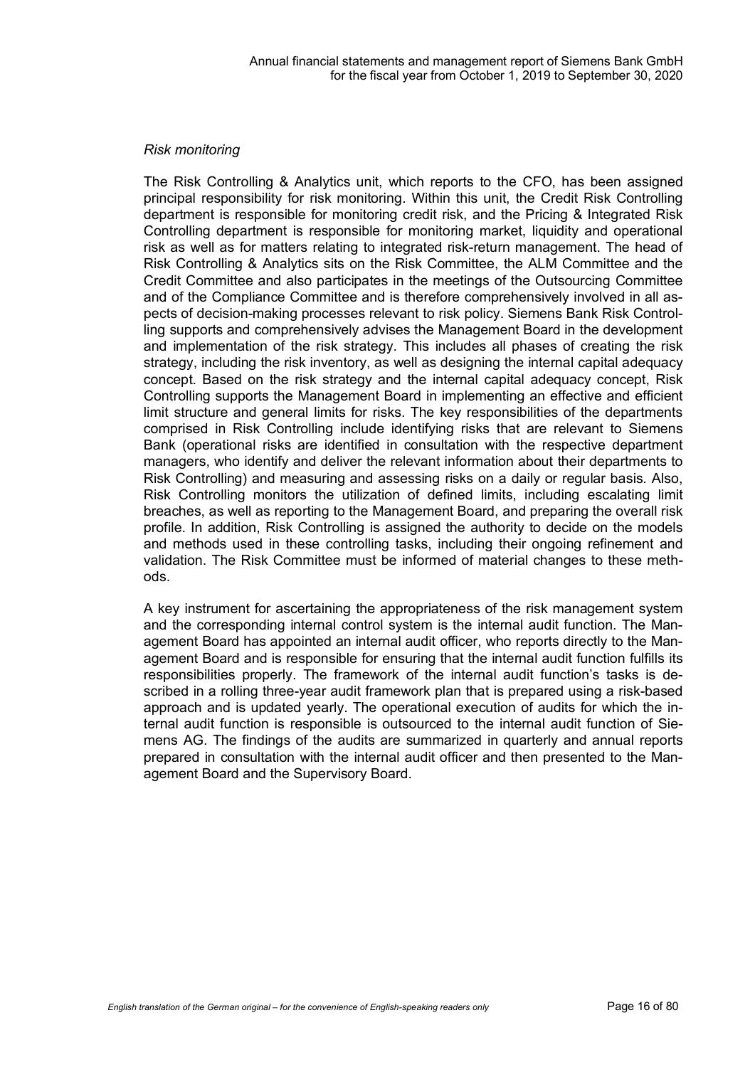*Risk monitoring*

The Risk Controlling & Analytics unit, which reports to the CFO, has been assigned principal responsibility for risk monitoring. Within this unit, the Credit Risk Controlling department is responsible for monitoring credit risk, and the Pricing & Integrated Risk Controlling department is responsible for monitoring market, liquidity and operational risk as well as for matters relating to integrated risk-return management. The head of Risk Controlling & Analytics sits on the Risk Committee, the ALM Committee and the Credit Committee and also participates in the meetings of the Outsourcing Committee and of the Compliance Committee and is therefore comprehensively involved in all aspects of decision-making processes relevant to risk policy. Siemens Bank Risk Controlling supports and comprehensively advises the Management Board in the development and implementation of the risk strategy. This includes all phases of creating the risk strategy, including the risk inventory, as well as designing the internal capital adequacy concept. Based on the risk strategy and the internal capital adequacy concept, Risk Controlling supports the Management Board in implementing an effective and efficient limit structure and general limits for risks. The key responsibilities of the departments comprised in Risk Controlling include identifying risks that are relevant to Siemens Bank (operational risks are identified in consultation with the respective department managers, who identify and deliver the relevant information about their departments to Risk Controlling) and measuring and assessing risks on a daily or regular basis. Also, Risk Controlling monitors the utilization of defined limits, including escalating limit breaches, as well as reporting to the Management Board, and preparing the overall risk profile. In addition, Risk Controlling is assigned the authority to decide on the models and methods used in these controlling tasks, including their ongoing refinement and validation. The Risk Committee must be informed of material changes to these methods.

A key instrument for ascertaining the appropriateness of the risk management system and the corresponding internal control system is the internal audit function. The Management Board has appointed an internal audit officer, who reports directly to the Management Board and is responsible for ensuring that the internal audit function fulfills its responsibilities properly. The framework of the internal audit function's tasks is described in a rolling three-year audit framework plan that is prepared using a risk-based approach and is updated yearly. The operational execution of audits for which the internal audit function is responsible is outsourced to the internal audit function of Siemens AG. The findings of the audits are summarized in quarterly and annual reports prepared in consultation with the internal audit officer and then presented to the Management Board and the Supervisory Board.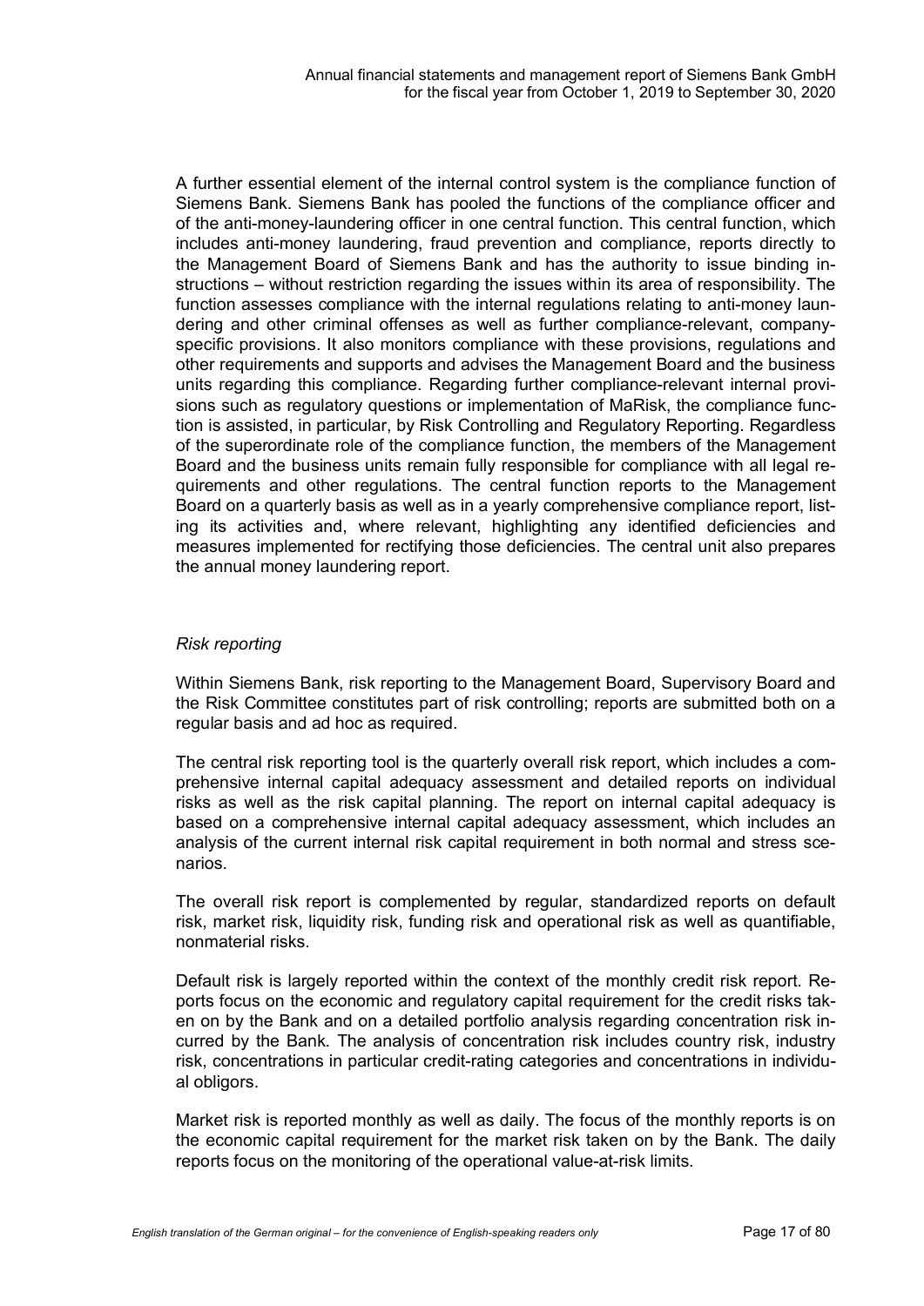A further essential element of the internal control system is the compliance function of Siemens Bank. Siemens Bank has pooled the functions of the compliance officer and of the anti-money-laundering officer in one central function. This central function, which includes anti-money laundering, fraud prevention and compliance, reports directly to the Management Board of Siemens Bank and has the authority to issue binding instructions – without restriction regarding the issues within its area of responsibility. The function assesses compliance with the internal regulations relating to anti-money laundering and other criminal offenses as well as further compliance-relevant, company-specific provisions. It also monitors compliance with these provisions, regulations and other requirements and supports and advises the Management Board and the business units regarding this compliance. Regarding further compliance-relevant internal provisions such as regulatory questions or implementation of MaRisk, the compliance function is assisted, in particular, by Risk Controlling and Regulatory Reporting. Regardless of the superordinate role of the compliance function, the members of the Management Board and the business units remain fully responsible for compliance with all legal requirements and other regulations. The central function reports to the Management Board on a quarterly basis as well as in a yearly comprehensive compliance report, listing its activities and, where relevant, highlighting any identified deficiencies and measures implemented for rectifying those deficiencies. The central unit also prepares the annual money laundering report.

*Risk reporting*

Within Siemens Bank, risk reporting to the Management Board, Supervisory Board and the Risk Committee constitutes part of risk controlling; reports are submitted both on a regular basis and ad hoc as required.

The central risk reporting tool is the quarterly overall risk report, which includes a comprehensive internal capital adequacy assessment and detailed reports on individual risks as well as the risk capital planning. The report on internal capital adequacy is based on a comprehensive internal capital adequacy assessment, which includes an analysis of the current internal risk capital requirement in both normal and stress scenarios.

The overall risk report is complemented by regular, standardized reports on default risk, market risk, liquidity risk, funding risk and operational risk as well as quantifiable, nonmaterial risks.

Default risk is largely reported within the context of the monthly credit risk report. Reports focus on the economic and regulatory capital requirement for the credit risks taken on by the Bank and on a detailed portfolio analysis regarding concentration risk incurred by the Bank. The analysis of concentration risk includes country risk, industry risk, concentrations in particular credit-rating categories and concentrations in individual obligors.

Market risk is reported monthly as well as daily. The focus of the monthly reports is on the economic capital requirement for the market risk taken on by the Bank. The daily reports focus on the monitoring of the operational value-at-risk limits.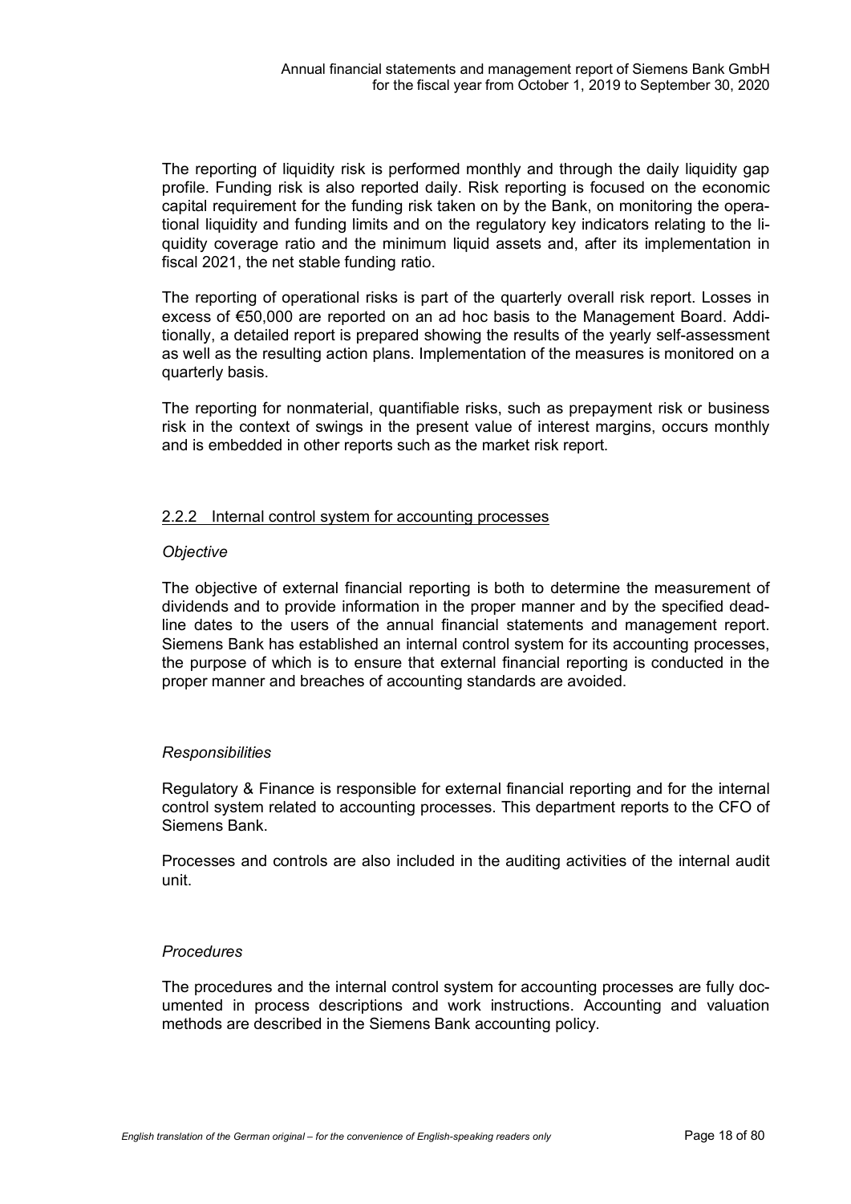The reporting of liquidity risk is performed monthly and through the daily liquidity gap profile. Funding risk is also reported daily. Risk reporting is focused on the economic capital requirement for the funding risk taken on by the Bank, on monitoring the operational liquidity and funding limits and on the regulatory key indicators relating to the liquidity coverage ratio and the minimum liquid assets and, after its implementation in fiscal 2021, the net stable funding ratio.

The reporting of operational risks is part of the quarterly overall risk report. Losses in excess of €50,000 are reported on an ad hoc basis to the Management Board. Additionally, a detailed report is prepared showing the results of the yearly self-assessment as well as the resulting action plans. Implementation of the measures is monitored on a quarterly basis.

The reporting for nonmaterial, quantifiable risks, such as prepayment risk or business risk in the context of swings in the present value of interest margins, occurs monthly and is embedded in other reports such as the market risk report.

### 2.2.2 Internal control system for accounting processes

*Objective*

The objective of external financial reporting is both to determine the measurement of dividends and to provide information in the proper manner and by the specified deadline dates to the users of the annual financial statements and management report. Siemens Bank has established an internal control system for its accounting processes, the purpose of which is to ensure that external financial reporting is conducted in the proper manner and breaches of accounting standards are avoided.

*Responsibilities*

Regulatory & Finance is responsible for external financial reporting and for the internal control system related to accounting processes. This department reports to the CFO of Siemens Bank.

Processes and controls are also included in the auditing activities of the internal audit unit.

*Procedures*

The procedures and the internal control system for accounting processes are fully documented in process descriptions and work instructions. Accounting and valuation methods are described in the Siemens Bank accounting policy.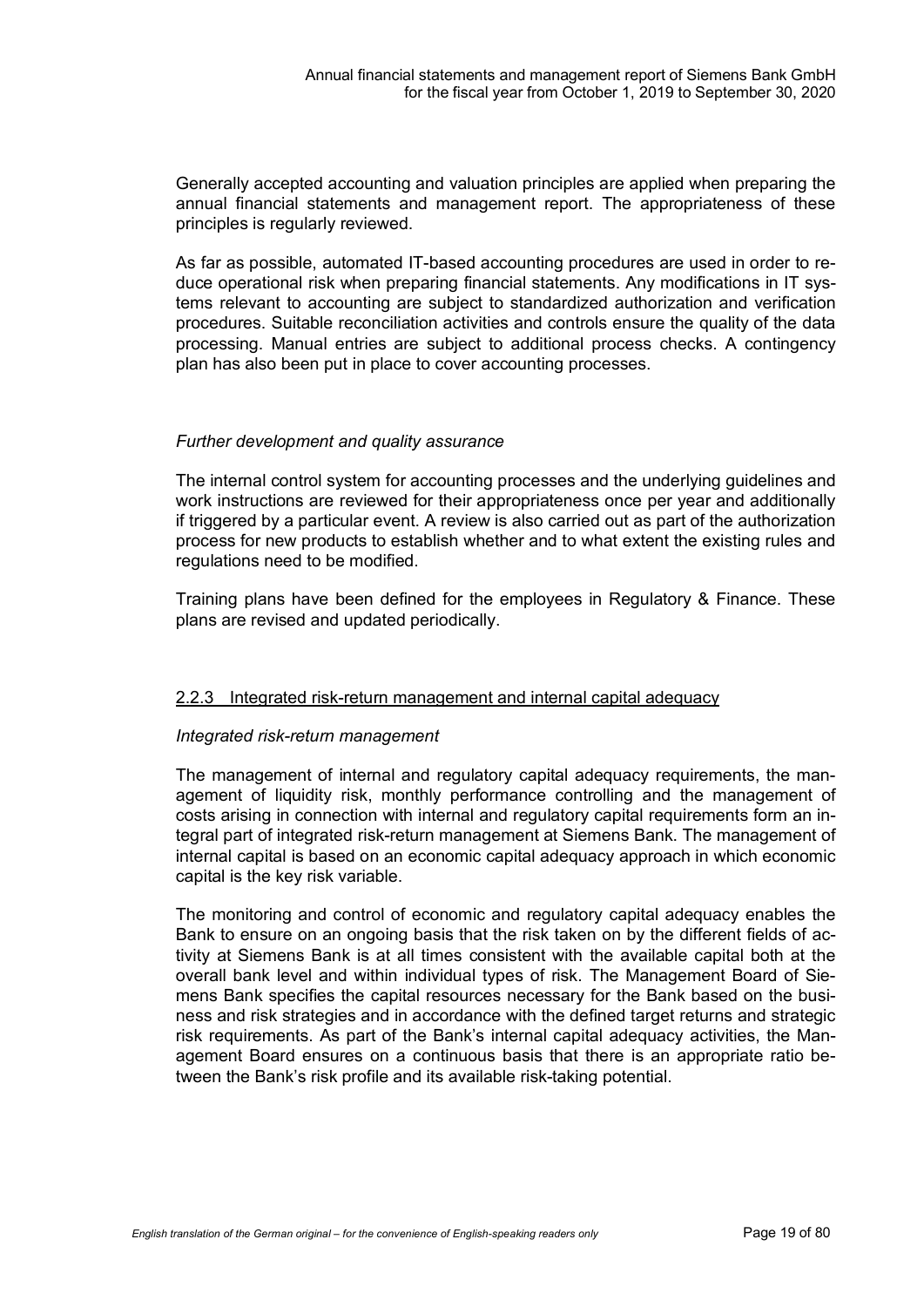Generally accepted accounting and valuation principles are applied when preparing the annual financial statements and management report. The appropriateness of these principles is regularly reviewed.

As far as possible, automated IT-based accounting procedures are used in order to reduce operational risk when preparing financial statements. Any modifications in IT systems relevant to accounting are subject to standardized authorization and verification procedures. Suitable reconciliation activities and controls ensure the quality of the data processing. Manual entries are subject to additional process checks. A contingency plan has also been put in place to cover accounting processes.

*Further development and quality assurance*

The internal control system for accounting processes and the underlying guidelines and work instructions are reviewed for their appropriateness once per year and additionally if triggered by a particular event. A review is also carried out as part of the authorization process for new products to establish whether and to what extent the existing rules and regulations need to be modified.

Training plans have been defined for the employees in Regulatory & Finance. These plans are revised and updated periodically.

### 2.2.3 Integrated risk-return management and internal capital adequacy

*Integrated risk-return management*

The management of internal and regulatory capital adequacy requirements, the management of liquidity risk, monthly performance controlling and the management of costs arising in connection with internal and regulatory capital requirements form an integral part of integrated risk-return management at Siemens Bank. The management of internal capital is based on an economic capital adequacy approach in which economic capital is the key risk variable.

The monitoring and control of economic and regulatory capital adequacy enables the Bank to ensure on an ongoing basis that the risk taken on by the different fields of activity at Siemens Bank is at all times consistent with the available capital both at the overall bank level and within individual types of risk. The Management Board of Siemens Bank specifies the capital resources necessary for the Bank based on the business and risk strategies and in accordance with the defined target returns and strategic risk requirements. As part of the Bank's internal capital adequacy activities, the Management Board ensures on a continuous basis that there is an appropriate ratio between the Bank's risk profile and its available risk-taking potential.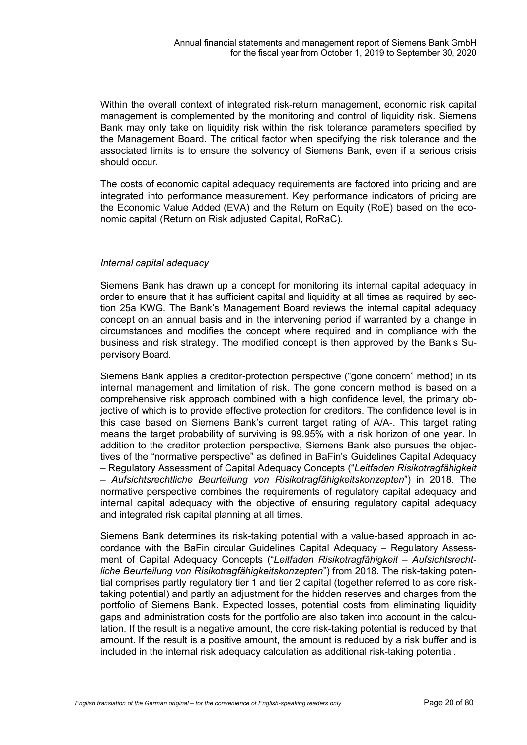Within the overall context of integrated risk-return management, economic risk capital management is complemented by the monitoring and control of liquidity risk. Siemens Bank may only take on liquidity risk within the risk tolerance parameters specified by the Management Board. The critical factor when specifying the risk tolerance and the associated limits is to ensure the solvency of Siemens Bank, even if a serious crisis should occur.

The costs of economic capital adequacy requirements are factored into pricing and are integrated into performance measurement. Key performance indicators of pricing are the Economic Value Added (EVA) and the Return on Equity (RoE) based on the economic capital (Return on Risk adjusted Capital, RoRaC).

*Internal capital adequacy*

Siemens Bank has drawn up a concept for monitoring its internal capital adequacy in order to ensure that it has sufficient capital and liquidity at all times as required by section 25a KWG. The Bank's Management Board reviews the internal capital adequacy concept on an annual basis and in the intervening period if warranted by a change in circumstances and modifies the concept where required and in compliance with the business and risk strategy. The modified concept is then approved by the Bank's Supervisory Board.

Siemens Bank applies a creditor-protection perspective ("gone concern" method) in its internal management and limitation of risk. The gone concern method is based on a comprehensive risk approach combined with a high confidence level, the primary objective of which is to provide effective protection for creditors. The confidence level is in this case based on Siemens Bank's current target rating of A/A-. This target rating means the target probability of surviving is 99.95% with a risk horizon of one year. In addition to the creditor protection perspective, Siemens Bank also pursues the objectives of the "normative perspective" as defined in BaFin's Guidelines Capital Adequacy – Regulatory Assessment of Capital Adequacy Concepts ("*Leitfaden Risikotragfähigkeit – Aufsichtsrechtliche Beurteilung von Risikotragfähigkeitskonzepten*") in 2018. The normative perspective combines the requirements of regulatory capital adequacy and internal capital adequacy with the objective of ensuring regulatory capital adequacy and integrated risk capital planning at all times.

Siemens Bank determines its risk-taking potential with a value-based approach in accordance with the BaFin circular Guidelines Capital Adequacy – Regulatory Assessment of Capital Adequacy Concepts ("*Leitfaden Risikotragfähigkeit – Aufsichtsrechtliche Beurteilung von Risikotragfähigkeitskonzepten*") from 2018. The risk-taking potential comprises partly regulatory tier 1 and tier 2 capital (together referred to as core risk-taking potential) and partly an adjustment for the hidden reserves and charges from the portfolio of Siemens Bank. Expected losses, potential costs from eliminating liquidity gaps and administration costs for the portfolio are also taken into account in the calculation. If the result is a negative amount, the core risk-taking potential is reduced by that amount. If the result is a positive amount, the amount is reduced by a risk buffer and is included in the internal risk adequacy calculation as additional risk-taking potential.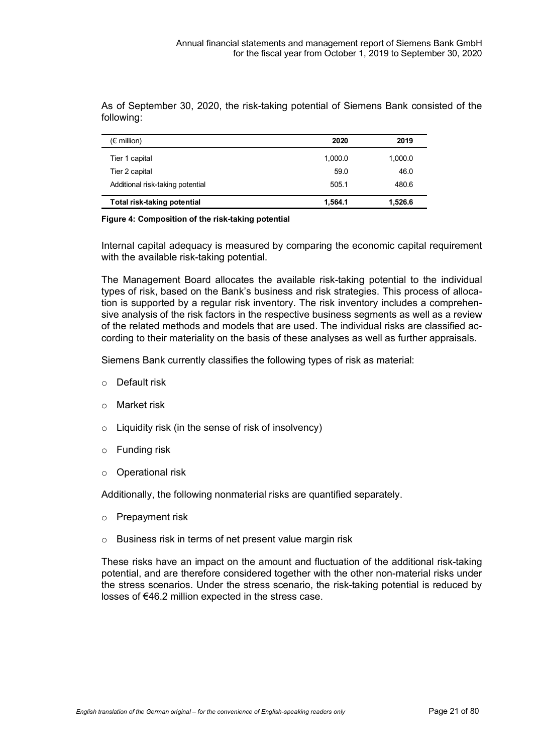As of September 30, 2020, the risk-taking potential of Siemens Bank consisted of the following:

| (€ million) | 2020 | 2019 |
| --- | --- | --- |
| Tier 1 capital | 1,000.0 | 1,000.0 |
| Tier 2 capital | 59.0 | 46.0 |
| Additional risk-taking potential | 505.1 | 480.6 |
| **Total risk-taking potential** | **1,564.1** | **1,526.6** |

**Figure 4: Composition of the risk-taking potential**

Internal capital adequacy is measured by comparing the economic capital requirement with the available risk-taking potential.

The Management Board allocates the available risk-taking potential to the individual types of risk, based on the Bank's business and risk strategies. This process of allocation is supported by a regular risk inventory. The risk inventory includes a comprehensive analysis of the risk factors in the respective business segments as well as a review of the related methods and models that are used. The individual risks are classified according to their materiality on the basis of these analyses as well as further appraisals.

Siemens Bank currently classifies the following types of risk as material:

- Default risk
- Market risk
- Liquidity risk (in the sense of risk of insolvency)
- Funding risk
- Operational risk

Additionally, the following nonmaterial risks are quantified separately.

- Prepayment risk
- Business risk in terms of net present value margin risk

These risks have an impact on the amount and fluctuation of the additional risk-taking potential, and are therefore considered together with the other non-material risks under the stress scenarios. Under the stress scenario, the risk-taking potential is reduced by losses of €46.2 million expected in the stress case.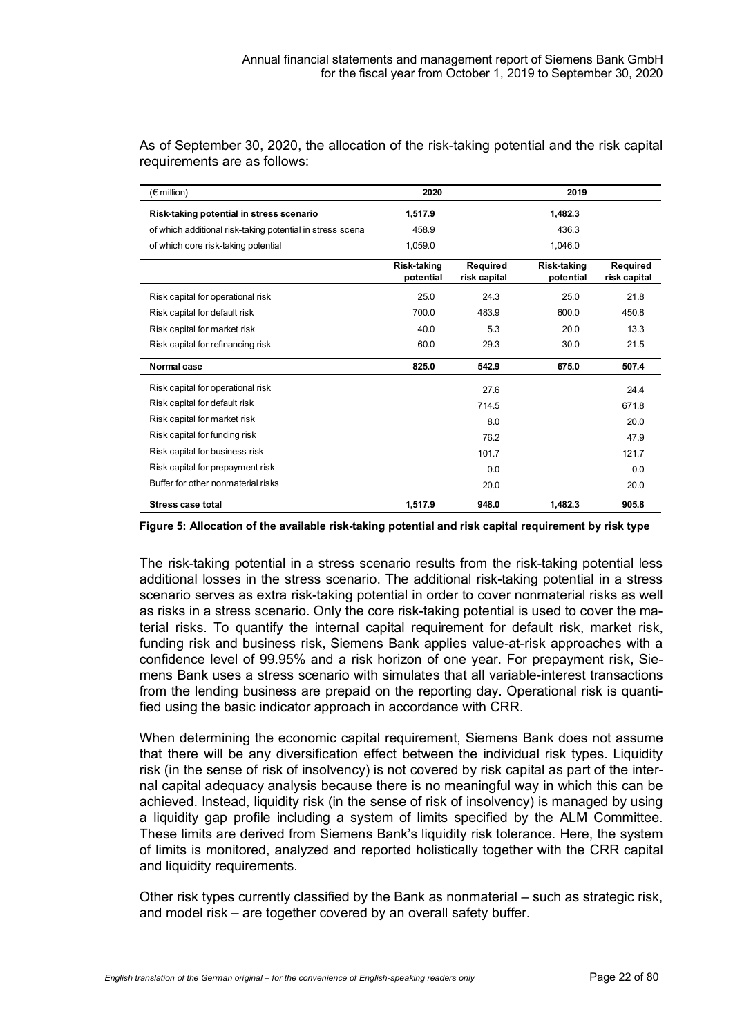As of September 30, 2020, the allocation of the risk-taking potential and the risk capital requirements are as follows:

| (€ million) | 2020 | | 2019 | |
|---|---|---|---|---|
| **Risk-taking potential in stress scenario** | **1,517.9** | | **1,482.3** | |
| of which additional risk-taking potential in stress scena | 458.9 | | 436.3 | |
| of which core risk-taking potential | 1,059.0 | | 1,046.0 | |
| | **Risk-taking potential** | **Required risk capital** | **Risk-taking potential** | **Required risk capital** |
| Risk capital for operational risk | 25.0 | 24.3 | 25.0 | 21.8 |
| Risk capital for default risk | 700.0 | 483.9 | 600.0 | 450.8 |
| Risk capital for market risk | 40.0 | 5.3 | 20.0 | 13.3 |
| Risk capital for refinancing risk | 60.0 | 29.3 | 30.0 | 21.5 |
| **Normal case** | **825.0** | **542.9** | **675.0** | **507.4** |
| Risk capital for operational risk | | 27.6 | | 24.4 |
| Risk capital for default risk | | 714.5 | | 671.8 |
| Risk capital for market risk | | 8.0 | | 20.0 |
| Risk capital for funding risk | | 76.2 | | 47.9 |
| Risk capital for business risk | | 101.7 | | 121.7 |
| Risk capital for prepayment risk | | 0.0 | | 0.0 |
| Buffer for other nonmaterial risks | | 20.0 | | 20.0 |
| **Stress case total** | **1,517.9** | **948.0** | **1,482.3** | **905.8** |

**Figure 5: Allocation of the available risk-taking potential and risk capital requirement by risk type**

The risk-taking potential in a stress scenario results from the risk-taking potential less additional losses in the stress scenario. The additional risk-taking potential in a stress scenario serves as extra risk-taking potential in order to cover nonmaterial risks as well as risks in a stress scenario. Only the core risk-taking potential is used to cover the material risks. To quantify the internal capital requirement for default risk, market risk, funding risk and business risk, Siemens Bank applies value-at-risk approaches with a confidence level of 99.95% and a risk horizon of one year. For prepayment risk, Siemens Bank uses a stress scenario with simulates that all variable-interest transactions from the lending business are prepaid on the reporting day. Operational risk is quantified using the basic indicator approach in accordance with CRR.

When determining the economic capital requirement, Siemens Bank does not assume that there will be any diversification effect between the individual risk types. Liquidity risk (in the sense of risk of insolvency) is not covered by risk capital as part of the internal capital adequacy analysis because there is no meaningful way in which this can be achieved. Instead, liquidity risk (in the sense of risk of insolvency) is managed by using a liquidity gap profile including a system of limits specified by the ALM Committee. These limits are derived from Siemens Bank's liquidity risk tolerance. Here, the system of limits is monitored, analyzed and reported holistically together with the CRR capital and liquidity requirements.

Other risk types currently classified by the Bank as nonmaterial – such as strategic risk, and model risk – are together covered by an overall safety buffer.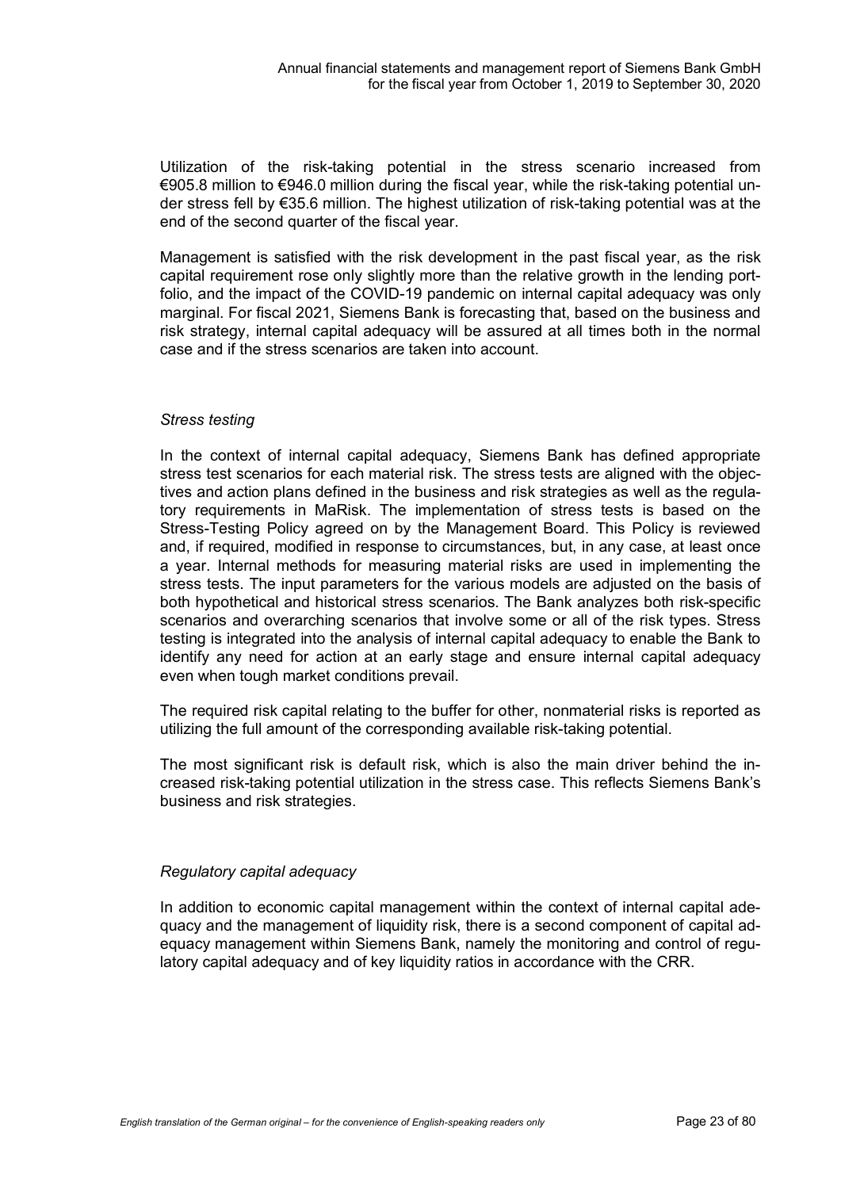Utilization of the risk-taking potential in the stress scenario increased from €905.8 million to €946.0 million during the fiscal year, while the risk-taking potential under stress fell by €35.6 million. The highest utilization of risk-taking potential was at the end of the second quarter of the fiscal year.

Management is satisfied with the risk development in the past fiscal year, as the risk capital requirement rose only slightly more than the relative growth in the lending portfolio, and the impact of the COVID-19 pandemic on internal capital adequacy was only marginal. For fiscal 2021, Siemens Bank is forecasting that, based on the business and risk strategy, internal capital adequacy will be assured at all times both in the normal case and if the stress scenarios are taken into account.

*Stress testing*

In the context of internal capital adequacy, Siemens Bank has defined appropriate stress test scenarios for each material risk. The stress tests are aligned with the objectives and action plans defined in the business and risk strategies as well as the regulatory requirements in MaRisk. The implementation of stress tests is based on the Stress-Testing Policy agreed on by the Management Board. This Policy is reviewed and, if required, modified in response to circumstances, but, in any case, at least once a year. Internal methods for measuring material risks are used in implementing the stress tests. The input parameters for the various models are adjusted on the basis of both hypothetical and historical stress scenarios. The Bank analyzes both risk-specific scenarios and overarching scenarios that involve some or all of the risk types. Stress testing is integrated into the analysis of internal capital adequacy to enable the Bank to identify any need for action at an early stage and ensure internal capital adequacy even when tough market conditions prevail.

The required risk capital relating to the buffer for other, nonmaterial risks is reported as utilizing the full amount of the corresponding available risk-taking potential.

The most significant risk is default risk, which is also the main driver behind the increased risk-taking potential utilization in the stress case. This reflects Siemens Bank's business and risk strategies.

*Regulatory capital adequacy*

In addition to economic capital management within the context of internal capital adequacy and the management of liquidity risk, there is a second component of capital adequacy management within Siemens Bank, namely the monitoring and control of regulatory capital adequacy and of key liquidity ratios in accordance with the CRR.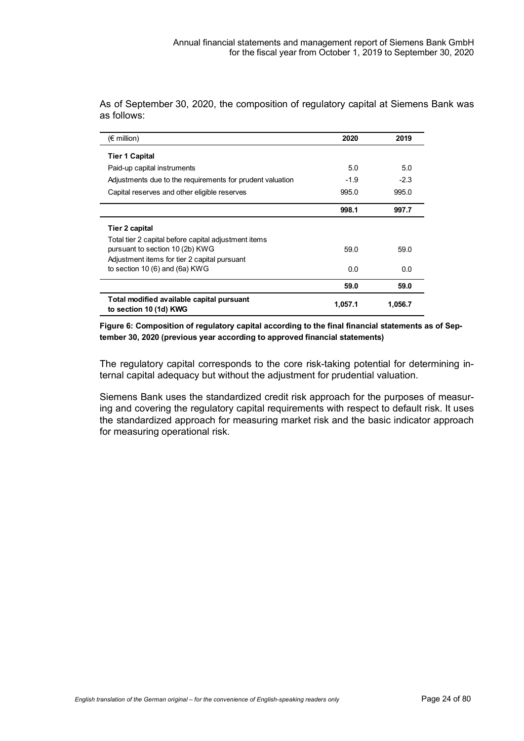As of September 30, 2020, the composition of regulatory capital at Siemens Bank was as follows:

| (€ million) | 2020 | 2019 |
|---|---|---|
| **Tier 1 Capital** | | |
| Paid-up capital instruments | 5.0 | 5.0 |
| Adjustments due to the requirements for prudent valuation | -1.9 | -2.3 |
| Capital reserves and other eligible reserves | 995.0 | 995.0 |
| | **998.1** | **997.7** |
| **Tier 2 capital** | | |
| Total tier 2 capital before capital adjustment items pursuant to section 10 (2b) KWG | 59.0 | 59.0 |
| Adjustment items for tier 2 capital pursuant to section 10 (6) and (6a) KWG | 0.0 | 0.0 |
| | **59.0** | **59.0** |
| **Total modified available capital pursuant to section 10 (1d) KWG** | **1,057.1** | **1,056.7** |

**Figure 6: Composition of regulatory capital according to the final financial statements as of September 30, 2020 (previous year according to approved financial statements)**

The regulatory capital corresponds to the core risk-taking potential for determining internal capital adequacy but without the adjustment for prudential valuation.

Siemens Bank uses the standardized credit risk approach for the purposes of measuring and covering the regulatory capital requirements with respect to default risk. It uses the standardized approach for measuring market risk and the basic indicator approach for measuring operational risk.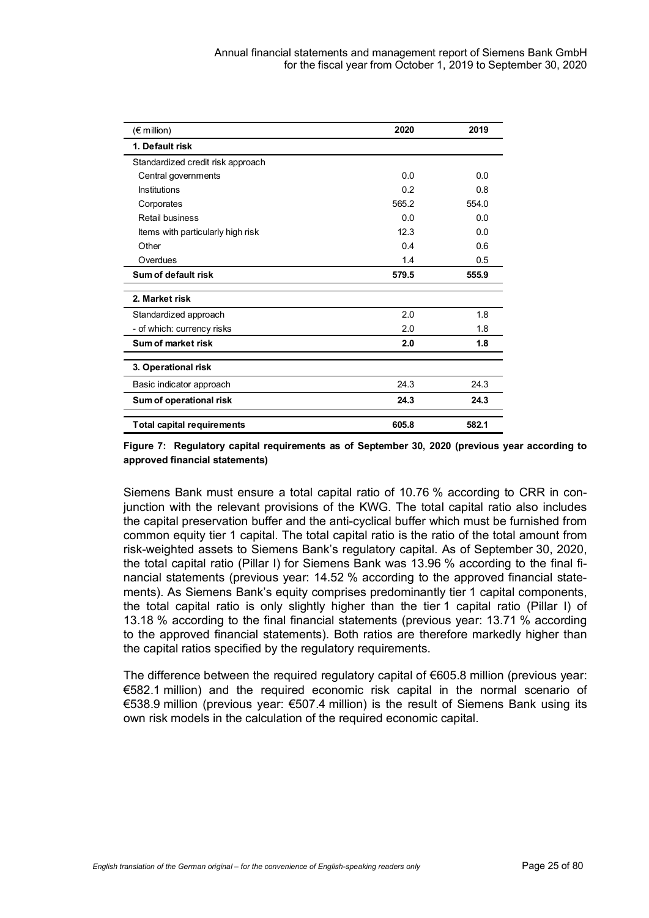| (€ million) | 2020 | 2019 |
|---|---|---|
| **1. Default risk** | | |
| Standardized credit risk approach | | |
| Central governments | 0.0 | 0.0 |
| Institutions | 0.2 | 0.8 |
| Corporates | 565.2 | 554.0 |
| Retail business | 0.0 | 0.0 |
| Items with particularly high risk | 12.3 | 0.0 |
| Other | 0.4 | 0.6 |
| Overdues | 1.4 | 0.5 |
| **Sum of default risk** | **579.5** | **555.9** |
| **2. Market risk** | | |
| Standardized approach | 2.0 | 1.8 |
| - of which: currency risks | 2.0 | 1.8 |
| **Sum of market risk** | **2.0** | **1.8** |
| **3. Operational risk** | | |
| Basic indicator approach | 24.3 | 24.3 |
| **Sum of operational risk** | **24.3** | **24.3** |
| **Total capital requirements** | **605.8** | **582.1** |

**Figure 7: Regulatory capital requirements as of September 30, 2020 (previous year according to approved financial statements)**

Siemens Bank must ensure a total capital ratio of 10.76 % according to CRR in conjunction with the relevant provisions of the KWG. The total capital ratio also includes the capital preservation buffer and the anti-cyclical buffer which must be furnished from common equity tier 1 capital. The total capital ratio is the ratio of the total amount from risk-weighted assets to Siemens Bank's regulatory capital. As of September 30, 2020, the total capital ratio (Pillar I) for Siemens Bank was 13.96 % according to the final financial statements (previous year: 14.52 % according to the approved financial statements). As Siemens Bank's equity comprises predominantly tier 1 capital components, the total capital ratio is only slightly higher than the tier 1 capital ratio (Pillar I) of 13.18 % according to the final financial statements (previous year: 13.71 % according to the approved financial statements). Both ratios are therefore markedly higher than the capital ratios specified by the regulatory requirements.

The difference between the required regulatory capital of €605.8 million (previous year: €582.1 million) and the required economic risk capital in the normal scenario of €538.9 million (previous year: €507.4 million) is the result of Siemens Bank using its own risk models in the calculation of the required economic capital.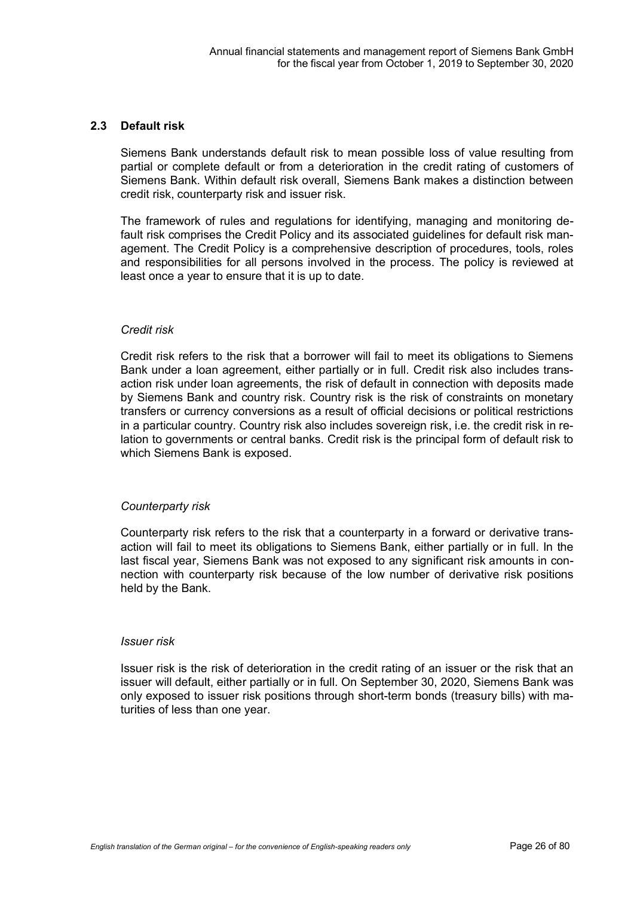## 2.3 Default risk

Siemens Bank understands default risk to mean possible loss of value resulting from partial or complete default or from a deterioration in the credit rating of customers of Siemens Bank. Within default risk overall, Siemens Bank makes a distinction between credit risk, counterparty risk and issuer risk.

The framework of rules and regulations for identifying, managing and monitoring default risk comprises the Credit Policy and its associated guidelines for default risk management. The Credit Policy is a comprehensive description of procedures, tools, roles and responsibilities for all persons involved in the process. The policy is reviewed at least once a year to ensure that it is up to date.

*Credit risk*

Credit risk refers to the risk that a borrower will fail to meet its obligations to Siemens Bank under a loan agreement, either partially or in full. Credit risk also includes transaction risk under loan agreements, the risk of default in connection with deposits made by Siemens Bank and country risk. Country risk is the risk of constraints on monetary transfers or currency conversions as a result of official decisions or political restrictions in a particular country. Country risk also includes sovereign risk, i.e. the credit risk in relation to governments or central banks. Credit risk is the principal form of default risk to which Siemens Bank is exposed.

*Counterparty risk*

Counterparty risk refers to the risk that a counterparty in a forward or derivative transaction will fail to meet its obligations to Siemens Bank, either partially or in full. In the last fiscal year, Siemens Bank was not exposed to any significant risk amounts in connection with counterparty risk because of the low number of derivative risk positions held by the Bank.

*Issuer risk*

Issuer risk is the risk of deterioration in the credit rating of an issuer or the risk that an issuer will default, either partially or in full. On September 30, 2020, Siemens Bank was only exposed to issuer risk positions through short-term bonds (treasury bills) with maturities of less than one year.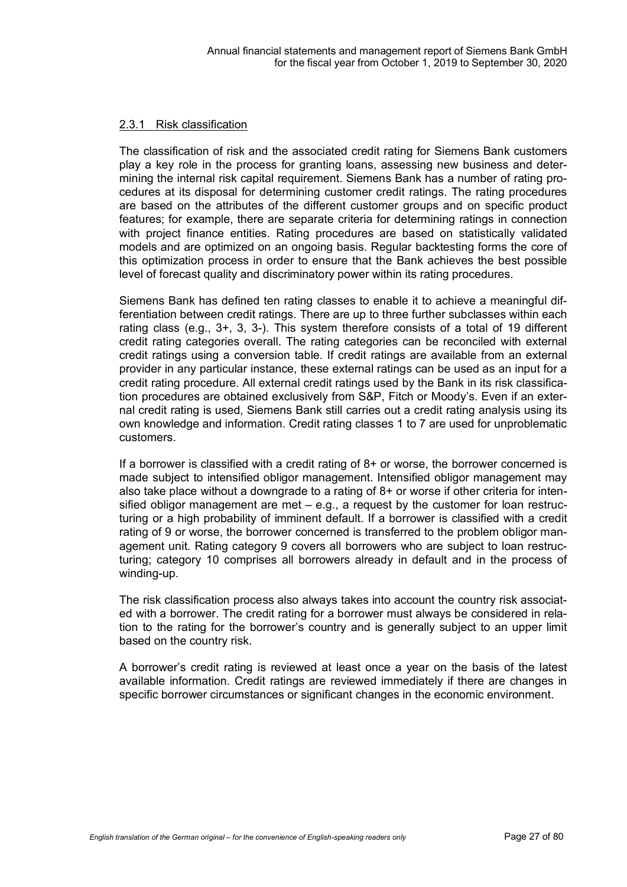### 2.3.1 Risk classification

The classification of risk and the associated credit rating for Siemens Bank customers play a key role in the process for granting loans, assessing new business and determining the internal risk capital requirement. Siemens Bank has a number of rating procedures at its disposal for determining customer credit ratings. The rating procedures are based on the attributes of the different customer groups and on specific product features; for example, there are separate criteria for determining ratings in connection with project finance entities. Rating procedures are based on statistically validated models and are optimized on an ongoing basis. Regular backtesting forms the core of this optimization process in order to ensure that the Bank achieves the best possible level of forecast quality and discriminatory power within its rating procedures.

Siemens Bank has defined ten rating classes to enable it to achieve a meaningful differentiation between credit ratings. There are up to three further subclasses within each rating class (e.g., 3+, 3, 3-). This system therefore consists of a total of 19 different credit rating categories overall. The rating categories can be reconciled with external credit ratings using a conversion table. If credit ratings are available from an external provider in any particular instance, these external ratings can be used as an input for a credit rating procedure. All external credit ratings used by the Bank in its risk classification procedures are obtained exclusively from S&P, Fitch or Moody's. Even if an external credit rating is used, Siemens Bank still carries out a credit rating analysis using its own knowledge and information. Credit rating classes 1 to 7 are used for unproblematic customers.

If a borrower is classified with a credit rating of 8+ or worse, the borrower concerned is made subject to intensified obligor management. Intensified obligor management may also take place without a downgrade to a rating of 8+ or worse if other criteria for intensified obligor management are met – e.g., a request by the customer for loan restructuring or a high probability of imminent default. If a borrower is classified with a credit rating of 9 or worse, the borrower concerned is transferred to the problem obligor management unit. Rating category 9 covers all borrowers who are subject to loan restructuring; category 10 comprises all borrowers already in default and in the process of winding-up.

The risk classification process also always takes into account the country risk associated with a borrower. The credit rating for a borrower must always be considered in relation to the rating for the borrower's country and is generally subject to an upper limit based on the country risk.

A borrower's credit rating is reviewed at least once a year on the basis of the latest available information. Credit ratings are reviewed immediately if there are changes in specific borrower circumstances or significant changes in the economic environment.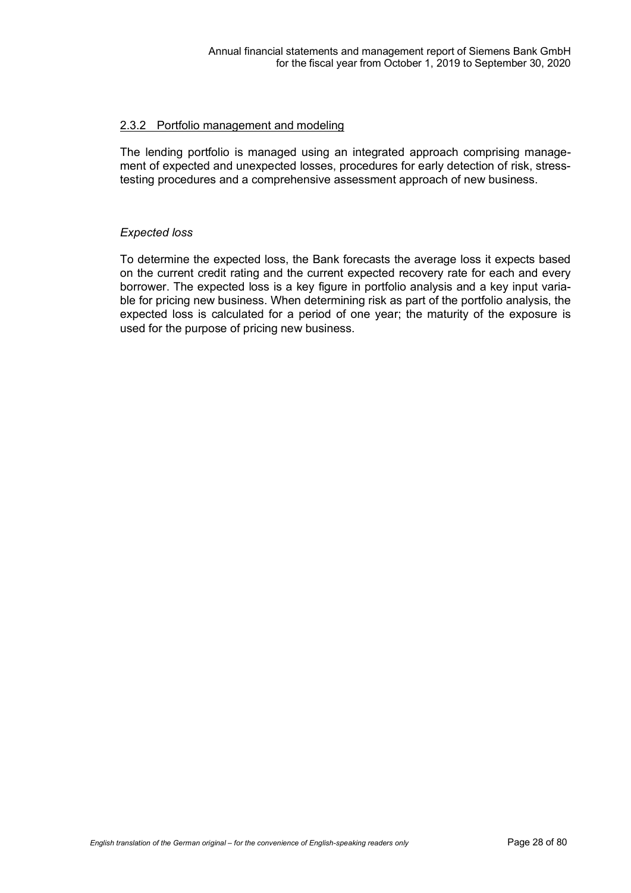### 2.3.2 Portfolio management and modeling

The lending portfolio is managed using an integrated approach comprising management of expected and unexpected losses, procedures for early detection of risk, stress-testing procedures and a comprehensive assessment approach of new business.

*Expected loss*

To determine the expected loss, the Bank forecasts the average loss it expects based on the current credit rating and the current expected recovery rate for each and every borrower. The expected loss is a key figure in portfolio analysis and a key input variable for pricing new business. When determining risk as part of the portfolio analysis, the expected loss is calculated for a period of one year; the maturity of the exposure is used for the purpose of pricing new business.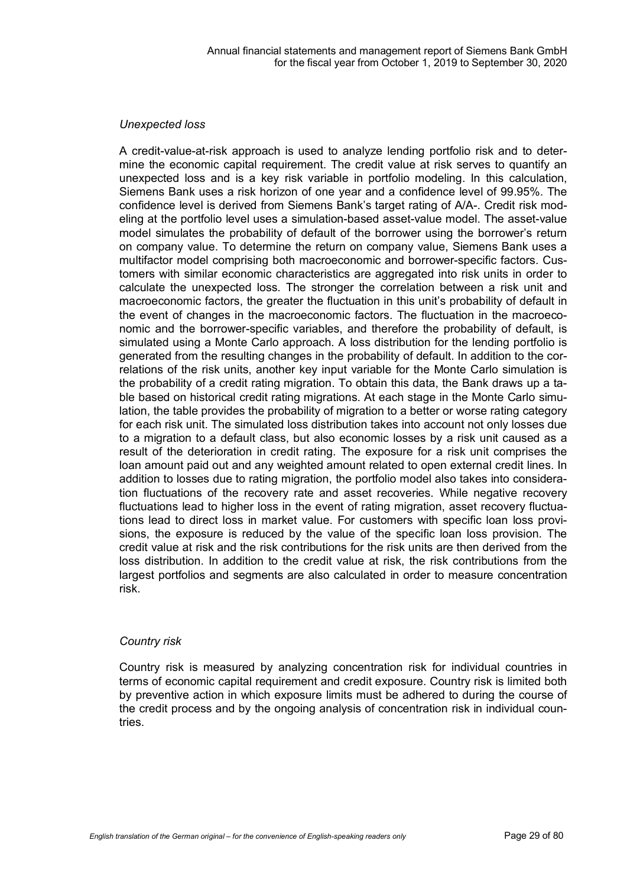*Unexpected loss*

A credit-value-at-risk approach is used to analyze lending portfolio risk and to determine the economic capital requirement. The credit value at risk serves to quantify an unexpected loss and is a key risk variable in portfolio modeling. In this calculation, Siemens Bank uses a risk horizon of one year and a confidence level of 99.95%. The confidence level is derived from Siemens Bank's target rating of A/A-. Credit risk modeling at the portfolio level uses a simulation-based asset-value model. The asset-value model simulates the probability of default of the borrower using the borrower's return on company value. To determine the return on company value, Siemens Bank uses a multifactor model comprising both macroeconomic and borrower-specific factors. Customers with similar economic characteristics are aggregated into risk units in order to calculate the unexpected loss. The stronger the correlation between a risk unit and macroeconomic factors, the greater the fluctuation in this unit's probability of default in the event of changes in the macroeconomic factors. The fluctuation in the macroeconomic and the borrower-specific variables, and therefore the probability of default, is simulated using a Monte Carlo approach. A loss distribution for the lending portfolio is generated from the resulting changes in the probability of default. In addition to the correlations of the risk units, another key input variable for the Monte Carlo simulation is the probability of a credit rating migration. To obtain this data, the Bank draws up a table based on historical credit rating migrations. At each stage in the Monte Carlo simulation, the table provides the probability of migration to a better or worse rating category for each risk unit. The simulated loss distribution takes into account not only losses due to a migration to a default class, but also economic losses by a risk unit caused as a result of the deterioration in credit rating. The exposure for a risk unit comprises the loan amount paid out and any weighted amount related to open external credit lines. In addition to losses due to rating migration, the portfolio model also takes into consideration fluctuations of the recovery rate and asset recoveries. While negative recovery fluctuations lead to higher loss in the event of rating migration, asset recovery fluctuations lead to direct loss in market value. For customers with specific loan loss provisions, the exposure is reduced by the value of the specific loan loss provision. The credit value at risk and the risk contributions for the risk units are then derived from the loss distribution. In addition to the credit value at risk, the risk contributions from the largest portfolios and segments are also calculated in order to measure concentration risk.

*Country risk*

Country risk is measured by analyzing concentration risk for individual countries in terms of economic capital requirement and credit exposure. Country risk is limited both by preventive action in which exposure limits must be adhered to during the course of the credit process and by the ongoing analysis of concentration risk in individual countries.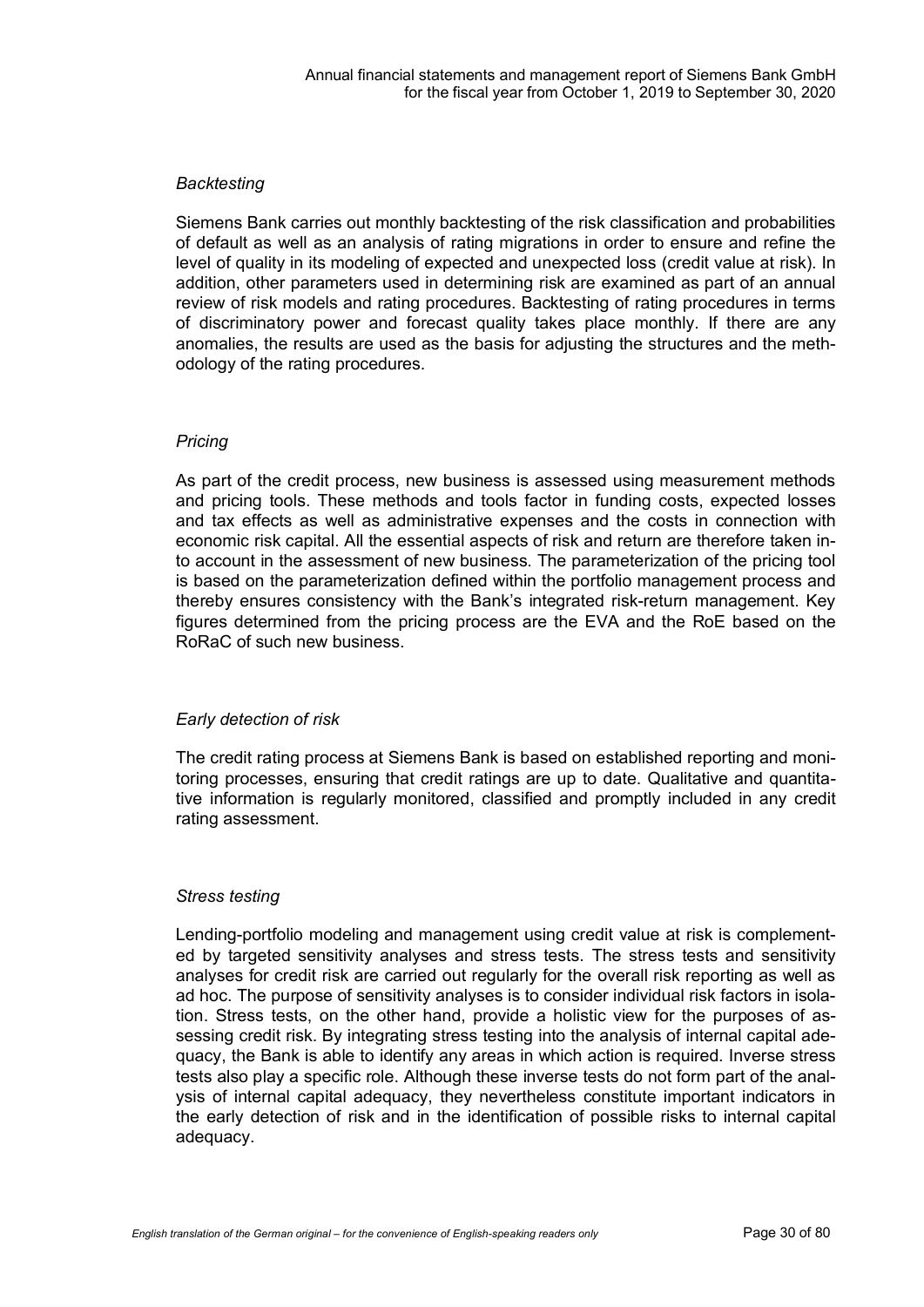*Backtesting*

Siemens Bank carries out monthly backtesting of the risk classification and probabilities of default as well as an analysis of rating migrations in order to ensure and refine the level of quality in its modeling of expected and unexpected loss (credit value at risk). In addition, other parameters used in determining risk are examined as part of an annual review of risk models and rating procedures. Backtesting of rating procedures in terms of discriminatory power and forecast quality takes place monthly. If there are any anomalies, the results are used as the basis for adjusting the structures and the methodology of the rating procedures.

*Pricing*

As part of the credit process, new business is assessed using measurement methods and pricing tools. These methods and tools factor in funding costs, expected losses and tax effects as well as administrative expenses and the costs in connection with economic risk capital. All the essential aspects of risk and return are therefore taken into account in the assessment of new business. The parameterization of the pricing tool is based on the parameterization defined within the portfolio management process and thereby ensures consistency with the Bank's integrated risk-return management. Key figures determined from the pricing process are the EVA and the RoE based on the RoRaC of such new business.

*Early detection of risk*

The credit rating process at Siemens Bank is based on established reporting and monitoring processes, ensuring that credit ratings are up to date. Qualitative and quantitative information is regularly monitored, classified and promptly included in any credit rating assessment.

*Stress testing*

Lending-portfolio modeling and management using credit value at risk is complemented by targeted sensitivity analyses and stress tests. The stress tests and sensitivity analyses for credit risk are carried out regularly for the overall risk reporting as well as ad hoc. The purpose of sensitivity analyses is to consider individual risk factors in isolation. Stress tests, on the other hand, provide a holistic view for the purposes of assessing credit risk. By integrating stress testing into the analysis of internal capital adequacy, the Bank is able to identify any areas in which action is required. Inverse stress tests also play a specific role. Although these inverse tests do not form part of the analysis of internal capital adequacy, they nevertheless constitute important indicators in the early detection of risk and in the identification of possible risks to internal capital adequacy.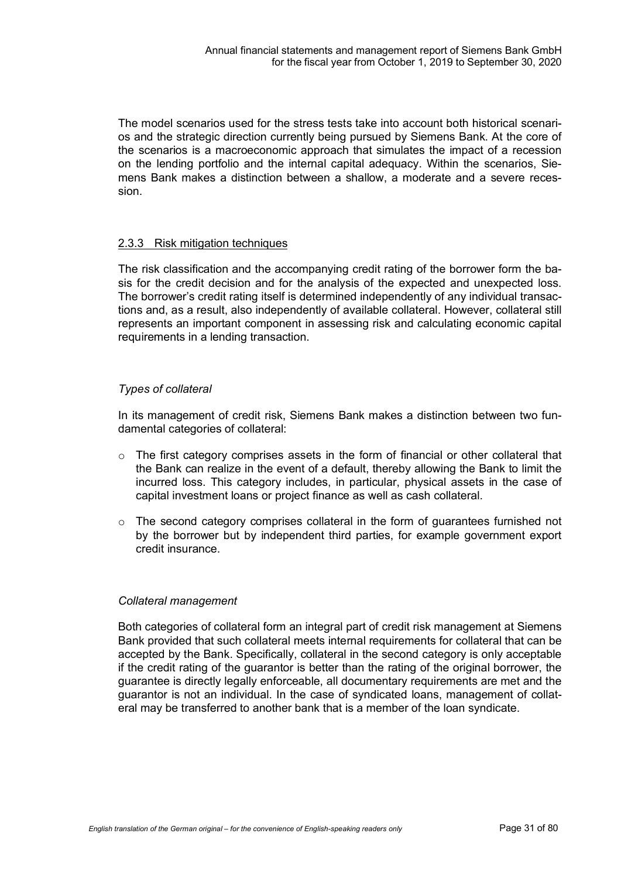The model scenarios used for the stress tests take into account both historical scenarios and the strategic direction currently being pursued by Siemens Bank. At the core of the scenarios is a macroeconomic approach that simulates the impact of a recession on the lending portfolio and the internal capital adequacy. Within the scenarios, Siemens Bank makes a distinction between a shallow, a moderate and a severe recession.

### 2.3.3 Risk mitigation techniques

The risk classification and the accompanying credit rating of the borrower form the basis for the credit decision and for the analysis of the expected and unexpected loss. The borrower's credit rating itself is determined independently of any individual transactions and, as a result, also independently of available collateral. However, collateral still represents an important component in assessing risk and calculating economic capital requirements in a lending transaction.

*Types of collateral*

In its management of credit risk, Siemens Bank makes a distinction between two fundamental categories of collateral:

- The first category comprises assets in the form of financial or other collateral that the Bank can realize in the event of a default, thereby allowing the Bank to limit the incurred loss. This category includes, in particular, physical assets in the case of capital investment loans or project finance as well as cash collateral.
- The second category comprises collateral in the form of guarantees furnished not by the borrower but by independent third parties, for example government export credit insurance.

*Collateral management*

Both categories of collateral form an integral part of credit risk management at Siemens Bank provided that such collateral meets internal requirements for collateral that can be accepted by the Bank. Specifically, collateral in the second category is only acceptable if the credit rating of the guarantor is better than the rating of the original borrower, the guarantee is directly legally enforceable, all documentary requirements are met and the guarantor is not an individual. In the case of syndicated loans, management of collateral may be transferred to another bank that is a member of the loan syndicate.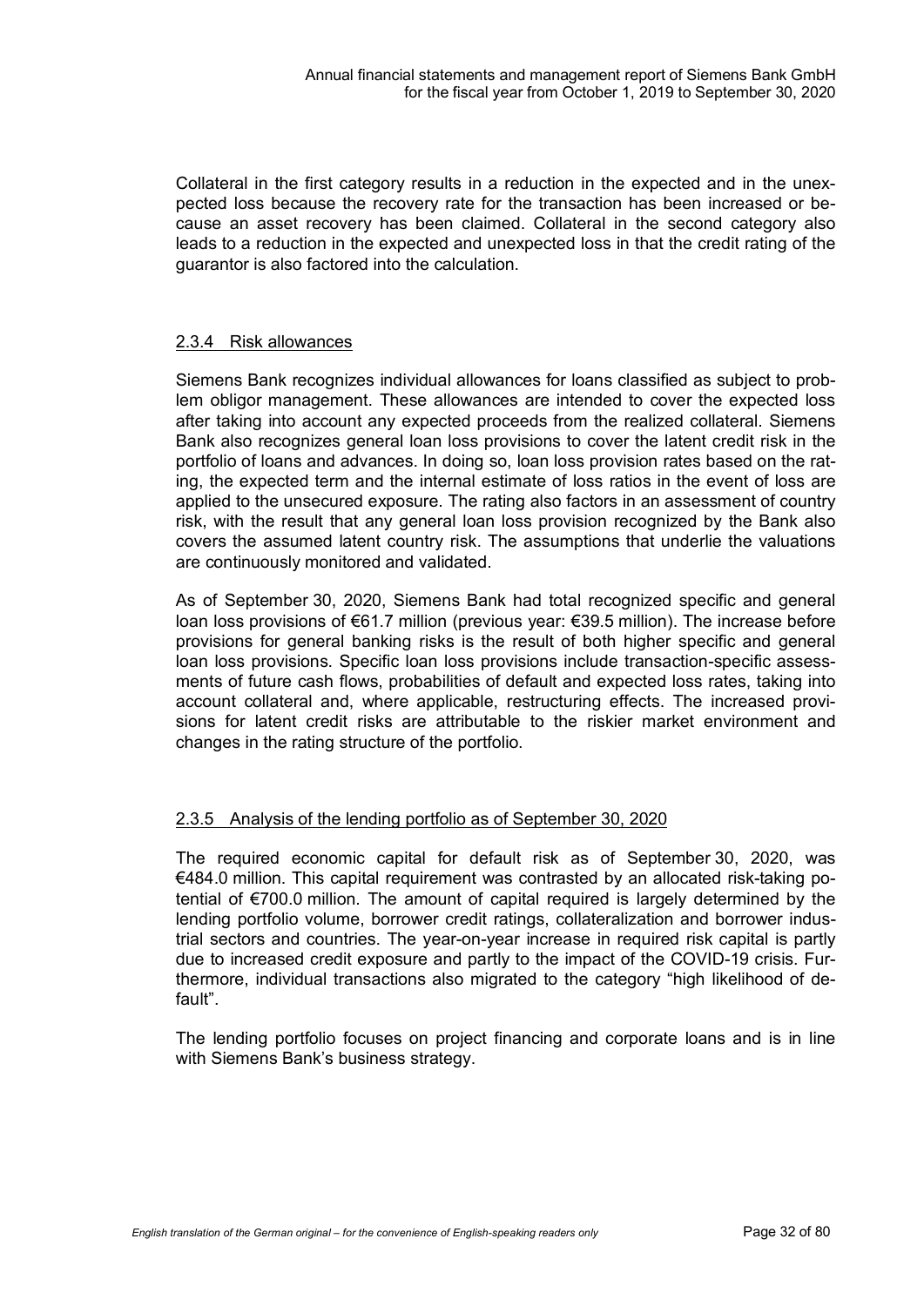Collateral in the first category results in a reduction in the expected and in the unexpected loss because the recovery rate for the transaction has been increased or because an asset recovery has been claimed. Collateral in the second category also leads to a reduction in the expected and unexpected loss in that the credit rating of the guarantor is also factored into the calculation.

### 2.3.4 Risk allowances

Siemens Bank recognizes individual allowances for loans classified as subject to problem obligor management. These allowances are intended to cover the expected loss after taking into account any expected proceeds from the realized collateral. Siemens Bank also recognizes general loan loss provisions to cover the latent credit risk in the portfolio of loans and advances. In doing so, loan loss provision rates based on the rating, the expected term and the internal estimate of loss ratios in the event of loss are applied to the unsecured exposure. The rating also factors in an assessment of country risk, with the result that any general loan loss provision recognized by the Bank also covers the assumed latent country risk. The assumptions that underlie the valuations are continuously monitored and validated.

As of September 30, 2020, Siemens Bank had total recognized specific and general loan loss provisions of €61.7 million (previous year: €39.5 million). The increase before provisions for general banking risks is the result of both higher specific and general loan loss provisions. Specific loan loss provisions include transaction-specific assessments of future cash flows, probabilities of default and expected loss rates, taking into account collateral and, where applicable, restructuring effects. The increased provisions for latent credit risks are attributable to the riskier market environment and changes in the rating structure of the portfolio.

### 2.3.5 Analysis of the lending portfolio as of September 30, 2020

The required economic capital for default risk as of September 30, 2020, was €484.0 million. This capital requirement was contrasted by an allocated risk-taking potential of €700.0 million. The amount of capital required is largely determined by the lending portfolio volume, borrower credit ratings, collateralization and borrower industrial sectors and countries. The year-on-year increase in required risk capital is partly due to increased credit exposure and partly to the impact of the COVID-19 crisis. Furthermore, individual transactions also migrated to the category "high likelihood of default".

The lending portfolio focuses on project financing and corporate loans and is in line with Siemens Bank's business strategy.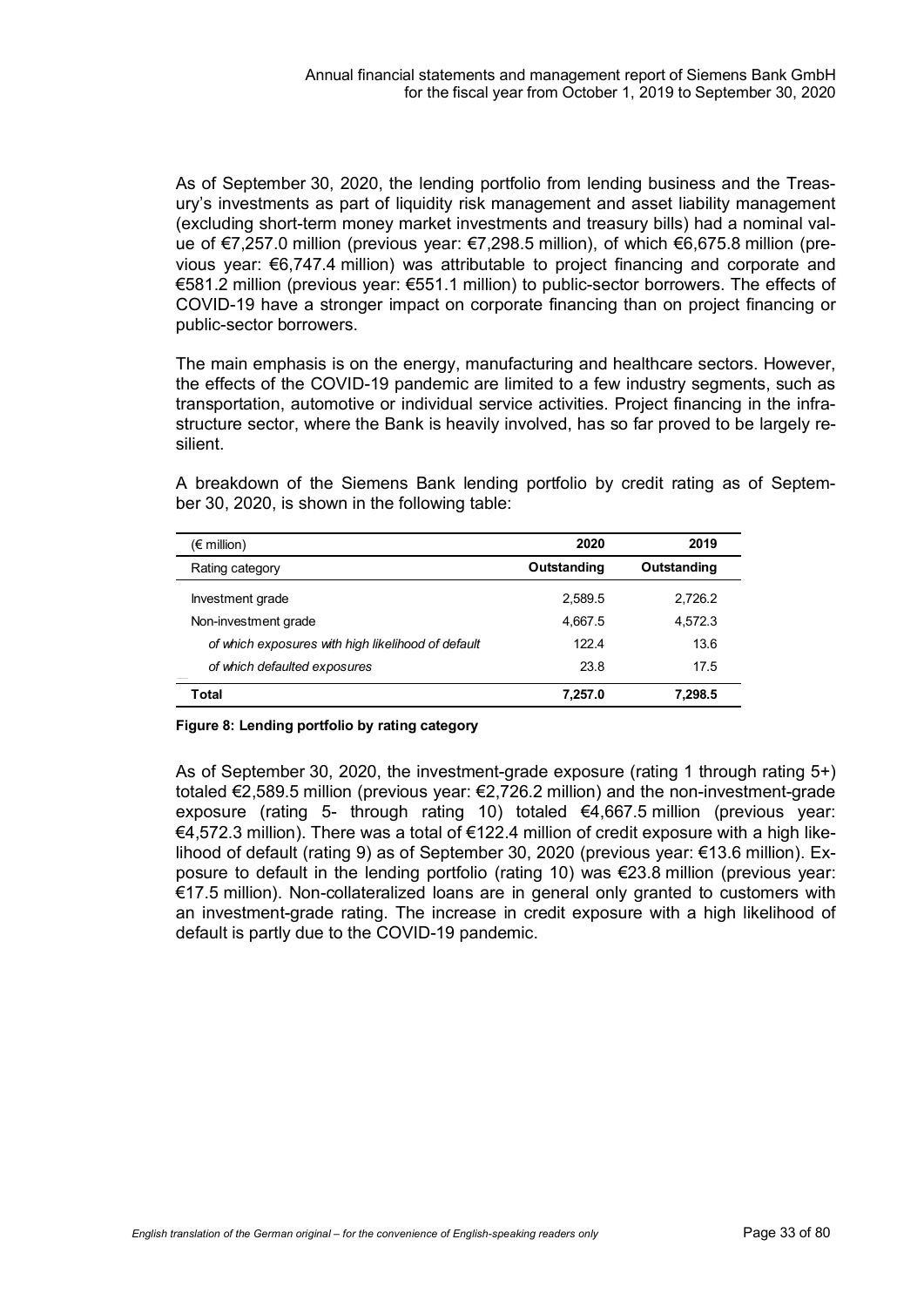As of September 30, 2020, the lending portfolio from lending business and the Treasury's investments as part of liquidity risk management and asset liability management (excluding short-term money market investments and treasury bills) had a nominal value of €7,257.0 million (previous year: €7,298.5 million), of which €6,675.8 million (previous year: €6,747.4 million) was attributable to project financing and corporate and €581.2 million (previous year: €551.1 million) to public-sector borrowers. The effects of COVID-19 have a stronger impact on corporate financing than on project financing or public-sector borrowers.

The main emphasis is on the energy, manufacturing and healthcare sectors. However, the effects of the COVID-19 pandemic are limited to a few industry segments, such as transportation, automotive or individual service activities. Project financing in the infrastructure sector, where the Bank is heavily involved, has so far proved to be largely resilient.

A breakdown of the Siemens Bank lending portfolio by credit rating as of September 30, 2020, is shown in the following table:

| (€ million) | 2020 | 2019 |
|---|---|---|
| Rating category | Outstanding | Outstanding |
| Investment grade | 2,589.5 | 2,726.2 |
| Non-investment grade | 4,667.5 | 4,572.3 |
| *of which exposures with high likelihood of default* | 122.4 | 13.6 |
| *of which defaulted exposures* | 23.8 | 17.5 |
| **Total** | **7,257.0** | **7,298.5** |

**Figure 8: Lending portfolio by rating category**

As of September 30, 2020, the investment-grade exposure (rating 1 through rating 5+) totaled €2,589.5 million (previous year: €2,726.2 million) and the non-investment-grade exposure (rating 5- through rating 10) totaled €4,667.5 million (previous year: €4,572.3 million). There was a total of €122.4 million of credit exposure with a high likelihood of default (rating 9) as of September 30, 2020 (previous year: €13.6 million). Exposure to default in the lending portfolio (rating 10) was €23.8 million (previous year: €17.5 million). Non-collateralized loans are in general only granted to customers with an investment-grade rating. The increase in credit exposure with a high likelihood of default is partly due to the COVID-19 pandemic.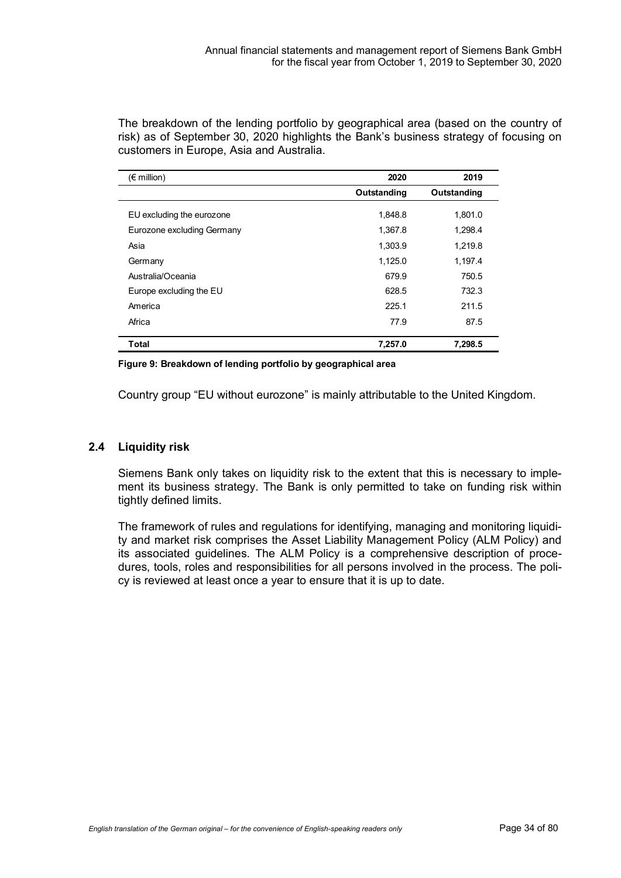The breakdown of the lending portfolio by geographical area (based on the country of risk) as of September 30, 2020 highlights the Bank's business strategy of focusing on customers in Europe, Asia and Australia.

| (€ million) | 2020 | 2019 |
|---|---|---|
| | **Outstanding** | **Outstanding** |
| EU excluding the eurozone | 1,848.8 | 1,801.0 |
| Eurozone excluding Germany | 1,367.8 | 1,298.4 |
| Asia | 1,303.9 | 1,219.8 |
| Germany | 1,125.0 | 1,197.4 |
| Australia/Oceania | 679.9 | 750.5 |
| Europe excluding the EU | 628.5 | 732.3 |
| America | 225.1 | 211.5 |
| Africa | 77.9 | 87.5 |
| **Total** | **7,257.0** | **7,298.5** |

**Figure 9: Breakdown of lending portfolio by geographical area**

Country group "EU without eurozone" is mainly attributable to the United Kingdom.

## 2.4 Liquidity risk

Siemens Bank only takes on liquidity risk to the extent that this is necessary to implement its business strategy. The Bank is only permitted to take on funding risk within tightly defined limits.

The framework of rules and regulations for identifying, managing and monitoring liquidity and market risk comprises the Asset Liability Management Policy (ALM Policy) and its associated guidelines. The ALM Policy is a comprehensive description of procedures, tools, roles and responsibilities for all persons involved in the process. The policy is reviewed at least once a year to ensure that it is up to date.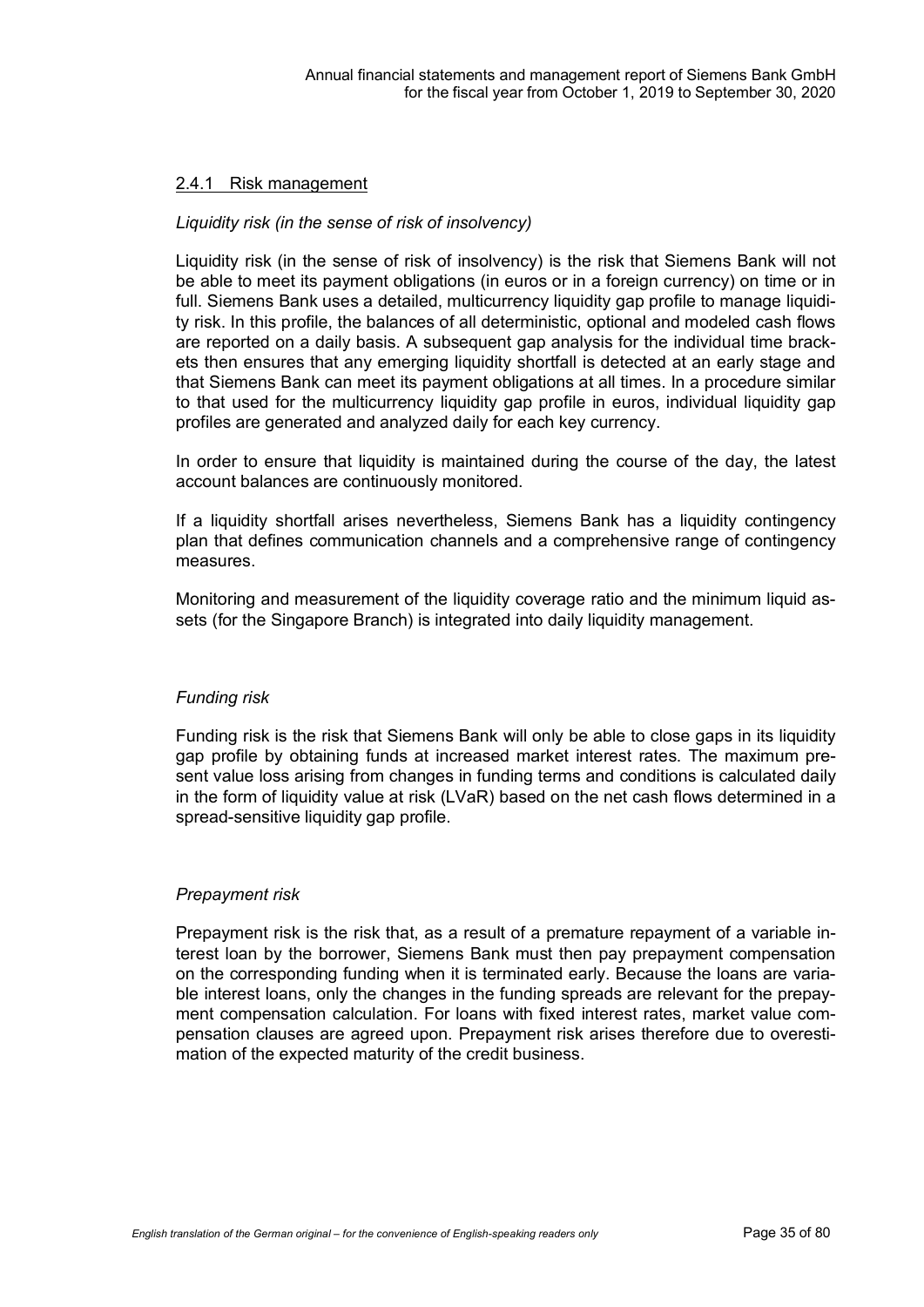### 2.4.1 Risk management

*Liquidity risk (in the sense of risk of insolvency)*

Liquidity risk (in the sense of risk of insolvency) is the risk that Siemens Bank will not be able to meet its payment obligations (in euros or in a foreign currency) on time or in full. Siemens Bank uses a detailed, multicurrency liquidity gap profile to manage liquidity risk. In this profile, the balances of all deterministic, optional and modeled cash flows are reported on a daily basis. A subsequent gap analysis for the individual time brackets then ensures that any emerging liquidity shortfall is detected at an early stage and that Siemens Bank can meet its payment obligations at all times. In a procedure similar to that used for the multicurrency liquidity gap profile in euros, individual liquidity gap profiles are generated and analyzed daily for each key currency.

In order to ensure that liquidity is maintained during the course of the day, the latest account balances are continuously monitored.

If a liquidity shortfall arises nevertheless, Siemens Bank has a liquidity contingency plan that defines communication channels and a comprehensive range of contingency measures.

Monitoring and measurement of the liquidity coverage ratio and the minimum liquid assets (for the Singapore Branch) is integrated into daily liquidity management.

*Funding risk*

Funding risk is the risk that Siemens Bank will only be able to close gaps in its liquidity gap profile by obtaining funds at increased market interest rates. The maximum present value loss arising from changes in funding terms and conditions is calculated daily in the form of liquidity value at risk (LVaR) based on the net cash flows determined in a spread-sensitive liquidity gap profile.

*Prepayment risk*

Prepayment risk is the risk that, as a result of a premature repayment of a variable interest loan by the borrower, Siemens Bank must then pay prepayment compensation on the corresponding funding when it is terminated early. Because the loans are variable interest loans, only the changes in the funding spreads are relevant for the prepayment compensation calculation. For loans with fixed interest rates, market value compensation clauses are agreed upon. Prepayment risk arises therefore due to overestimation of the expected maturity of the credit business.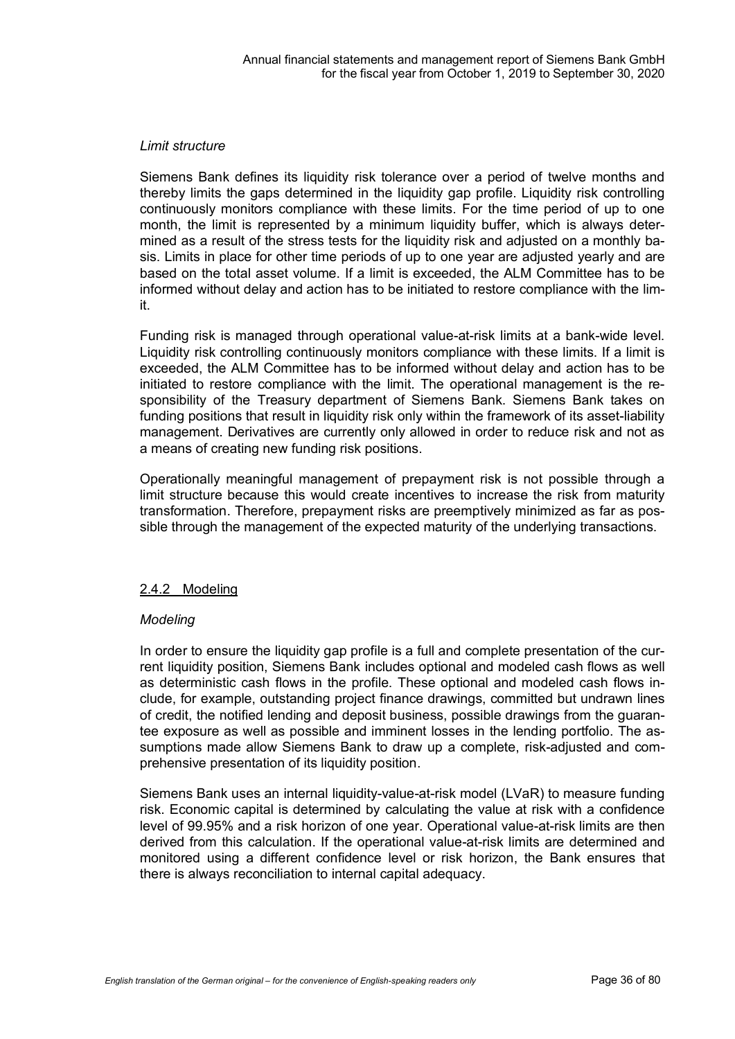*Limit structure*

Siemens Bank defines its liquidity risk tolerance over a period of twelve months and thereby limits the gaps determined in the liquidity gap profile. Liquidity risk controlling continuously monitors compliance with these limits. For the time period of up to one month, the limit is represented by a minimum liquidity buffer, which is always determined as a result of the stress tests for the liquidity risk and adjusted on a monthly basis. Limits in place for other time periods of up to one year are adjusted yearly and are based on the total asset volume. If a limit is exceeded, the ALM Committee has to be informed without delay and action has to be initiated to restore compliance with the limit.

Funding risk is managed through operational value-at-risk limits at a bank-wide level. Liquidity risk controlling continuously monitors compliance with these limits. If a limit is exceeded, the ALM Committee has to be informed without delay and action has to be initiated to restore compliance with the limit. The operational management is the responsibility of the Treasury department of Siemens Bank. Siemens Bank takes on funding positions that result in liquidity risk only within the framework of its asset-liability management. Derivatives are currently only allowed in order to reduce risk and not as a means of creating new funding risk positions.

Operationally meaningful management of prepayment risk is not possible through a limit structure because this would create incentives to increase the risk from maturity transformation. Therefore, prepayment risks are preemptively minimized as far as possible through the management of the expected maturity of the underlying transactions.

### 2.4.2 Modeling

*Modeling*

In order to ensure the liquidity gap profile is a full and complete presentation of the current liquidity position, Siemens Bank includes optional and modeled cash flows as well as deterministic cash flows in the profile. These optional and modeled cash flows include, for example, outstanding project finance drawings, committed but undrawn lines of credit, the notified lending and deposit business, possible drawings from the guarantee exposure as well as possible and imminent losses in the lending portfolio. The assumptions made allow Siemens Bank to draw up a complete, risk-adjusted and comprehensive presentation of its liquidity position.

Siemens Bank uses an internal liquidity-value-at-risk model (LVaR) to measure funding risk. Economic capital is determined by calculating the value at risk with a confidence level of 99.95% and a risk horizon of one year. Operational value-at-risk limits are then derived from this calculation. If the operational value-at-risk limits are determined and monitored using a different confidence level or risk horizon, the Bank ensures that there is always reconciliation to internal capital adequacy.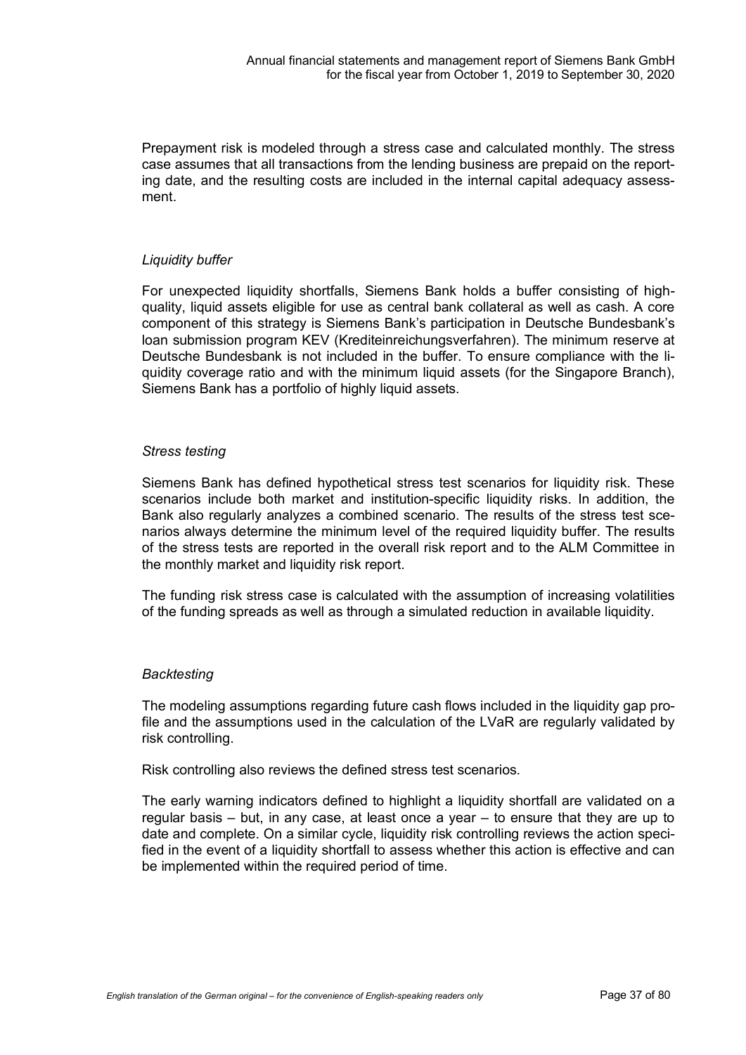Prepayment risk is modeled through a stress case and calculated monthly. The stress case assumes that all transactions from the lending business are prepaid on the reporting date, and the resulting costs are included in the internal capital adequacy assessment.

*Liquidity buffer*

For unexpected liquidity shortfalls, Siemens Bank holds a buffer consisting of high-quality, liquid assets eligible for use as central bank collateral as well as cash. A core component of this strategy is Siemens Bank's participation in Deutsche Bundesbank's loan submission program KEV (Krediteinreichungsverfahren). The minimum reserve at Deutsche Bundesbank is not included in the buffer. To ensure compliance with the liquidity coverage ratio and with the minimum liquid assets (for the Singapore Branch), Siemens Bank has a portfolio of highly liquid assets.

*Stress testing*

Siemens Bank has defined hypothetical stress test scenarios for liquidity risk. These scenarios include both market and institution-specific liquidity risks. In addition, the Bank also regularly analyzes a combined scenario. The results of the stress test scenarios always determine the minimum level of the required liquidity buffer. The results of the stress tests are reported in the overall risk report and to the ALM Committee in the monthly market and liquidity risk report.

The funding risk stress case is calculated with the assumption of increasing volatilities of the funding spreads as well as through a simulated reduction in available liquidity.

*Backtesting*

The modeling assumptions regarding future cash flows included in the liquidity gap profile and the assumptions used in the calculation of the LVaR are regularly validated by risk controlling.

Risk controlling also reviews the defined stress test scenarios.

The early warning indicators defined to highlight a liquidity shortfall are validated on a regular basis – but, in any case, at least once a year – to ensure that they are up to date and complete. On a similar cycle, liquidity risk controlling reviews the action specified in the event of a liquidity shortfall to assess whether this action is effective and can be implemented within the required period of time.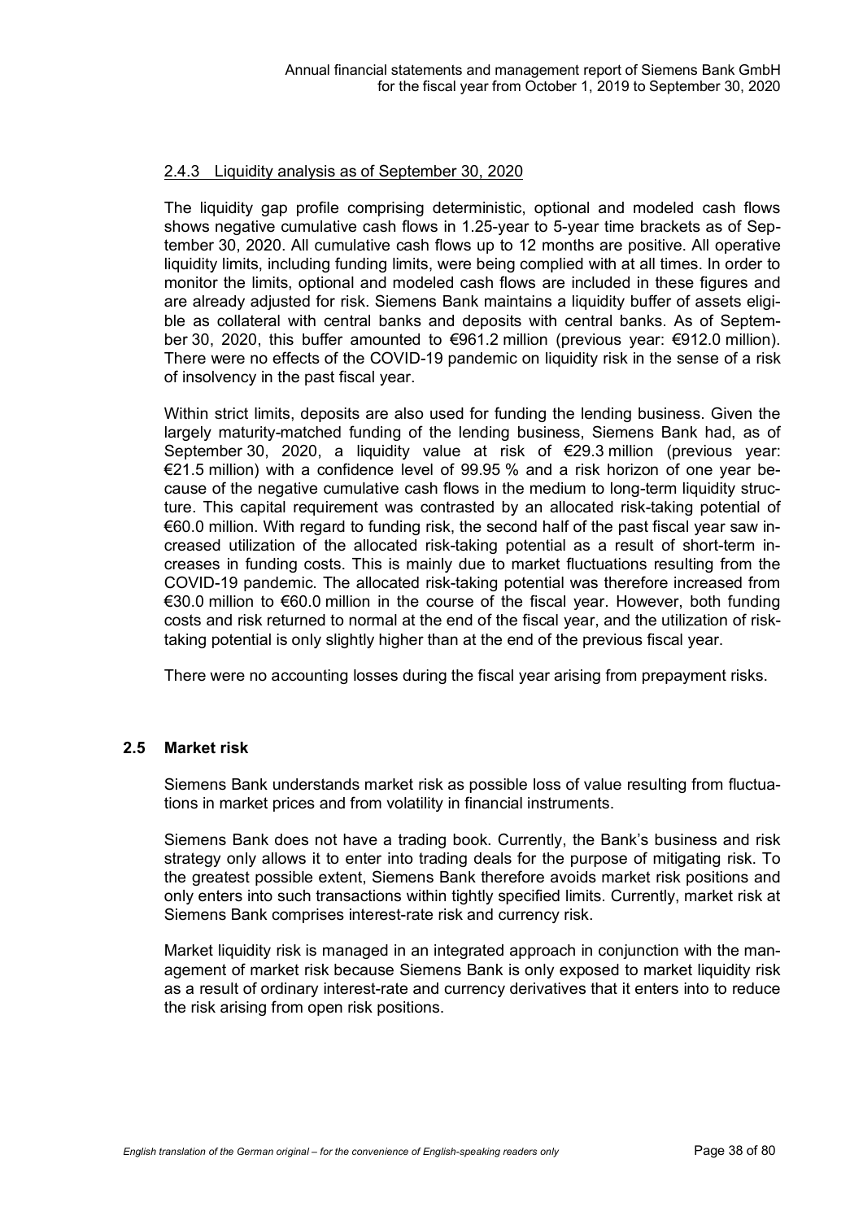### 2.4.3 Liquidity analysis as of September 30, 2020

The liquidity gap profile comprising deterministic, optional and modeled cash flows shows negative cumulative cash flows in 1.25-year to 5-year time brackets as of September 30, 2020. All cumulative cash flows up to 12 months are positive. All operative liquidity limits, including funding limits, were being complied with at all times. In order to monitor the limits, optional and modeled cash flows are included in these figures and are already adjusted for risk. Siemens Bank maintains a liquidity buffer of assets eligible as collateral with central banks and deposits with central banks. As of September 30, 2020, this buffer amounted to €961.2 million (previous year: €912.0 million). There were no effects of the COVID-19 pandemic on liquidity risk in the sense of a risk of insolvency in the past fiscal year.

Within strict limits, deposits are also used for funding the lending business. Given the largely maturity-matched funding of the lending business, Siemens Bank had, as of September 30, 2020, a liquidity value at risk of €29.3 million (previous year: €21.5 million) with a confidence level of 99.95 % and a risk horizon of one year because of the negative cumulative cash flows in the medium to long-term liquidity structure. This capital requirement was contrasted by an allocated risk-taking potential of €60.0 million. With regard to funding risk, the second half of the past fiscal year saw increased utilization of the allocated risk-taking potential as a result of short-term increases in funding costs. This is mainly due to market fluctuations resulting from the COVID-19 pandemic. The allocated risk-taking potential was therefore increased from €30.0 million to €60.0 million in the course of the fiscal year. However, both funding costs and risk returned to normal at the end of the fiscal year, and the utilization of risk-taking potential is only slightly higher than at the end of the previous fiscal year.

There were no accounting losses during the fiscal year arising from prepayment risks.

## 2.5 Market risk

Siemens Bank understands market risk as possible loss of value resulting from fluctuations in market prices and from volatility in financial instruments.

Siemens Bank does not have a trading book. Currently, the Bank's business and risk strategy only allows it to enter into trading deals for the purpose of mitigating risk. To the greatest possible extent, Siemens Bank therefore avoids market risk positions and only enters into such transactions within tightly specified limits. Currently, market risk at Siemens Bank comprises interest-rate risk and currency risk.

Market liquidity risk is managed in an integrated approach in conjunction with the management of market risk because Siemens Bank is only exposed to market liquidity risk as a result of ordinary interest-rate and currency derivatives that it enters into to reduce the risk arising from open risk positions.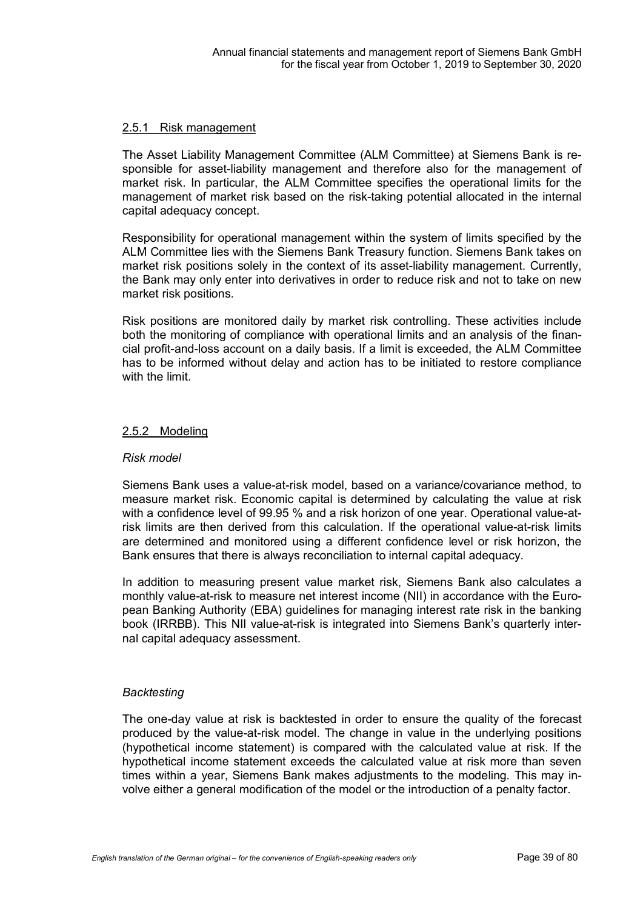### 2.5.1 Risk management

The Asset Liability Management Committee (ALM Committee) at Siemens Bank is responsible for asset-liability management and therefore also for the management of market risk. In particular, the ALM Committee specifies the operational limits for the management of market risk based on the risk-taking potential allocated in the internal capital adequacy concept.

Responsibility for operational management within the system of limits specified by the ALM Committee lies with the Siemens Bank Treasury function. Siemens Bank takes on market risk positions solely in the context of its asset-liability management. Currently, the Bank may only enter into derivatives in order to reduce risk and not to take on new market risk positions.

Risk positions are monitored daily by market risk controlling. These activities include both the monitoring of compliance with operational limits and an analysis of the financial profit-and-loss account on a daily basis. If a limit is exceeded, the ALM Committee has to be informed without delay and action has to be initiated to restore compliance with the limit.

### 2.5.2 Modeling

*Risk model*

Siemens Bank uses a value-at-risk model, based on a variance/covariance method, to measure market risk. Economic capital is determined by calculating the value at risk with a confidence level of 99.95 % and a risk horizon of one year. Operational value-at-risk limits are then derived from this calculation. If the operational value-at-risk limits are determined and monitored using a different confidence level or risk horizon, the Bank ensures that there is always reconciliation to internal capital adequacy.

In addition to measuring present value market risk, Siemens Bank also calculates a monthly value-at-risk to measure net interest income (NII) in accordance with the European Banking Authority (EBA) guidelines for managing interest rate risk in the banking book (IRRBB). This NII value-at-risk is integrated into Siemens Bank's quarterly internal capital adequacy assessment.

*Backtesting*

The one-day value at risk is backtested in order to ensure the quality of the forecast produced by the value-at-risk model. The change in value in the underlying positions (hypothetical income statement) is compared with the calculated value at risk. If the hypothetical income statement exceeds the calculated value at risk more than seven times within a year, Siemens Bank makes adjustments to the modeling. This may involve either a general modification of the model or the introduction of a penalty factor.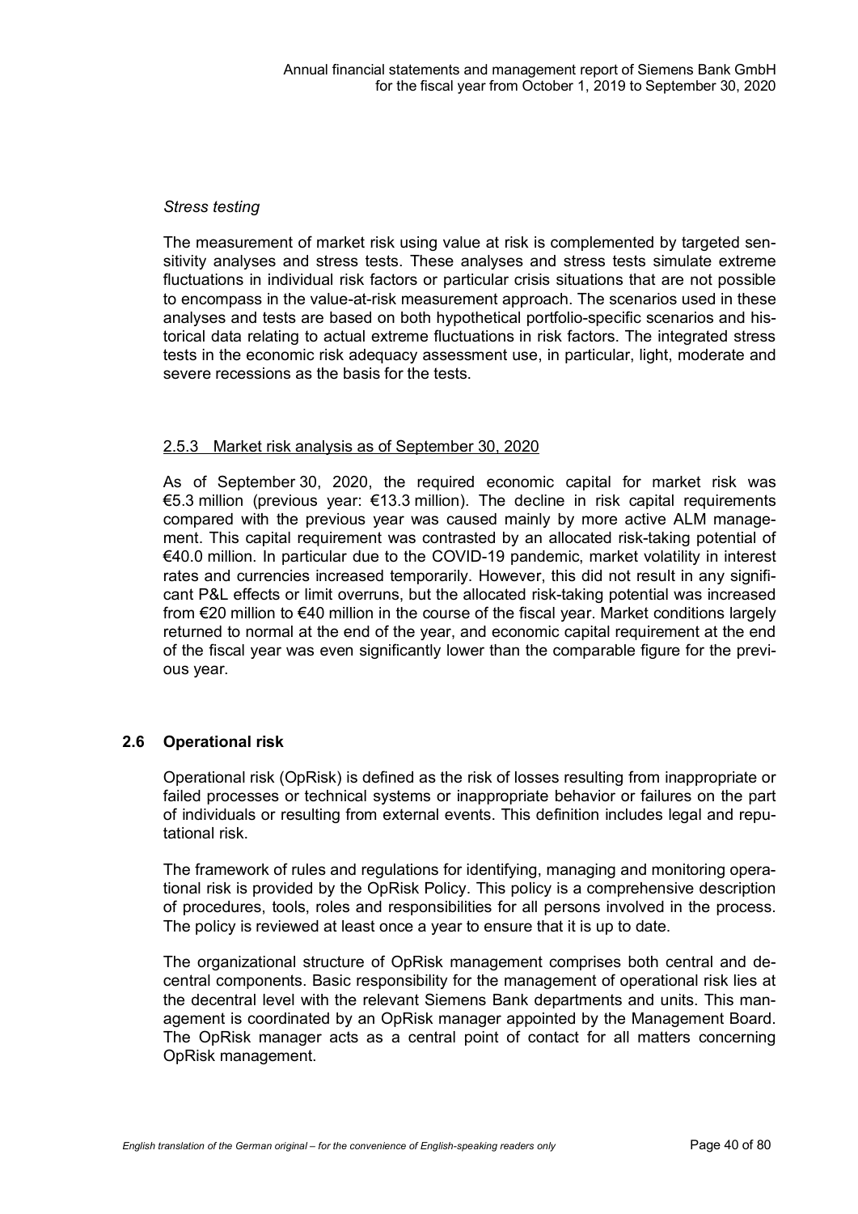*Stress testing*

The measurement of market risk using value at risk is complemented by targeted sensitivity analyses and stress tests. These analyses and stress tests simulate extreme fluctuations in individual risk factors or particular crisis situations that are not possible to encompass in the value-at-risk measurement approach. The scenarios used in these analyses and tests are based on both hypothetical portfolio-specific scenarios and historical data relating to actual extreme fluctuations in risk factors. The integrated stress tests in the economic risk adequacy assessment use, in particular, light, moderate and severe recessions as the basis for the tests.

#### 2.5.3 Market risk analysis as of September 30, 2020

As of September 30, 2020, the required economic capital for market risk was €5.3 million (previous year: €13.3 million). The decline in risk capital requirements compared with the previous year was caused mainly by more active ALM management. This capital requirement was contrasted by an allocated risk-taking potential of €40.0 million. In particular due to the COVID-19 pandemic, market volatility in interest rates and currencies increased temporarily. However, this did not result in any significant P&L effects or limit overruns, but the allocated risk-taking potential was increased from €20 million to €40 million in the course of the fiscal year. Market conditions largely returned to normal at the end of the year, and economic capital requirement at the end of the fiscal year was even significantly lower than the comparable figure for the previous year.

### 2.6 Operational risk

Operational risk (OpRisk) is defined as the risk of losses resulting from inappropriate or failed processes or technical systems or inappropriate behavior or failures on the part of individuals or resulting from external events. This definition includes legal and reputational risk.

The framework of rules and regulations for identifying, managing and monitoring operational risk is provided by the OpRisk Policy. This policy is a comprehensive description of procedures, tools, roles and responsibilities for all persons involved in the process. The policy is reviewed at least once a year to ensure that it is up to date.

The organizational structure of OpRisk management comprises both central and decentral components. Basic responsibility for the management of operational risk lies at the decentral level with the relevant Siemens Bank departments and units. This management is coordinated by an OpRisk manager appointed by the Management Board. The OpRisk manager acts as a central point of contact for all matters concerning OpRisk management.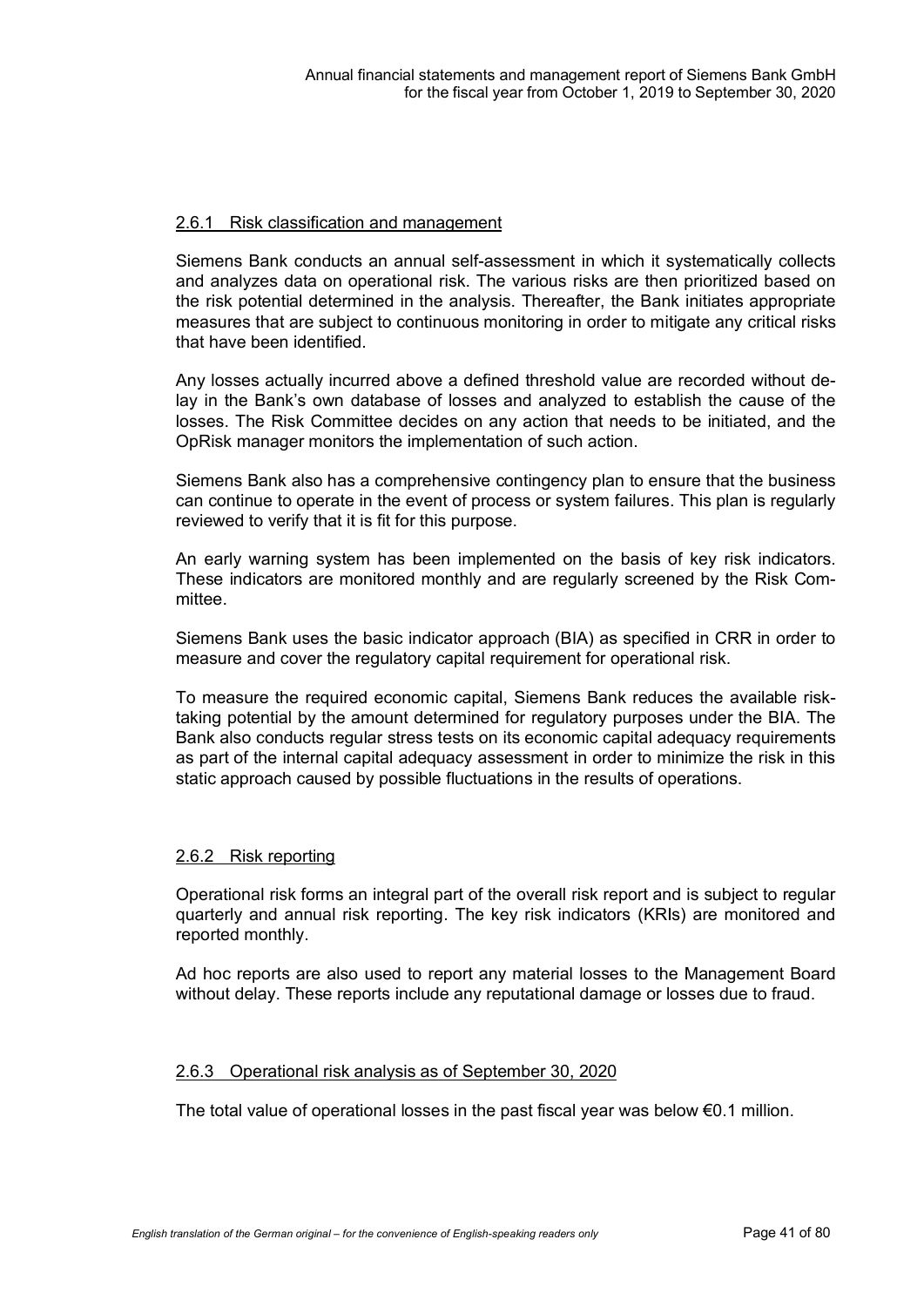### 2.6.1 Risk classification and management

Siemens Bank conducts an annual self-assessment in which it systematically collects and analyzes data on operational risk. The various risks are then prioritized based on the risk potential determined in the analysis. Thereafter, the Bank initiates appropriate measures that are subject to continuous monitoring in order to mitigate any critical risks that have been identified.

Any losses actually incurred above a defined threshold value are recorded without delay in the Bank's own database of losses and analyzed to establish the cause of the losses. The Risk Committee decides on any action that needs to be initiated, and the OpRisk manager monitors the implementation of such action.

Siemens Bank also has a comprehensive contingency plan to ensure that the business can continue to operate in the event of process or system failures. This plan is regularly reviewed to verify that it is fit for this purpose.

An early warning system has been implemented on the basis of key risk indicators. These indicators are monitored monthly and are regularly screened by the Risk Committee.

Siemens Bank uses the basic indicator approach (BIA) as specified in CRR in order to measure and cover the regulatory capital requirement for operational risk.

To measure the required economic capital, Siemens Bank reduces the available risk-taking potential by the amount determined for regulatory purposes under the BIA. The Bank also conducts regular stress tests on its economic capital adequacy requirements as part of the internal capital adequacy assessment in order to minimize the risk in this static approach caused by possible fluctuations in the results of operations.

### 2.6.2 Risk reporting

Operational risk forms an integral part of the overall risk report and is subject to regular quarterly and annual risk reporting. The key risk indicators (KRIs) are monitored and reported monthly.

Ad hoc reports are also used to report any material losses to the Management Board without delay. These reports include any reputational damage or losses due to fraud.

### 2.6.3 Operational risk analysis as of September 30, 2020

The total value of operational losses in the past fiscal year was below €0.1 million.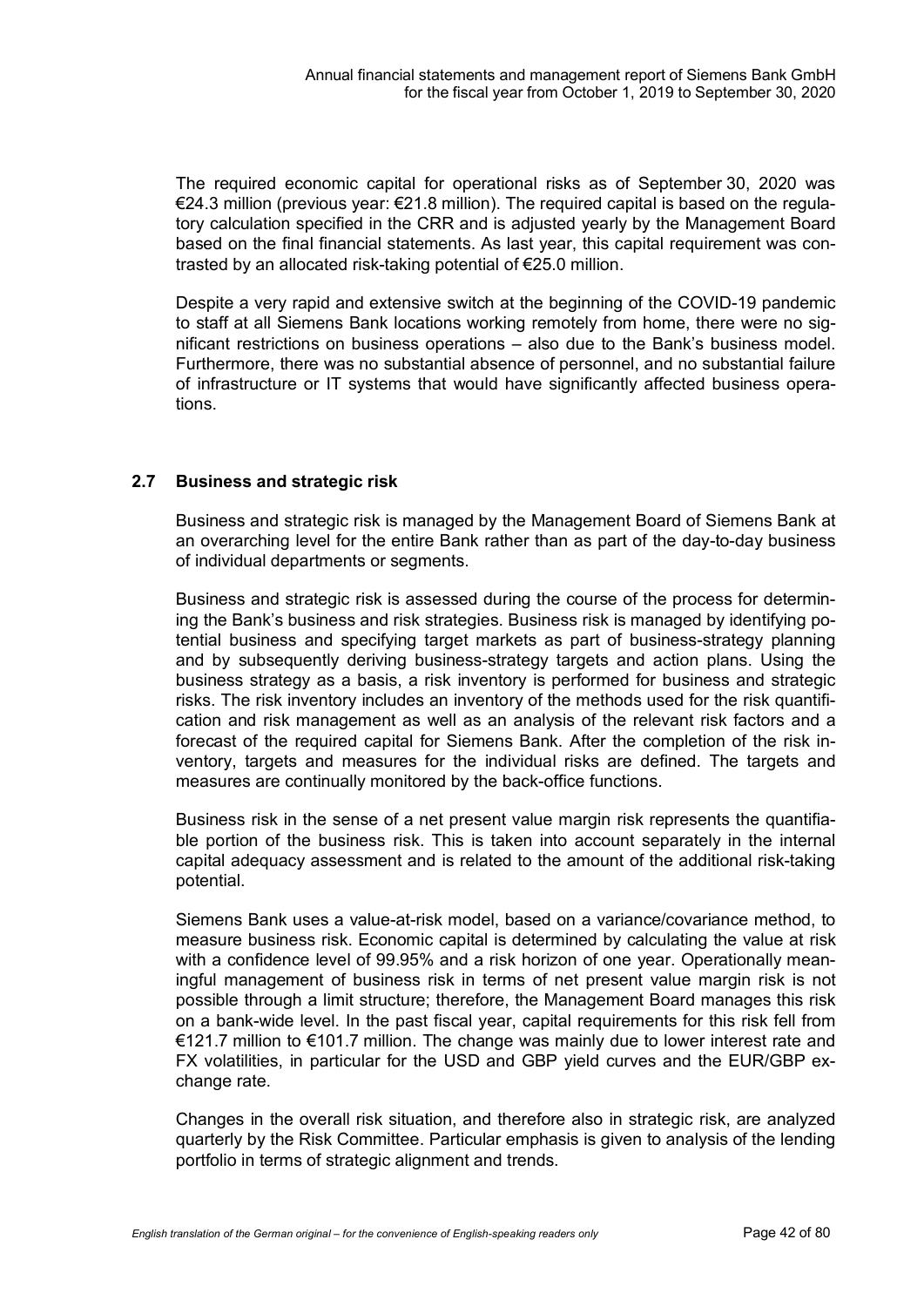The required economic capital for operational risks as of September 30, 2020 was €24.3 million (previous year: €21.8 million). The required capital is based on the regulatory calculation specified in the CRR and is adjusted yearly by the Management Board based on the final financial statements. As last year, this capital requirement was contrasted by an allocated risk-taking potential of €25.0 million.

Despite a very rapid and extensive switch at the beginning of the COVID-19 pandemic to staff at all Siemens Bank locations working remotely from home, there were no significant restrictions on business operations – also due to the Bank's business model. Furthermore, there was no substantial absence of personnel, and no substantial failure of infrastructure or IT systems that would have significantly affected business operations.

## 2.7 Business and strategic risk

Business and strategic risk is managed by the Management Board of Siemens Bank at an overarching level for the entire Bank rather than as part of the day-to-day business of individual departments or segments.

Business and strategic risk is assessed during the course of the process for determining the Bank's business and risk strategies. Business risk is managed by identifying potential business and specifying target markets as part of business-strategy planning and by subsequently deriving business-strategy targets and action plans. Using the business strategy as a basis, a risk inventory is performed for business and strategic risks. The risk inventory includes an inventory of the methods used for the risk quantification and risk management as well as an analysis of the relevant risk factors and a forecast of the required capital for Siemens Bank. After the completion of the risk inventory, targets and measures for the individual risks are defined. The targets and measures are continually monitored by the back-office functions.

Business risk in the sense of a net present value margin risk represents the quantifiable portion of the business risk. This is taken into account separately in the internal capital adequacy assessment and is related to the amount of the additional risk-taking potential.

Siemens Bank uses a value-at-risk model, based on a variance/covariance method, to measure business risk. Economic capital is determined by calculating the value at risk with a confidence level of 99.95% and a risk horizon of one year. Operationally meaningful management of business risk in terms of net present value margin risk is not possible through a limit structure; therefore, the Management Board manages this risk on a bank-wide level. In the past fiscal year, capital requirements for this risk fell from €121.7 million to €101.7 million. The change was mainly due to lower interest rate and FX volatilities, in particular for the USD and GBP yield curves and the EUR/GBP exchange rate.

Changes in the overall risk situation, and therefore also in strategic risk, are analyzed quarterly by the Risk Committee. Particular emphasis is given to analysis of the lending portfolio in terms of strategic alignment and trends.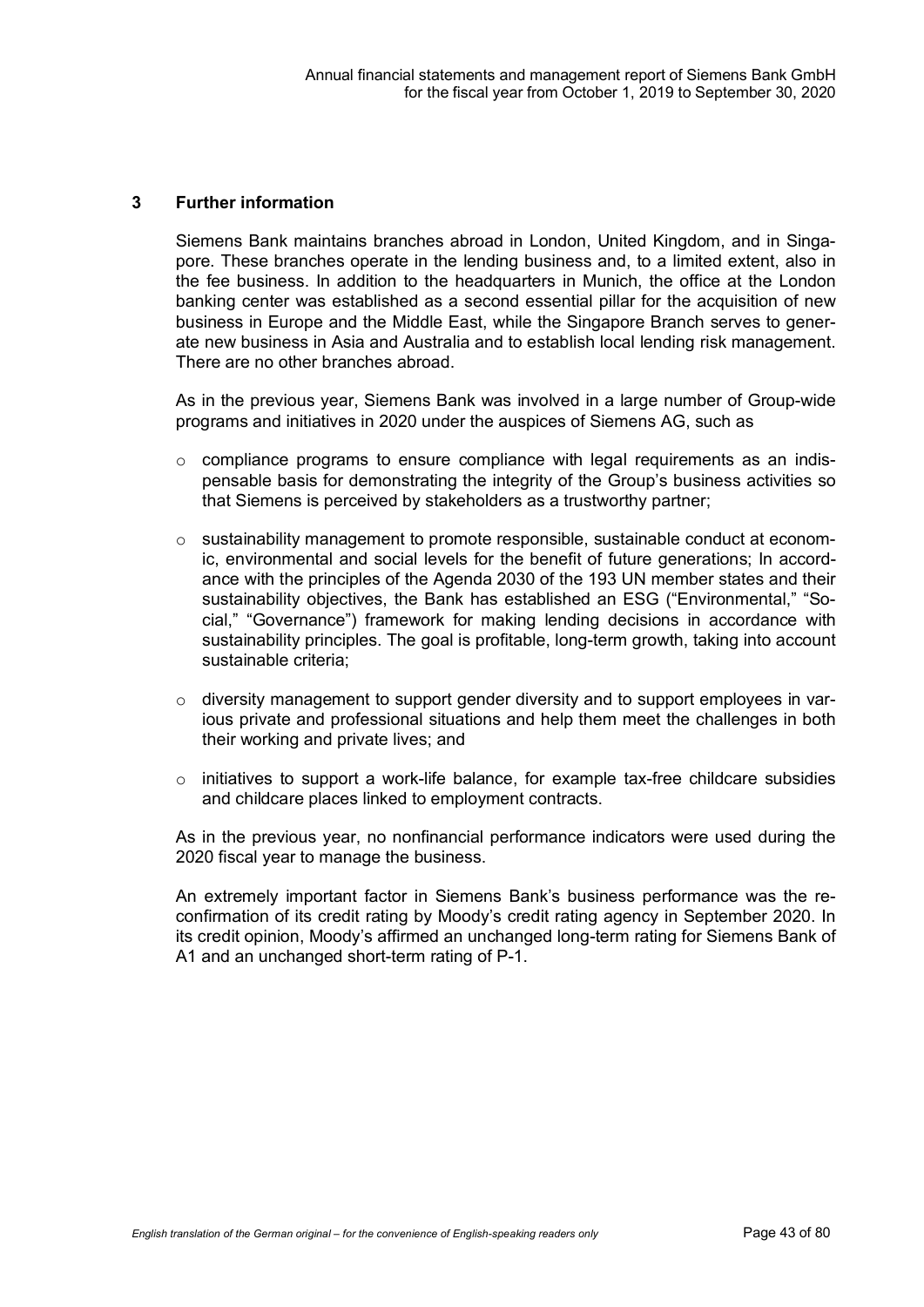## 3 Further information

Siemens Bank maintains branches abroad in London, United Kingdom, and in Singapore. These branches operate in the lending business and, to a limited extent, also in the fee business. In addition to the headquarters in Munich, the office at the London banking center was established as a second essential pillar for the acquisition of new business in Europe and the Middle East, while the Singapore Branch serves to generate new business in Asia and Australia and to establish local lending risk management. There are no other branches abroad.

As in the previous year, Siemens Bank was involved in a large number of Group-wide programs and initiatives in 2020 under the auspices of Siemens AG, such as

- compliance programs to ensure compliance with legal requirements as an indispensable basis for demonstrating the integrity of the Group's business activities so that Siemens is perceived by stakeholders as a trustworthy partner;
- sustainability management to promote responsible, sustainable conduct at economic, environmental and social levels for the benefit of future generations; In accordance with the principles of the Agenda 2030 of the 193 UN member states and their sustainability objectives, the Bank has established an ESG ("Environmental," "Social," "Governance") framework for making lending decisions in accordance with sustainability principles. The goal is profitable, long-term growth, taking into account sustainable criteria;
- diversity management to support gender diversity and to support employees in various private and professional situations and help them meet the challenges in both their working and private lives; and
- initiatives to support a work-life balance, for example tax-free childcare subsidies and childcare places linked to employment contracts.

As in the previous year, no nonfinancial performance indicators were used during the 2020 fiscal year to manage the business.

An extremely important factor in Siemens Bank's business performance was the reconfirmation of its credit rating by Moody's credit rating agency in September 2020. In its credit opinion, Moody's affirmed an unchanged long-term rating for Siemens Bank of A1 and an unchanged short-term rating of P-1.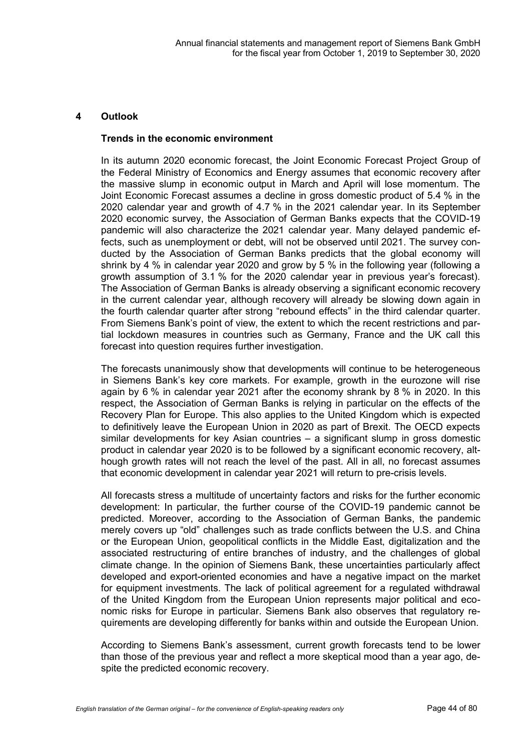## 4 Outlook

### Trends in the economic environment

In its autumn 2020 economic forecast, the Joint Economic Forecast Project Group of the Federal Ministry of Economics and Energy assumes that economic recovery after the massive slump in economic output in March and April will lose momentum. The Joint Economic Forecast assumes a decline in gross domestic product of 5.4 % in the 2020 calendar year and growth of 4.7 % in the 2021 calendar year. In its September 2020 economic survey, the Association of German Banks expects that the COVID-19 pandemic will also characterize the 2021 calendar year. Many delayed pandemic effects, such as unemployment or debt, will not be observed until 2021. The survey conducted by the Association of German Banks predicts that the global economy will shrink by 4 % in calendar year 2020 and grow by 5 % in the following year (following a growth assumption of 3.1 % for the 2020 calendar year in previous year's forecast). The Association of German Banks is already observing a significant economic recovery in the current calendar year, although recovery will already be slowing down again in the fourth calendar quarter after strong "rebound effects" in the third calendar quarter. From Siemens Bank's point of view, the extent to which the recent restrictions and partial lockdown measures in countries such as Germany, France and the UK call this forecast into question requires further investigation.

The forecasts unanimously show that developments will continue to be heterogeneous in Siemens Bank's key core markets. For example, growth in the eurozone will rise again by 6 % in calendar year 2021 after the economy shrank by 8 % in 2020. In this respect, the Association of German Banks is relying in particular on the effects of the Recovery Plan for Europe. This also applies to the United Kingdom which is expected to definitively leave the European Union in 2020 as part of Brexit. The OECD expects similar developments for key Asian countries – a significant slump in gross domestic product in calendar year 2020 is to be followed by a significant economic recovery, although growth rates will not reach the level of the past. All in all, no forecast assumes that economic development in calendar year 2021 will return to pre-crisis levels.

All forecasts stress a multitude of uncertainty factors and risks for the further economic development: In particular, the further course of the COVID-19 pandemic cannot be predicted. Moreover, according to the Association of German Banks, the pandemic merely covers up "old" challenges such as trade conflicts between the U.S. and China or the European Union, geopolitical conflicts in the Middle East, digitalization and the associated restructuring of entire branches of industry, and the challenges of global climate change. In the opinion of Siemens Bank, these uncertainties particularly affect developed and export-oriented economies and have a negative impact on the market for equipment investments. The lack of political agreement for a regulated withdrawal of the United Kingdom from the European Union represents major political and economic risks for Europe in particular. Siemens Bank also observes that regulatory requirements are developing differently for banks within and outside the European Union.

According to Siemens Bank's assessment, current growth forecasts tend to be lower than those of the previous year and reflect a more skeptical mood than a year ago, despite the predicted economic recovery.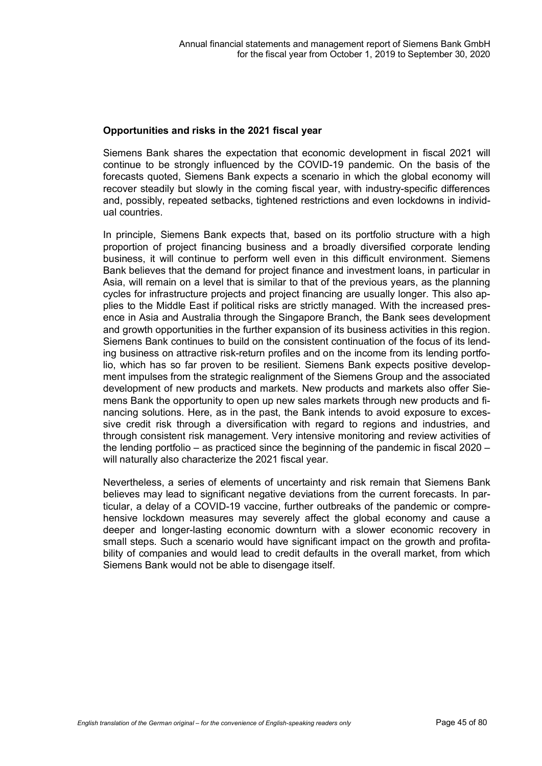**Opportunities and risks in the 2021 fiscal year**

Siemens Bank shares the expectation that economic development in fiscal 2021 will continue to be strongly influenced by the COVID-19 pandemic. On the basis of the forecasts quoted, Siemens Bank expects a scenario in which the global economy will recover steadily but slowly in the coming fiscal year, with industry-specific differences and, possibly, repeated setbacks, tightened restrictions and even lockdowns in individual countries.

In principle, Siemens Bank expects that, based on its portfolio structure with a high proportion of project financing business and a broadly diversified corporate lending business, it will continue to perform well even in this difficult environment. Siemens Bank believes that the demand for project finance and investment loans, in particular in Asia, will remain on a level that is similar to that of the previous years, as the planning cycles for infrastructure projects and project financing are usually longer. This also applies to the Middle East if political risks are strictly managed. With the increased presence in Asia and Australia through the Singapore Branch, the Bank sees development and growth opportunities in the further expansion of its business activities in this region. Siemens Bank continues to build on the consistent continuation of the focus of its lending business on attractive risk-return profiles and on the income from its lending portfolio, which has so far proven to be resilient. Siemens Bank expects positive development impulses from the strategic realignment of the Siemens Group and the associated development of new products and markets. New products and markets also offer Siemens Bank the opportunity to open up new sales markets through new products and financing solutions. Here, as in the past, the Bank intends to avoid exposure to excessive credit risk through a diversification with regard to regions and industries, and through consistent risk management. Very intensive monitoring and review activities of the lending portfolio – as practiced since the beginning of the pandemic in fiscal 2020 – will naturally also characterize the 2021 fiscal year.

Nevertheless, a series of elements of uncertainty and risk remain that Siemens Bank believes may lead to significant negative deviations from the current forecasts. In particular, a delay of a COVID-19 vaccine, further outbreaks of the pandemic or comprehensive lockdown measures may severely affect the global economy and cause a deeper and longer-lasting economic downturn with a slower economic recovery in small steps. Such a scenario would have significant impact on the growth and profitability of companies and would lead to credit defaults in the overall market, from which Siemens Bank would not be able to disengage itself.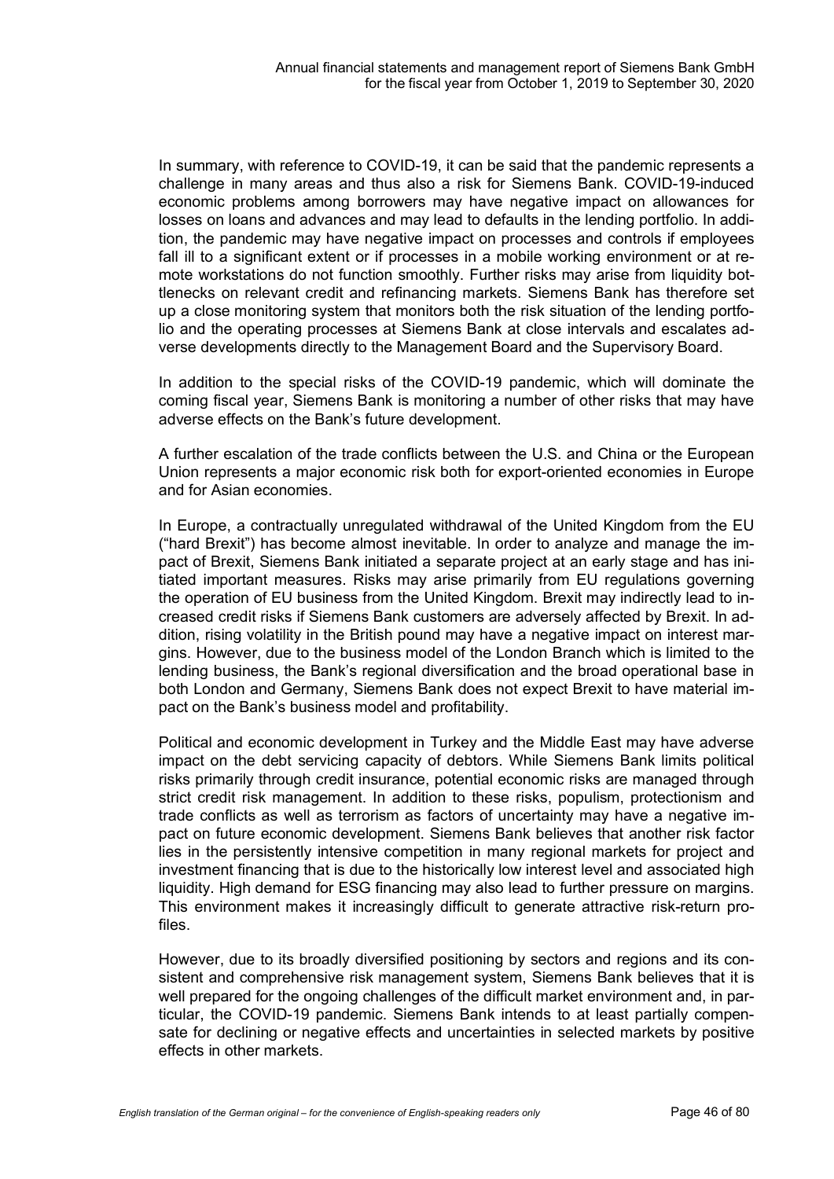In summary, with reference to COVID-19, it can be said that the pandemic represents a challenge in many areas and thus also a risk for Siemens Bank. COVID-19-induced economic problems among borrowers may have negative impact on allowances for losses on loans and advances and may lead to defaults in the lending portfolio. In addition, the pandemic may have negative impact on processes and controls if employees fall ill to a significant extent or if processes in a mobile working environment or at remote workstations do not function smoothly. Further risks may arise from liquidity bottlenecks on relevant credit and refinancing markets. Siemens Bank has therefore set up a close monitoring system that monitors both the risk situation of the lending portfolio and the operating processes at Siemens Bank at close intervals and escalates adverse developments directly to the Management Board and the Supervisory Board.

In addition to the special risks of the COVID-19 pandemic, which will dominate the coming fiscal year, Siemens Bank is monitoring a number of other risks that may have adverse effects on the Bank's future development.

A further escalation of the trade conflicts between the U.S. and China or the European Union represents a major economic risk both for export-oriented economies in Europe and for Asian economies.

In Europe, a contractually unregulated withdrawal of the United Kingdom from the EU ("hard Brexit") has become almost inevitable. In order to analyze and manage the impact of Brexit, Siemens Bank initiated a separate project at an early stage and has initiated important measures. Risks may arise primarily from EU regulations governing the operation of EU business from the United Kingdom. Brexit may indirectly lead to increased credit risks if Siemens Bank customers are adversely affected by Brexit. In addition, rising volatility in the British pound may have a negative impact on interest margins. However, due to the business model of the London Branch which is limited to the lending business, the Bank's regional diversification and the broad operational base in both London and Germany, Siemens Bank does not expect Brexit to have material impact on the Bank's business model and profitability.

Political and economic development in Turkey and the Middle East may have adverse impact on the debt servicing capacity of debtors. While Siemens Bank limits political risks primarily through credit insurance, potential economic risks are managed through strict credit risk management. In addition to these risks, populism, protectionism and trade conflicts as well as terrorism as factors of uncertainty may have a negative impact on future economic development. Siemens Bank believes that another risk factor lies in the persistently intensive competition in many regional markets for project and investment financing that is due to the historically low interest level and associated high liquidity. High demand for ESG financing may also lead to further pressure on margins. This environment makes it increasingly difficult to generate attractive risk-return profiles.

However, due to its broadly diversified positioning by sectors and regions and its consistent and comprehensive risk management system, Siemens Bank believes that it is well prepared for the ongoing challenges of the difficult market environment and, in particular, the COVID-19 pandemic. Siemens Bank intends to at least partially compensate for declining or negative effects and uncertainties in selected markets by positive effects in other markets.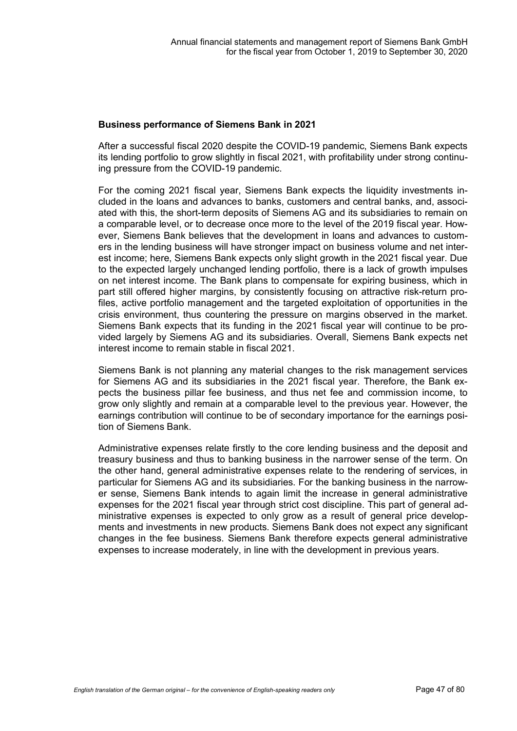**Business performance of Siemens Bank in 2021**

After a successful fiscal 2020 despite the COVID-19 pandemic, Siemens Bank expects its lending portfolio to grow slightly in fiscal 2021, with profitability under strong continuing pressure from the COVID-19 pandemic.

For the coming 2021 fiscal year, Siemens Bank expects the liquidity investments included in the loans and advances to banks, customers and central banks, and, associated with this, the short-term deposits of Siemens AG and its subsidiaries to remain on a comparable level, or to decrease once more to the level of the 2019 fiscal year. However, Siemens Bank believes that the development in loans and advances to customers in the lending business will have stronger impact on business volume and net interest income; here, Siemens Bank expects only slight growth in the 2021 fiscal year. Due to the expected largely unchanged lending portfolio, there is a lack of growth impulses on net interest income. The Bank plans to compensate for expiring business, which in part still offered higher margins, by consistently focusing on attractive risk-return profiles, active portfolio management and the targeted exploitation of opportunities in the crisis environment, thus countering the pressure on margins observed in the market. Siemens Bank expects that its funding in the 2021 fiscal year will continue to be provided largely by Siemens AG and its subsidiaries. Overall, Siemens Bank expects net interest income to remain stable in fiscal 2021.

Siemens Bank is not planning any material changes to the risk management services for Siemens AG and its subsidiaries in the 2021 fiscal year. Therefore, the Bank expects the business pillar fee business, and thus net fee and commission income, to grow only slightly and remain at a comparable level to the previous year. However, the earnings contribution will continue to be of secondary importance for the earnings position of Siemens Bank.

Administrative expenses relate firstly to the core lending business and the deposit and treasury business and thus to banking business in the narrower sense of the term. On the other hand, general administrative expenses relate to the rendering of services, in particular for Siemens AG and its subsidiaries. For the banking business in the narrower sense, Siemens Bank intends to again limit the increase in general administrative expenses for the 2021 fiscal year through strict cost discipline. This part of general administrative expenses is expected to only grow as a result of general price developments and investments in new products. Siemens Bank does not expect any significant changes in the fee business. Siemens Bank therefore expects general administrative expenses to increase moderately, in line with the development in previous years.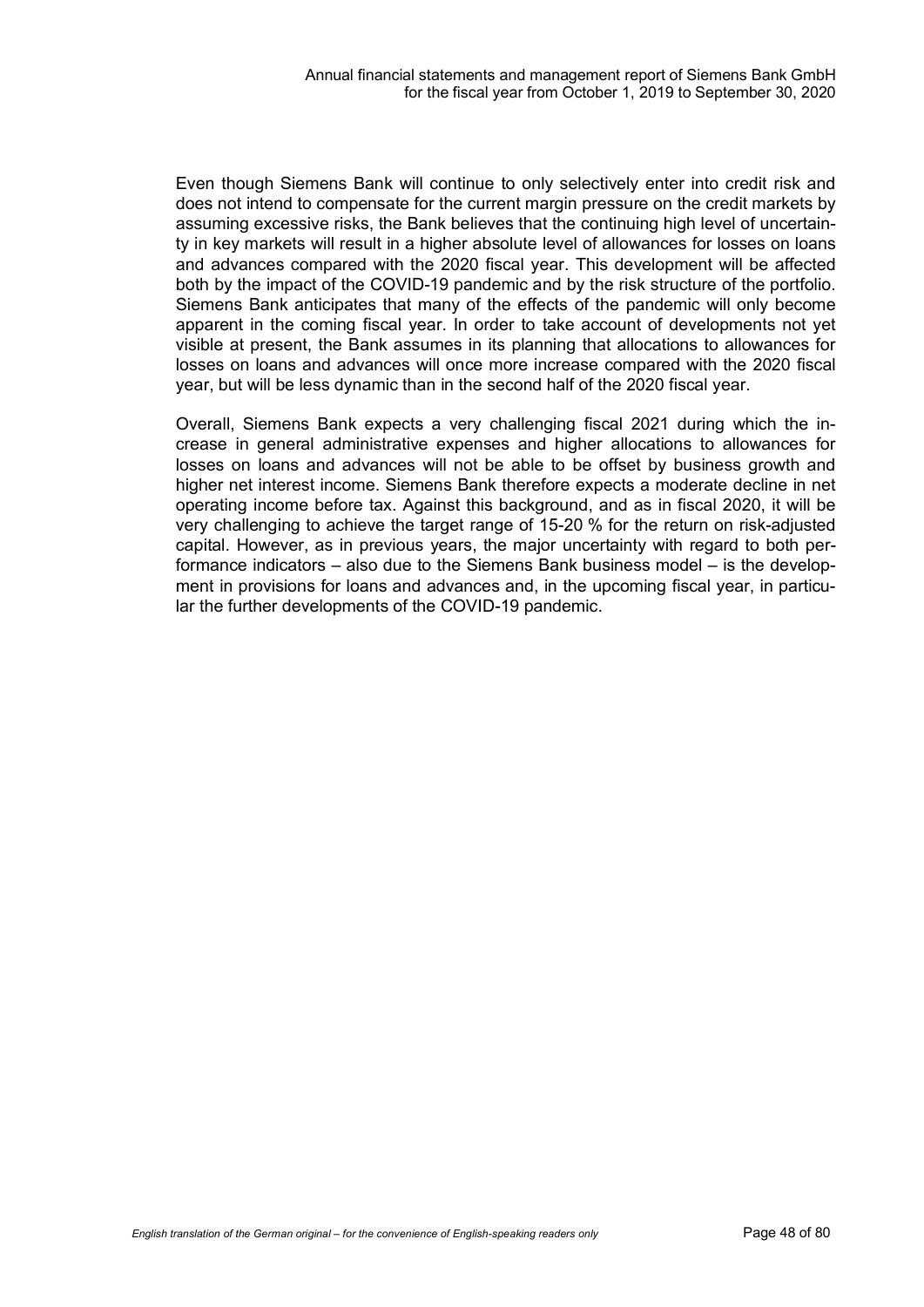Even though Siemens Bank will continue to only selectively enter into credit risk and does not intend to compensate for the current margin pressure on the credit markets by assuming excessive risks, the Bank believes that the continuing high level of uncertainty in key markets will result in a higher absolute level of allowances for losses on loans and advances compared with the 2020 fiscal year. This development will be affected both by the impact of the COVID-19 pandemic and by the risk structure of the portfolio. Siemens Bank anticipates that many of the effects of the pandemic will only become apparent in the coming fiscal year. In order to take account of developments not yet visible at present, the Bank assumes in its planning that allocations to allowances for losses on loans and advances will once more increase compared with the 2020 fiscal year, but will be less dynamic than in the second half of the 2020 fiscal year.

Overall, Siemens Bank expects a very challenging fiscal 2021 during which the increase in general administrative expenses and higher allocations to allowances for losses on loans and advances will not be able to be offset by business growth and higher net interest income. Siemens Bank therefore expects a moderate decline in net operating income before tax. Against this background, and as in fiscal 2020, it will be very challenging to achieve the target range of 15-20 % for the return on risk-adjusted capital. However, as in previous years, the major uncertainty with regard to both performance indicators – also due to the Siemens Bank business model – is the development in provisions for loans and advances and, in the upcoming fiscal year, in particular the further developments of the COVID-19 pandemic.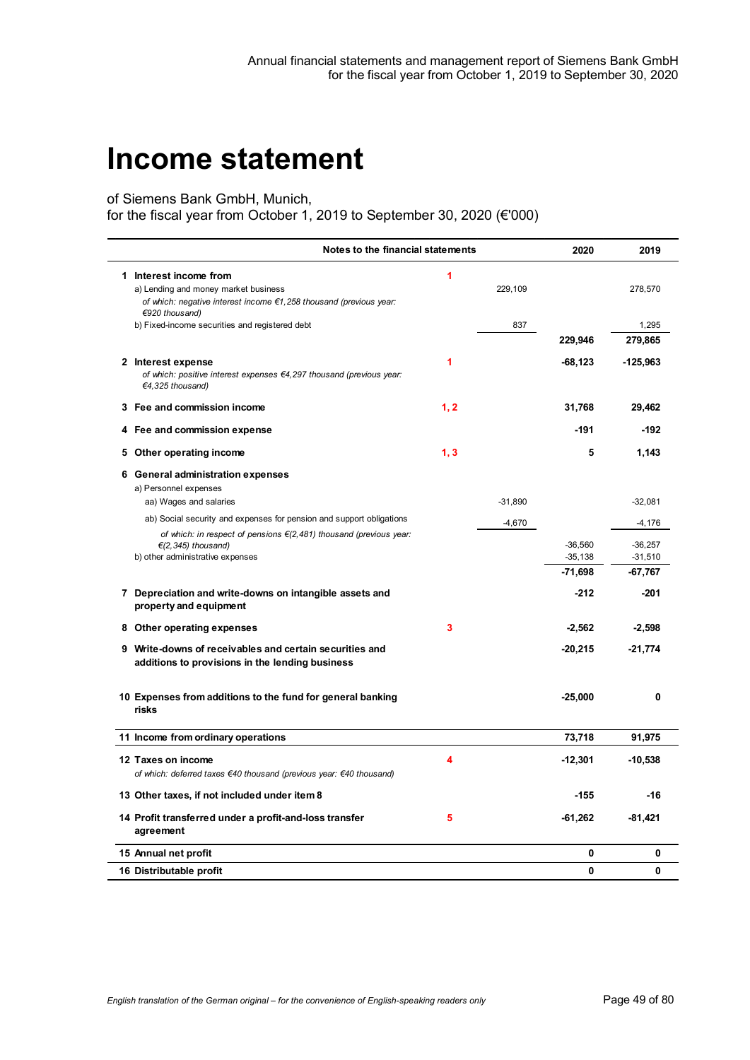# Income statement

of Siemens Bank GmbH, Munich,
for the fiscal year from October 1, 2019 to September 30, 2020 (€'000)

| | Notes to the financial statements | | 2020 | 2019 |
|---|---|---|---|---|
| **1 Interest income from** | **1** | | | |
| a) Lending and money market business | | 229,109 | | 278,570 |
| *of which: negative interest income €1,258 thousand (previous year: €920 thousand)* | | | | |
| b) Fixed-income securities and registered debt | | 837 | | 1,295 |
| | | | **229,946** | **279,865** |
| **2 Interest expense** | **1** | | **-68,123** | **-125,963** |
| *of which: positive interest expenses €4,297 thousand (previous year: €4,325 thousand)* | | | | |
| **3 Fee and commission income** | **1, 2** | | **31,768** | **29,462** |
| **4 Fee and commission expense** | | | **-191** | **-192** |
| **5 Other operating income** | **1, 3** | | **5** | **1,143** |
| **6 General administration expenses** | | | | |
| a) Personnel expenses | | | | |
| aa) Wages and salaries | | -31,890 | | -32,081 |
| ab) Social security and expenses for pension and support obligations | | -4,670 | | -4,176 |
| *of which: in respect of pensions €(2,481) thousand (previous year: €(2,345) thousand)* | | | -36,560 | -36,257 |
| b) other administrative expenses | | | -35,138 | -31,510 |
| | | | **-71,698** | **-67,767** |
| **7 Depreciation and write-downs on intangible assets and property and equipment** | | | **-212** | **-201** |
| **8 Other operating expenses** | **3** | | **-2,562** | **-2,598** |
| **9 Write-downs of receivables and certain securities and additions to provisions in the lending business** | | | **-20,215** | **-21,774** |
| **10 Expenses from additions to the fund for general banking risks** | | | **-25,000** | **0** |
| **11 Income from ordinary operations** | | | **73,718** | **91,975** |
| **12 Taxes on income** | **4** | | **-12,301** | **-10,538** |
| *of which: deferred taxes €40 thousand (previous year: €40 thousand)* | | | | |
| **13 Other taxes, if not included under item 8** | | | **-155** | **-16** |
| **14 Profit transferred under a profit-and-loss transfer agreement** | **5** | | **-61,262** | **-81,421** |
| **15 Annual net profit** | | | **0** | **0** |
| **16 Distributable profit** | | | **0** | **0** |

*English translation of the German original – for the convenience of English-speaking readers only*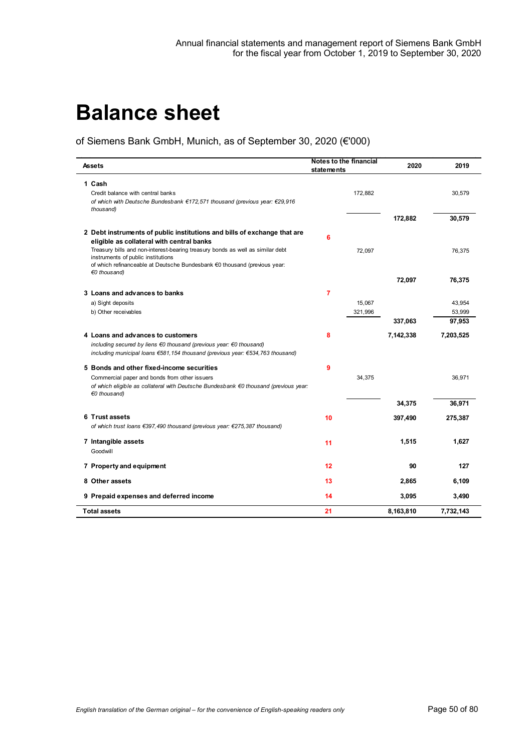# Balance sheet

of Siemens Bank GmbH, Munich, as of September 30, 2020 (€'000)

| Assets | Notes to the financial statements | | 2020 | 2019 |
|---|---|---|---|---|
| **1 Cash** | | | | |
| Credit balance with central banks | | 172,882 | | 30,579 |
| *of which with Deutsche Bundesbank €172,571 thousand (previous year: €29,916 thousand)* | | | | |
| | | | **172,882** | **30,579** |
| **2 Debt instruments of public institutions and bills of exchange that are eligible as collateral with central banks** | 6 | | | |
| Treasury bills and non-interest-bearing treasury bonds as well as similar debt instruments of public institutions | | 72,097 | | 76,375 |
| of which refinanceable at Deutsche Bundesbank €0 thousand (previous year: €0 thousand) | | | | |
| | | | **72,097** | **76,375** |
| **3 Loans and advances to banks** | 7 | | | |
| a) Sight deposits | | 15,067 | | 43,954 |
| b) Other receivables | | 321,996 | | 53,999 |
| | | | **337,063** | **97,953** |
| **4 Loans and advances to customers** | 8 | | **7,142,338** | **7,203,525** |
| *including secured by liens €0 thousand (previous year: €0 thousand)* | | | | |
| *including municipal loans €581,154 thousand (previous year: €534,763 thousand)* | | | | |
| **5 Bonds and other fixed-income securities** | 9 | | | |
| Commercial paper and bonds from other issuers | | 34,375 | | 36,971 |
| *of which eligible as collateral with Deutsche Bundesbank €0 thousand (previous year: €0 thousand)* | | | | |
| | | | **34,375** | **36,971** |
| **6 Trust assets** | 10 | | **397,490** | **275,387** |
| *of which trust loans €397,490 thousand (previous year: €275,387 thousand)* | | | | |
| **7 Intangible assets** | 11 | | **1,515** | **1,627** |
| Goodwill | | | | |
| **7 Property and equipment** | 12 | | **90** | **127** |
| **8 Other assets** | 13 | | **2,865** | **6,109** |
| **9 Prepaid expenses and deferred income** | 14 | | **3,095** | **3,490** |
| **Total assets** | 21 | | **8,163,810** | **7,732,143** |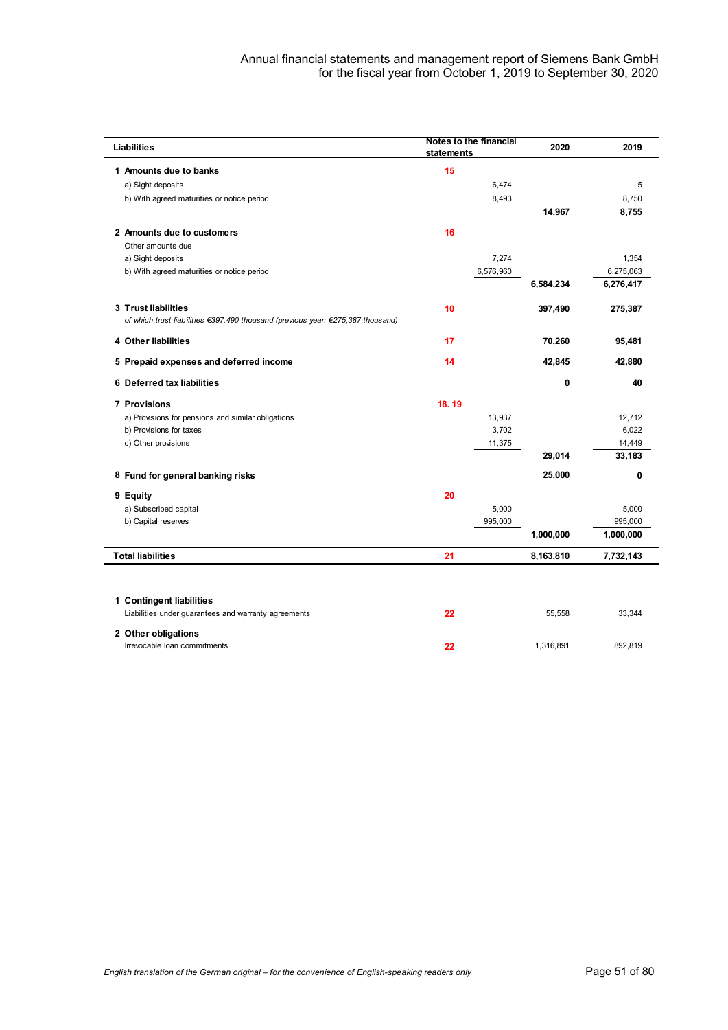| Liabilities | Notes to the financial statements | | 2020 | 2019 |
|---|---|---|---|---|
| **1 Amounts due to banks** | 15 | | | |
| a) Sight deposits | | 6,474 | | 5 |
| b) With agreed maturities or notice period | | 8,493 | | 8,750 |
| | | | **14,967** | **8,755** |
| **2 Amounts due to customers** | 16 | | | |
| Other amounts due | | | | |
| a) Sight deposits | | 7,274 | | 1,354 |
| b) With agreed maturities or notice period | | 6,576,960 | | 6,275,063 |
| | | | **6,584,234** | **6,276,417** |
| **3 Trust liabilities** | 10 | | **397,490** | **275,387** |
| *of which trust liabilities €397,490 thousand (previous year: €275,387 thousand)* | | | | |
| **4 Other liabilities** | 17 | | **70,260** | **95,481** |
| **5 Prepaid expenses and deferred income** | 14 | | **42,845** | **42,880** |
| **6 Deferred tax liabilities** | | | **0** | **40** |
| **7 Provisions** | 18. 19 | | | |
| a) Provisions for pensions and similar obligations | | 13,937 | | 12,712 |
| b) Provisions for taxes | | 3,702 | | 6,022 |
| c) Other provisions | | 11,375 | | 14,449 |
| | | | **29,014** | **33,183** |
| **8 Fund for general banking risks** | | | **25,000** | **0** |
| **9 Equity** | 20 | | | |
| a) Subscribed capital | | 5,000 | | 5,000 |
| b) Capital reserves | | 995,000 | | 995,000 |
| | | | **1,000,000** | **1,000,000** |
| **Total liabilities** | 21 | | **8,163,810** | **7,732,143** |

| | | | 2020 | 2019 |
|---|---|---|---|---|
| **1 Contingent liabilities** | | | | |
| Liabilities under guarantees and warranty agreements | 22 | | 55,558 | 33,344 |
| **2 Other obligations** | | | | |
| Irrevocable loan commitments | 22 | | 1,316,891 | 892,819 |

*English translation of the German original – for the convenience of English-speaking readers only*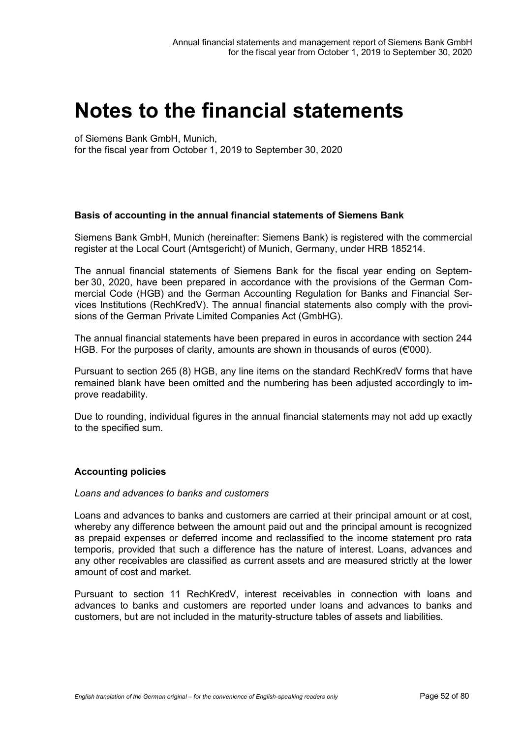# Notes to the financial statements

of Siemens Bank GmbH, Munich,
for the fiscal year from October 1, 2019 to September 30, 2020

**Basis of accounting in the annual financial statements of Siemens Bank**

Siemens Bank GmbH, Munich (hereinafter: Siemens Bank) is registered with the commercial register at the Local Court (Amtsgericht) of Munich, Germany, under HRB 185214.

The annual financial statements of Siemens Bank for the fiscal year ending on September 30, 2020, have been prepared in accordance with the provisions of the German Commercial Code (HGB) and the German Accounting Regulation for Banks and Financial Services Institutions (RechKredV). The annual financial statements also comply with the provisions of the German Private Limited Companies Act (GmbHG).

The annual financial statements have been prepared in euros in accordance with section 244 HGB. For the purposes of clarity, amounts are shown in thousands of euros (€'000).

Pursuant to section 265 (8) HGB, any line items on the standard RechKredV forms that have remained blank have been omitted and the numbering has been adjusted accordingly to improve readability.

Due to rounding, individual figures in the annual financial statements may not add up exactly to the specified sum.

**Accounting policies**

*Loans and advances to banks and customers*

Loans and advances to banks and customers are carried at their principal amount or at cost, whereby any difference between the amount paid out and the principal amount is recognized as prepaid expenses or deferred income and reclassified to the income statement pro rata temporis, provided that such a difference has the nature of interest. Loans, advances and any other receivables are classified as current assets and are measured strictly at the lower amount of cost and market.

Pursuant to section 11 RechKredV, interest receivables in connection with loans and advances to banks and customers are reported under loans and advances to banks and customers, but are not included in the maturity-structure tables of assets and liabilities.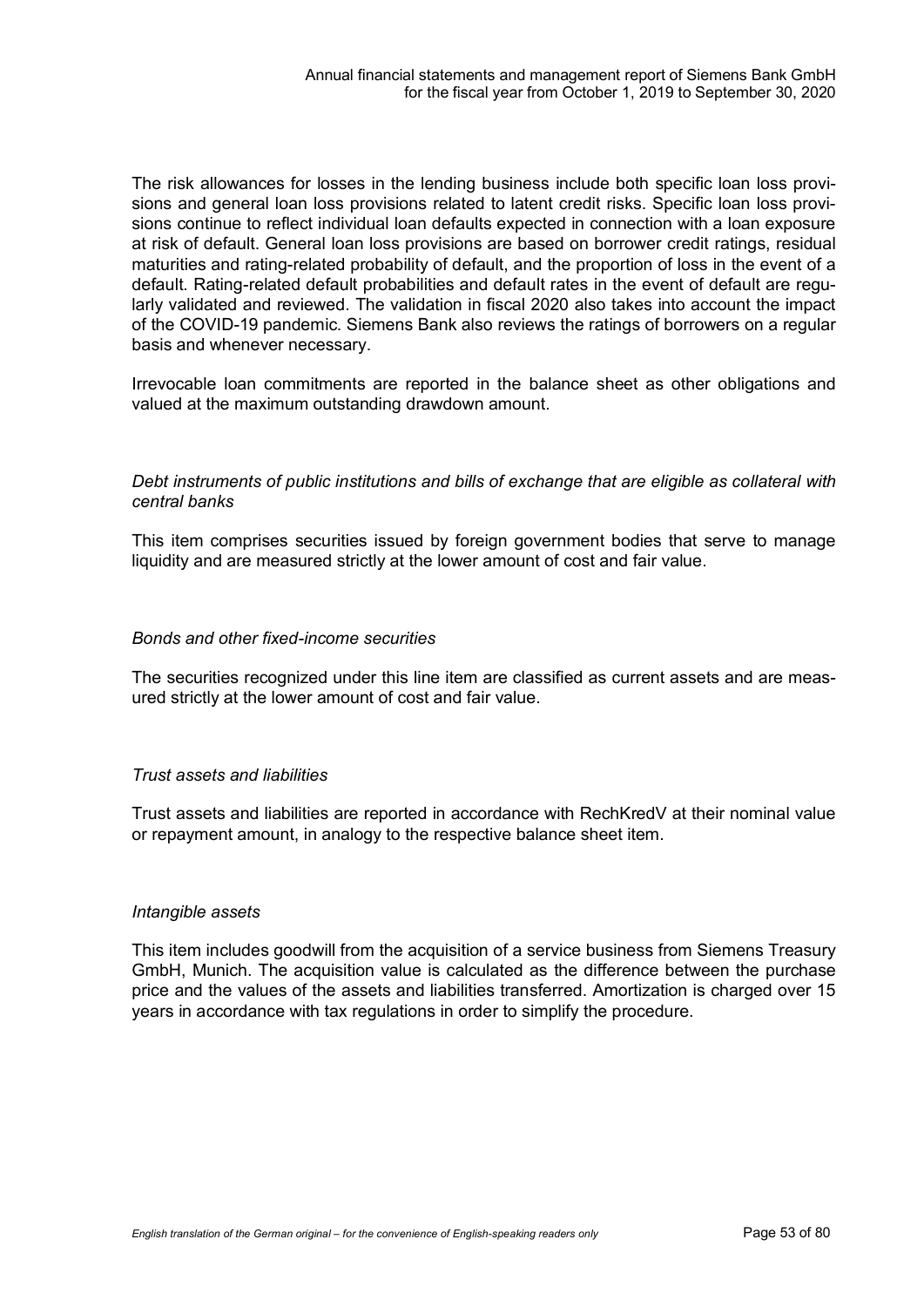The risk allowances for losses in the lending business include both specific loan loss provisions and general loan loss provisions related to latent credit risks. Specific loan loss provisions continue to reflect individual loan defaults expected in connection with a loan exposure at risk of default. General loan loss provisions are based on borrower credit ratings, residual maturities and rating-related probability of default, and the proportion of loss in the event of a default. Rating-related default probabilities and default rates in the event of default are regularly validated and reviewed. The validation in fiscal 2020 also takes into account the impact of the COVID-19 pandemic. Siemens Bank also reviews the ratings of borrowers on a regular basis and whenever necessary.

Irrevocable loan commitments are reported in the balance sheet as other obligations and valued at the maximum outstanding drawdown amount.

*Debt instruments of public institutions and bills of exchange that are eligible as collateral with central banks*

This item comprises securities issued by foreign government bodies that serve to manage liquidity and are measured strictly at the lower amount of cost and fair value.

*Bonds and other fixed-income securities*

The securities recognized under this line item are classified as current assets and are measured strictly at the lower amount of cost and fair value.

*Trust assets and liabilities*

Trust assets and liabilities are reported in accordance with RechKredV at their nominal value or repayment amount, in analogy to the respective balance sheet item.

*Intangible assets*

This item includes goodwill from the acquisition of a service business from Siemens Treasury GmbH, Munich. The acquisition value is calculated as the difference between the purchase price and the values of the assets and liabilities transferred. Amortization is charged over 15 years in accordance with tax regulations in order to simplify the procedure.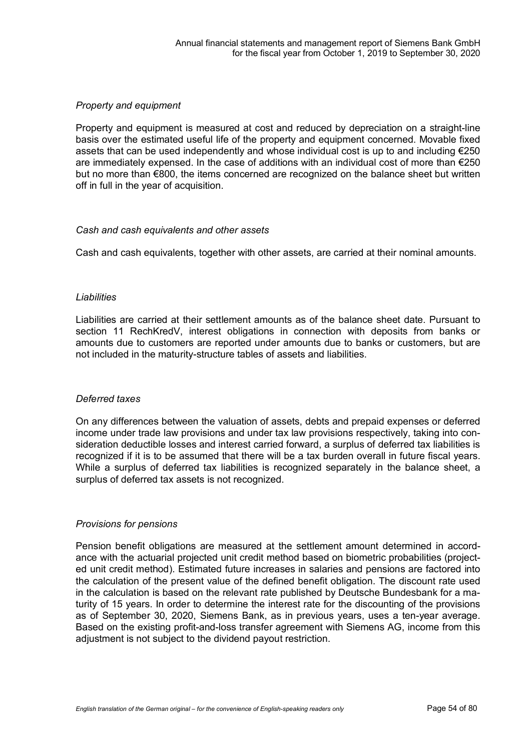*Property and equipment*

Property and equipment is measured at cost and reduced by depreciation on a straight-line basis over the estimated useful life of the property and equipment concerned. Movable fixed assets that can be used independently and whose individual cost is up to and including €250 are immediately expensed. In the case of additions with an individual cost of more than €250 but no more than €800, the items concerned are recognized on the balance sheet but written off in full in the year of acquisition.

*Cash and cash equivalents and other assets*

Cash and cash equivalents, together with other assets, are carried at their nominal amounts.

*Liabilities*

Liabilities are carried at their settlement amounts as of the balance sheet date. Pursuant to section 11 RechKredV, interest obligations in connection with deposits from banks or amounts due to customers are reported under amounts due to banks or customers, but are not included in the maturity-structure tables of assets and liabilities.

*Deferred taxes*

On any differences between the valuation of assets, debts and prepaid expenses or deferred income under trade law provisions and under tax law provisions respectively, taking into consideration deductible losses and interest carried forward, a surplus of deferred tax liabilities is recognized if it is to be assumed that there will be a tax burden overall in future fiscal years. While a surplus of deferred tax liabilities is recognized separately in the balance sheet, a surplus of deferred tax assets is not recognized.

*Provisions for pensions*

Pension benefit obligations are measured at the settlement amount determined in accordance with the actuarial projected unit credit method based on biometric probabilities (projected unit credit method). Estimated future increases in salaries and pensions are factored into the calculation of the present value of the defined benefit obligation. The discount rate used in the calculation is based on the relevant rate published by Deutsche Bundesbank for a maturity of 15 years. In order to determine the interest rate for the discounting of the provisions as of September 30, 2020, Siemens Bank, as in previous years, uses a ten-year average. Based on the existing profit-and-loss transfer agreement with Siemens AG, income from this adjustment is not subject to the dividend payout restriction.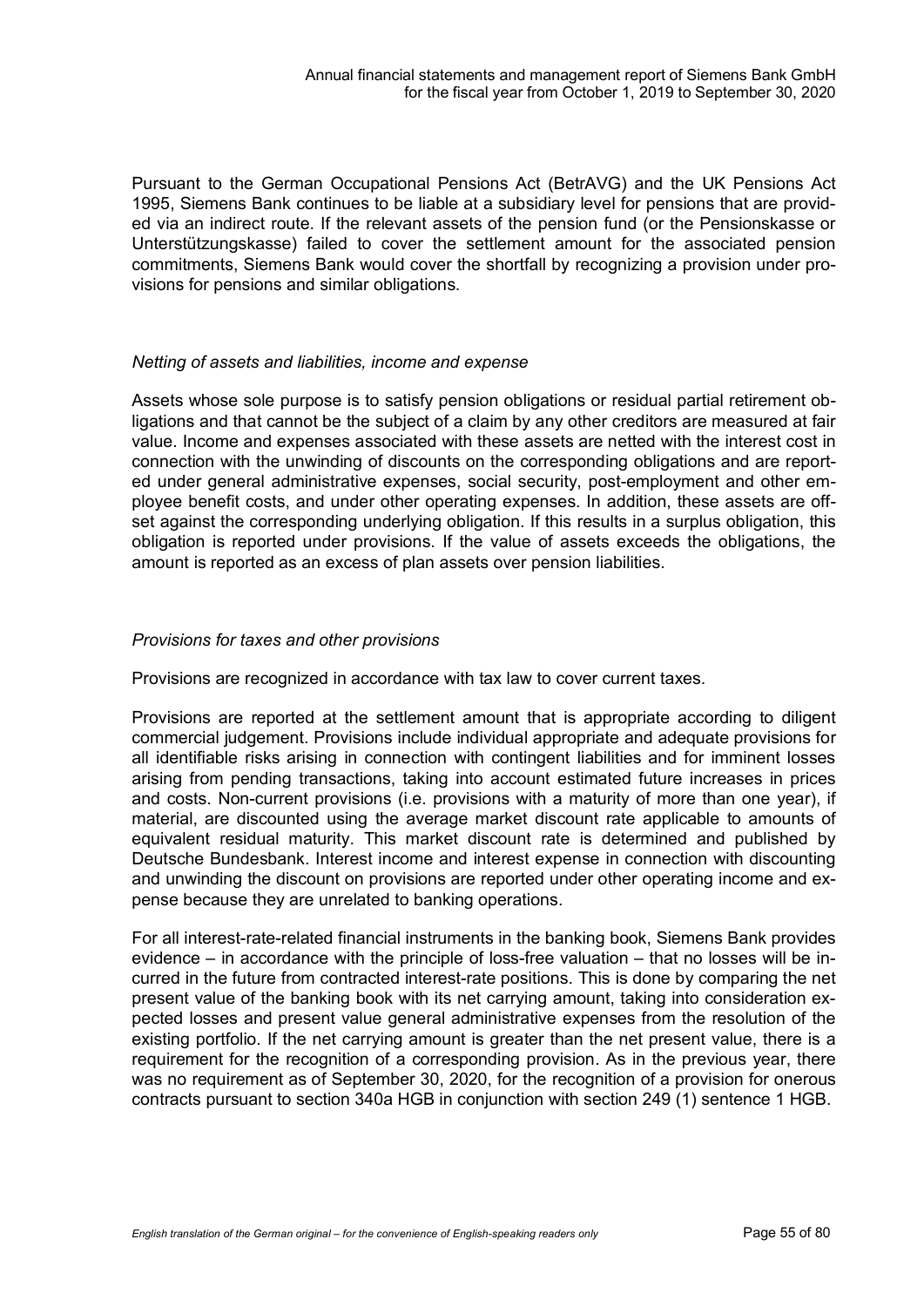Pursuant to the German Occupational Pensions Act (BetrAVG) and the UK Pensions Act 1995, Siemens Bank continues to be liable at a subsidiary level for pensions that are provided via an indirect route. If the relevant assets of the pension fund (or the Pensionskasse or Unterstützungskasse) failed to cover the settlement amount for the associated pension commitments, Siemens Bank would cover the shortfall by recognizing a provision under provisions for pensions and similar obligations.

*Netting of assets and liabilities, income and expense*

Assets whose sole purpose is to satisfy pension obligations or residual partial retirement obligations and that cannot be the subject of a claim by any other creditors are measured at fair value. Income and expenses associated with these assets are netted with the interest cost in connection with the unwinding of discounts on the corresponding obligations and are reported under general administrative expenses, social security, post-employment and other employee benefit costs, and under other operating expenses. In addition, these assets are offset against the corresponding underlying obligation. If this results in a surplus obligation, this obligation is reported under provisions. If the value of assets exceeds the obligations, the amount is reported as an excess of plan assets over pension liabilities.

*Provisions for taxes and other provisions*

Provisions are recognized in accordance with tax law to cover current taxes.

Provisions are reported at the settlement amount that is appropriate according to diligent commercial judgement. Provisions include individual appropriate and adequate provisions for all identifiable risks arising in connection with contingent liabilities and for imminent losses arising from pending transactions, taking into account estimated future increases in prices and costs. Non-current provisions (i.e. provisions with a maturity of more than one year), if material, are discounted using the average market discount rate applicable to amounts of equivalent residual maturity. This market discount rate is determined and published by Deutsche Bundesbank. Interest income and interest expense in connection with discounting and unwinding the discount on provisions are reported under other operating income and expense because they are unrelated to banking operations.

For all interest-rate-related financial instruments in the banking book, Siemens Bank provides evidence – in accordance with the principle of loss-free valuation – that no losses will be incurred in the future from contracted interest-rate positions. This is done by comparing the net present value of the banking book with its net carrying amount, taking into consideration expected losses and present value general administrative expenses from the resolution of the existing portfolio. If the net carrying amount is greater than the net present value, there is a requirement for the recognition of a corresponding provision. As in the previous year, there was no requirement as of September 30, 2020, for the recognition of a provision for onerous contracts pursuant to section 340a HGB in conjunction with section 249 (1) sentence 1 HGB.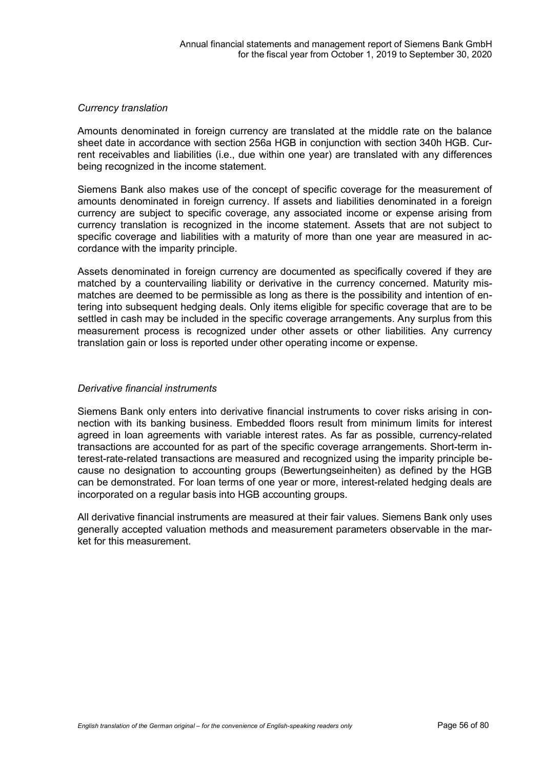*Currency translation*

Amounts denominated in foreign currency are translated at the middle rate on the balance sheet date in accordance with section 256a HGB in conjunction with section 340h HGB. Current receivables and liabilities (i.e., due within one year) are translated with any differences being recognized in the income statement.

Siemens Bank also makes use of the concept of specific coverage for the measurement of amounts denominated in foreign currency. If assets and liabilities denominated in a foreign currency are subject to specific coverage, any associated income or expense arising from currency translation is recognized in the income statement. Assets that are not subject to specific coverage and liabilities with a maturity of more than one year are measured in accordance with the imparity principle.

Assets denominated in foreign currency are documented as specifically covered if they are matched by a countervailing liability or derivative in the currency concerned. Maturity mismatches are deemed to be permissible as long as there is the possibility and intention of entering into subsequent hedging deals. Only items eligible for specific coverage that are to be settled in cash may be included in the specific coverage arrangements. Any surplus from this measurement process is recognized under other assets or other liabilities. Any currency translation gain or loss is reported under other operating income or expense.

*Derivative financial instruments*

Siemens Bank only enters into derivative financial instruments to cover risks arising in connection with its banking business. Embedded floors result from minimum limits for interest agreed in loan agreements with variable interest rates. As far as possible, currency-related transactions are accounted for as part of the specific coverage arrangements. Short-term interest-rate-related transactions are measured and recognized using the imparity principle because no designation to accounting groups (Bewertungseinheiten) as defined by the HGB can be demonstrated. For loan terms of one year or more, interest-related hedging deals are incorporated on a regular basis into HGB accounting groups.

All derivative financial instruments are measured at their fair values. Siemens Bank only uses generally accepted valuation methods and measurement parameters observable in the market for this measurement.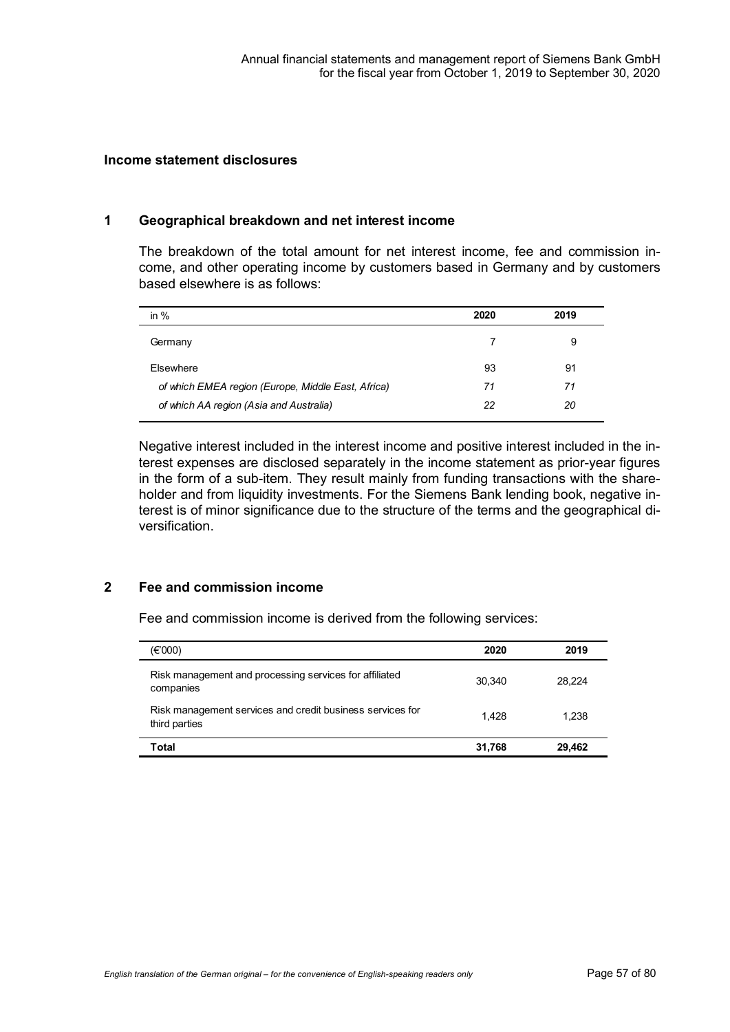## Income statement disclosures

### 1 Geographical breakdown and net interest income

The breakdown of the total amount for net interest income, fee and commission income, and other operating income by customers based in Germany and by customers based elsewhere is as follows:

| in % | 2020 | 2019 |
|---|---|---|
| Germany | 7 | 9 |
| Elsewhere | 93 | 91 |
| *of which EMEA region (Europe, Middle East, Africa)* | *71* | *71* |
| *of which AA region (Asia and Australia)* | *22* | *20* |

Negative interest included in the interest income and positive interest included in the interest expenses are disclosed separately in the income statement as prior-year figures in the form of a sub-item. They result mainly from funding transactions with the shareholder and from liquidity investments. For the Siemens Bank lending book, negative interest is of minor significance due to the structure of the terms and the geographical diversification.

### 2 Fee and commission income

Fee and commission income is derived from the following services:

| (€'000) | 2020 | 2019 |
|---|---|---|
| Risk management and processing services for affiliated companies | 30,340 | 28,224 |
| Risk management services and credit business services for third parties | 1,428 | 1,238 |
| **Total** | **31,768** | **29,462** |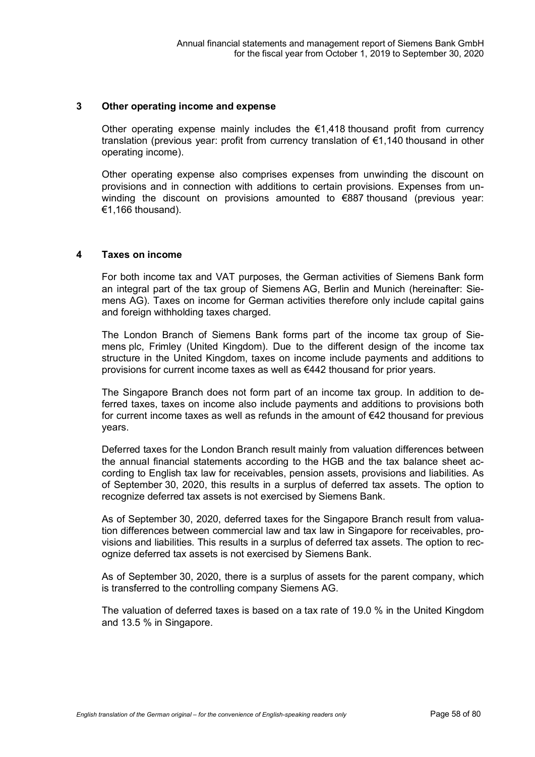## 3 Other operating income and expense

Other operating expense mainly includes the €1,418 thousand profit from currency translation (previous year: profit from currency translation of €1,140 thousand in other operating income).

Other operating expense also comprises expenses from unwinding the discount on provisions and in connection with additions to certain provisions. Expenses from unwinding the discount on provisions amounted to €887 thousand (previous year: €1,166 thousand).

## 4 Taxes on income

For both income tax and VAT purposes, the German activities of Siemens Bank form an integral part of the tax group of Siemens AG, Berlin and Munich (hereinafter: Siemens AG). Taxes on income for German activities therefore only include capital gains and foreign withholding taxes charged.

The London Branch of Siemens Bank forms part of the income tax group of Siemens plc, Frimley (United Kingdom). Due to the different design of the income tax structure in the United Kingdom, taxes on income include payments and additions to provisions for current income taxes as well as €442 thousand for prior years.

The Singapore Branch does not form part of an income tax group. In addition to deferred taxes, taxes on income also include payments and additions to provisions both for current income taxes as well as refunds in the amount of €42 thousand for previous years.

Deferred taxes for the London Branch result mainly from valuation differences between the annual financial statements according to the HGB and the tax balance sheet according to English tax law for receivables, pension assets, provisions and liabilities. As of September 30, 2020, this results in a surplus of deferred tax assets. The option to recognize deferred tax assets is not exercised by Siemens Bank.

As of September 30, 2020, deferred taxes for the Singapore Branch result from valuation differences between commercial law and tax law in Singapore for receivables, provisions and liabilities. This results in a surplus of deferred tax assets. The option to recognize deferred tax assets is not exercised by Siemens Bank.

As of September 30, 2020, there is a surplus of assets for the parent company, which is transferred to the controlling company Siemens AG.

The valuation of deferred taxes is based on a tax rate of 19.0 % in the United Kingdom and 13.5 % in Singapore.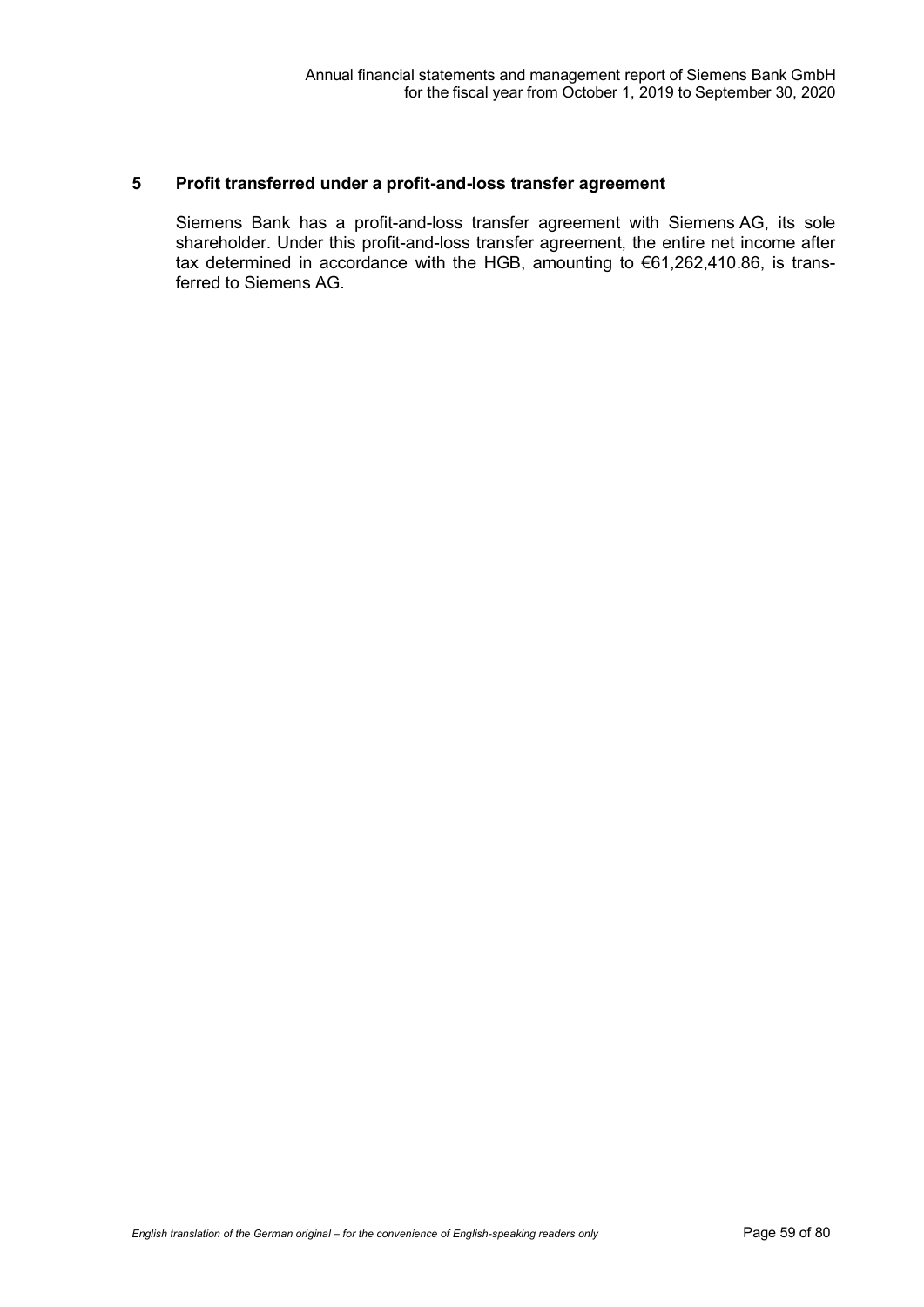## 5 Profit transferred under a profit-and-loss transfer agreement

Siemens Bank has a profit-and-loss transfer agreement with Siemens AG, its sole shareholder. Under this profit-and-loss transfer agreement, the entire net income after tax determined in accordance with the HGB, amounting to €61,262,410.86, is transferred to Siemens AG.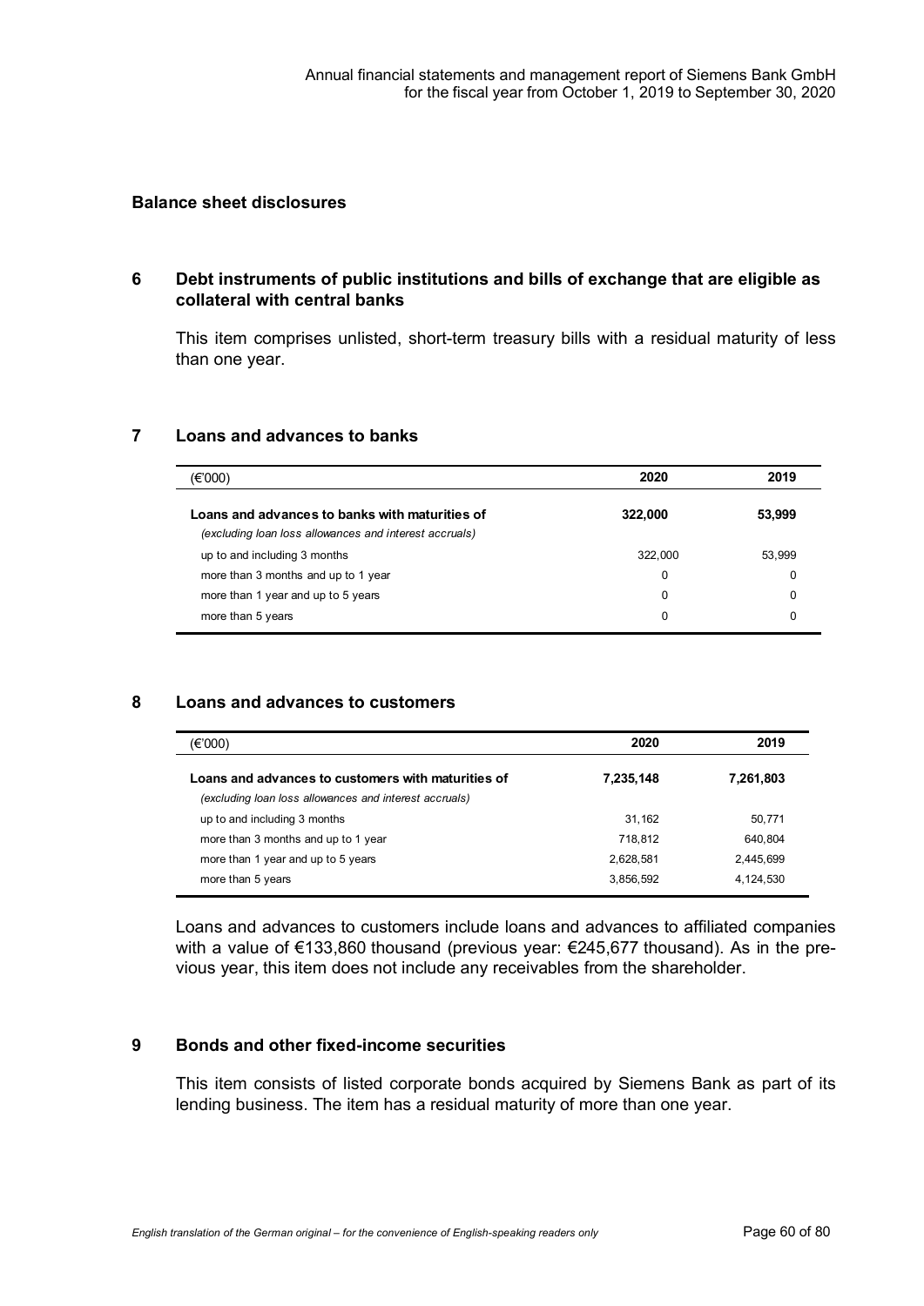## Balance sheet disclosures

### 6 Debt instruments of public institutions and bills of exchange that are eligible as collateral with central banks

This item comprises unlisted, short-term treasury bills with a residual maturity of less than one year.

### 7 Loans and advances to banks

| (€'000) | 2020 | 2019 |
|---|---|---|
| **Loans and advances to banks with maturities of** *(excluding loan loss allowances and interest accruals)* | **322,000** | **53,999** |
| up to and including 3 months | 322,000 | 53,999 |
| more than 3 months and up to 1 year | 0 | 0 |
| more than 1 year and up to 5 years | 0 | 0 |
| more than 5 years | 0 | 0 |

### 8 Loans and advances to customers

| (€'000) | 2020 | 2019 |
|---|---|---|
| **Loans and advances to customers with maturities of** *(excluding loan loss allowances and interest accruals)* | **7,235,148** | **7,261,803** |
| up to and including 3 months | 31,162 | 50,771 |
| more than 3 months and up to 1 year | 718,812 | 640,804 |
| more than 1 year and up to 5 years | 2,628,581 | 2,445,699 |
| more than 5 years | 3,856,592 | 4,124,530 |

Loans and advances to customers include loans and advances to affiliated companies with a value of €133,860 thousand (previous year: €245,677 thousand). As in the previous year, this item does not include any receivables from the shareholder.

### 9 Bonds and other fixed-income securities

This item consists of listed corporate bonds acquired by Siemens Bank as part of its lending business. The item has a residual maturity of more than one year.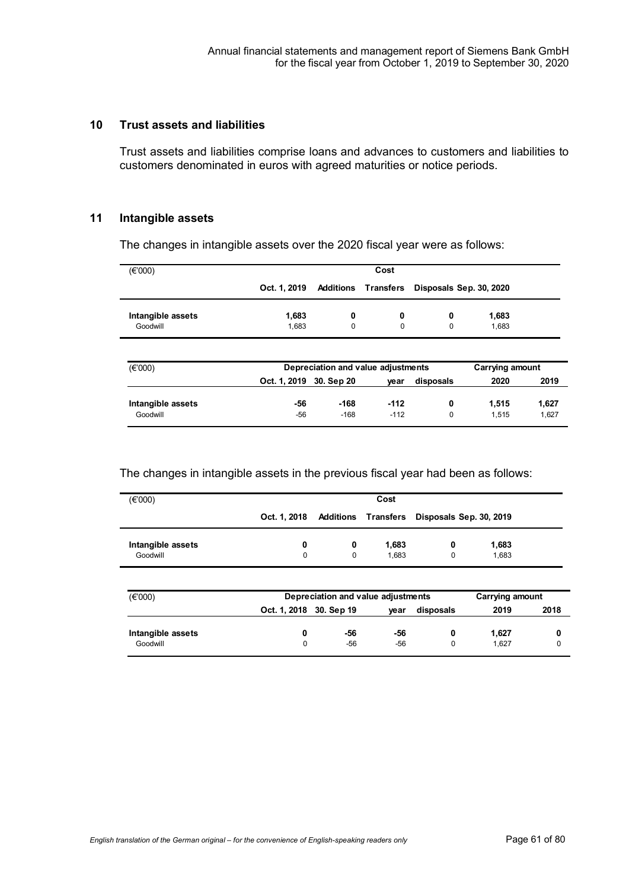## 10 Trust assets and liabilities

Trust assets and liabilities comprise loans and advances to customers and liabilities to customers denominated in euros with agreed maturities or notice periods.

## 11 Intangible assets

The changes in intangible assets over the 2020 fiscal year were as follows:

| (€'000) | Cost | | | | |
|---|---|---|---|---|---|
| | Oct. 1, 2019 | Additions | Transfers | Disposals | Sep. 30, 2020 |
| **Intangible assets** | **1,683** | **0** | **0** | **0** | **1,683** |
| Goodwill | 1,683 | 0 | 0 | 0 | 1,683 |

| (€'000) | Depreciation and value adjustments | | | | Carrying amount | |
|---|---|---|---|---|---|---|
| | Oct. 1, 2019 | 30. Sep 20 | year | disposals | 2020 | 2019 |
| **Intangible assets** | **-56** | **-168** | **-112** | **0** | **1,515** | **1,627** |
| Goodwill | -56 | -168 | -112 | 0 | 1,515 | 1,627 |

The changes in intangible assets in the previous fiscal year had been as follows:

| (€'000) | Cost | | | | |
|---|---|---|---|---|---|
| | Oct. 1, 2018 | Additions | Transfers | Disposals | Sep. 30, 2019 |
| **Intangible assets** | **0** | **0** | **1,683** | **0** | **1,683** |
| Goodwill | 0 | 0 | 1,683 | 0 | 1,683 |

| (€'000) | Depreciation and value adjustments | | | | Carrying amount | |
|---|---|---|---|---|---|---|
| | Oct. 1, 2018 | 30. Sep 19 | year | disposals | 2019 | 2018 |
| **Intangible assets** | **0** | **-56** | **-56** | **0** | **1,627** | **0** |
| Goodwill | 0 | -56 | -56 | 0 | 1,627 | 0 |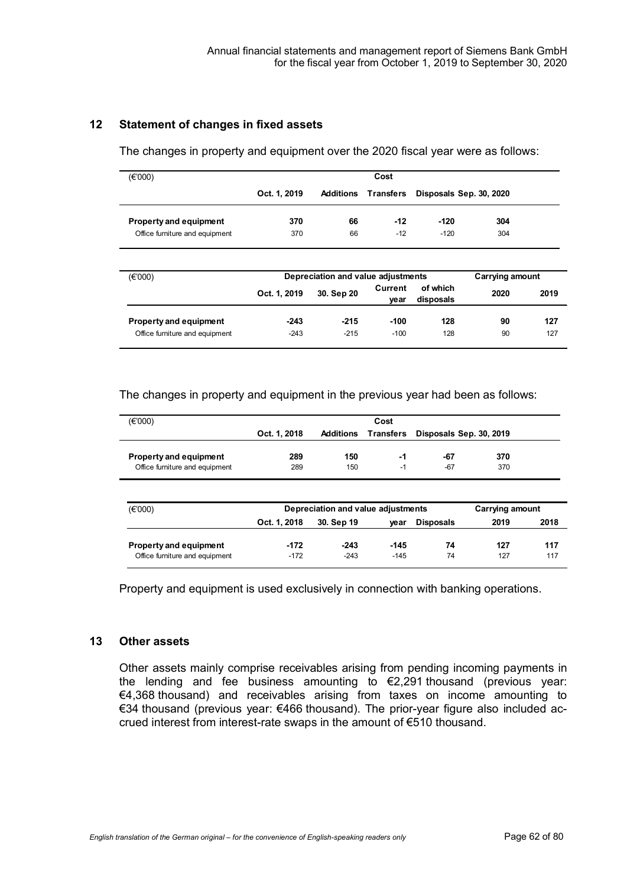## 12 Statement of changes in fixed assets

The changes in property and equipment over the 2020 fiscal year were as follows:

| (€'000) | Cost | | | | |
|---|---|---|---|---|---|
| | Oct. 1, 2019 | Additions | Transfers | Disposals | Sep. 30, 2020 |
| **Property and equipment** | **370** | **66** | **-12** | **-120** | **304** |
| Office furniture and equipment | 370 | 66 | -12 | -120 | 304 |

| (€'000) | Depreciation and value adjustments | | | | Carrying amount | |
|---|---|---|---|---|---|---|
| | Oct. 1, 2019 | 30. Sep 20 | Current year | of which disposals | 2020 | 2019 |
| **Property and equipment** | **-243** | **-215** | **-100** | **128** | **90** | **127** |
| Office furniture and equipment | -243 | -215 | -100 | 128 | 90 | 127 |

The changes in property and equipment in the previous year had been as follows:

| (€'000) | Cost | | | | |
|---|---|---|---|---|---|
| | Oct. 1, 2018 | Additions | Transfers | Disposals | Sep. 30, 2019 |
| **Property and equipment** | **289** | **150** | **-1** | **-67** | **370** |
| Office furniture and equipment | 289 | 150 | -1 | -67 | 370 |

| (€'000) | Depreciation and value adjustments | | | | Carrying amount | |
|---|---|---|---|---|---|---|
| | Oct. 1, 2018 | 30. Sep 19 | year | Disposals | 2019 | 2018 |
| **Property and equipment** | **-172** | **-243** | **-145** | **74** | **127** | **117** |
| Office furniture and equipment | -172 | -243 | -145 | 74 | 127 | 117 |

Property and equipment is used exclusively in connection with banking operations.

## 13 Other assets

Other assets mainly comprise receivables arising from pending incoming payments in the lending and fee business amounting to €2,291 thousand (previous year: €4,368 thousand) and receivables arising from taxes on income amounting to €34 thousand (previous year: €466 thousand). The prior-year figure also included accrued interest from interest-rate swaps in the amount of €510 thousand.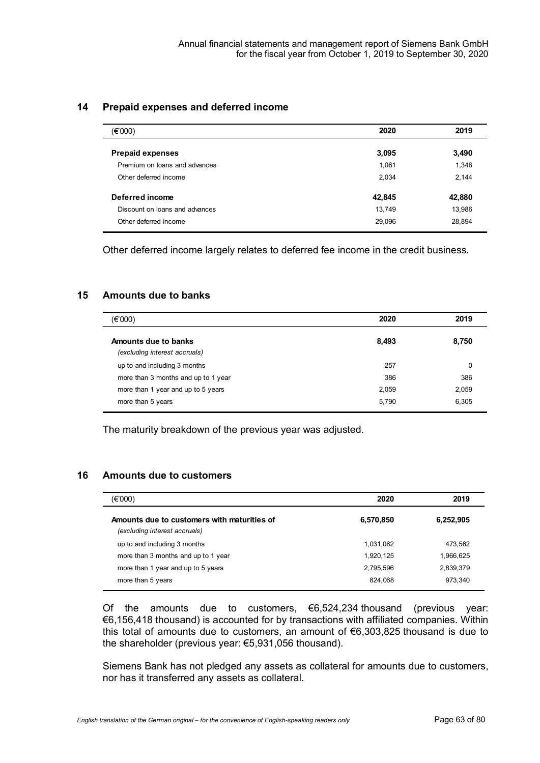## 14 Prepaid expenses and deferred income

| (€'000) | 2020 | 2019 |
|---|---|---|
| **Prepaid expenses** | **3,095** | **3,490** |
| Premium on loans and advances | 1,061 | 1,346 |
| Other deferred income | 2,034 | 2,144 |
| **Deferred income** | **42,845** | **42,880** |
| Discount on loans and advances | 13,749 | 13,986 |
| Other deferred income | 29,096 | 28,894 |

Other deferred income largely relates to deferred fee income in the credit business.

## 15 Amounts due to banks

| (€'000) | 2020 | 2019 |
|---|---|---|
| **Amounts due to banks** *(excluding interest accruals)* | **8,493** | **8,750** |
| up to and including 3 months | 257 | 0 |
| more than 3 months and up to 1 year | 386 | 386 |
| more than 1 year and up to 5 years | 2,059 | 2,059 |
| more than 5 years | 5,790 | 6,305 |

The maturity breakdown of the previous year was adjusted.

## 16 Amounts due to customers

| (€'000) | 2020 | 2019 |
|---|---|---|
| **Amounts due to customers with maturities of** *(excluding interest accruals)* | **6,570,850** | **6,252,905** |
| up to and including 3 months | 1,031,062 | 473,562 |
| more than 3 months and up to 1 year | 1,920,125 | 1,966,625 |
| more than 1 year and up to 5 years | 2,795,596 | 2,839,379 |
| more than 5 years | 824,068 | 973,340 |

Of the amounts due to customers, €6,524,234 thousand (previous year: €6,156,418 thousand) is accounted for by transactions with affiliated companies. Within this total of amounts due to customers, an amount of €6,303,825 thousand is due to the shareholder (previous year: €5,931,056 thousand).

Siemens Bank has not pledged any assets as collateral for amounts due to customers, nor has it transferred any assets as collateral.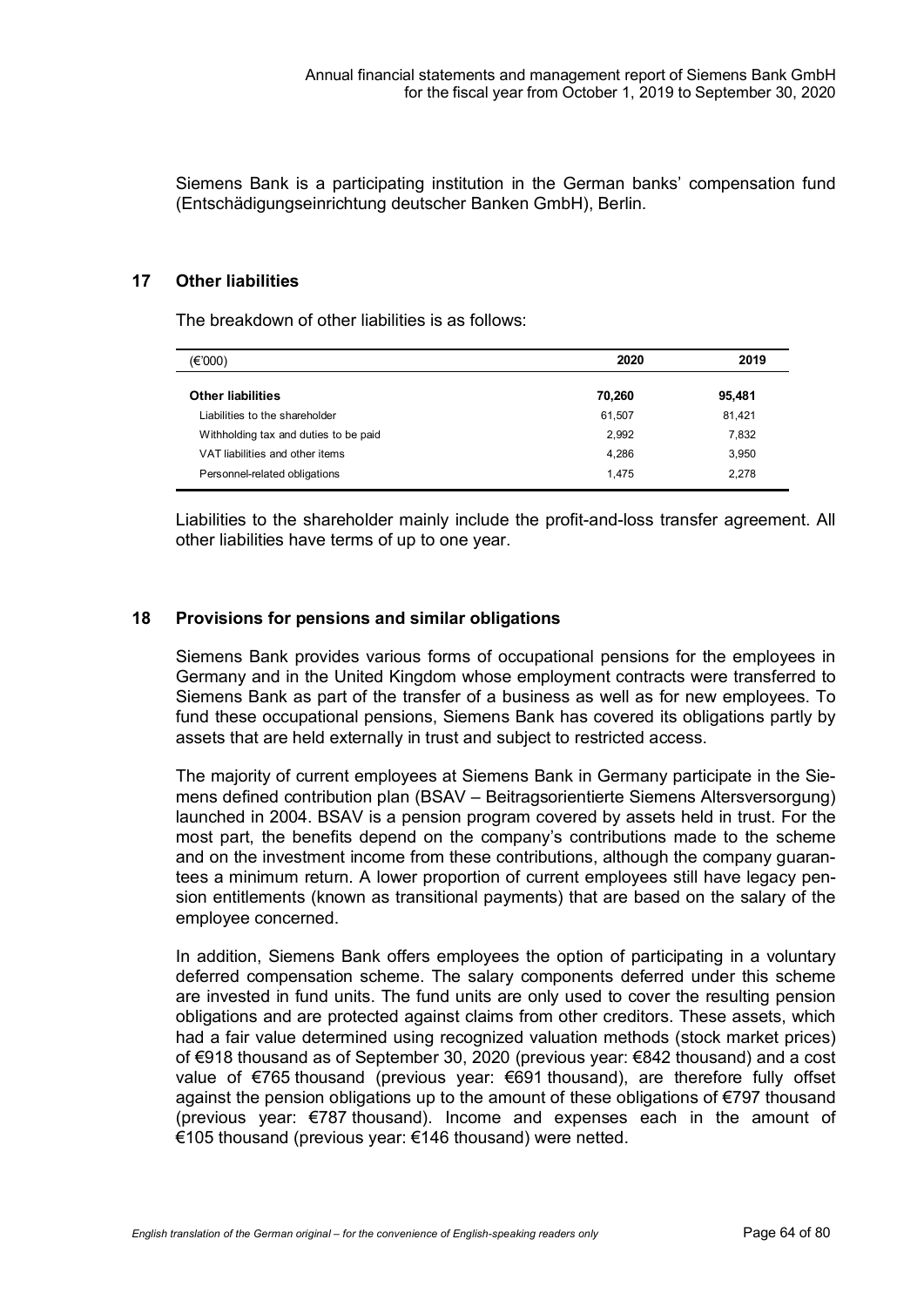Siemens Bank is a participating institution in the German banks' compensation fund (Entschädigungseinrichtung deutscher Banken GmbH), Berlin.

## 17 Other liabilities

The breakdown of other liabilities is as follows:

| (€'000) | 2020 | 2019 |
|---|---|---|
| **Other liabilities** | **70,260** | **95,481** |
| Liabilities to the shareholder | 61,507 | 81,421 |
| Withholding tax and duties to be paid | 2,992 | 7,832 |
| VAT liabilities and other items | 4,286 | 3,950 |
| Personnel-related obligations | 1,475 | 2,278 |

Liabilities to the shareholder mainly include the profit-and-loss transfer agreement. All other liabilities have terms of up to one year.

## 18 Provisions for pensions and similar obligations

Siemens Bank provides various forms of occupational pensions for the employees in Germany and in the United Kingdom whose employment contracts were transferred to Siemens Bank as part of the transfer of a business as well as for new employees. To fund these occupational pensions, Siemens Bank has covered its obligations partly by assets that are held externally in trust and subject to restricted access.

The majority of current employees at Siemens Bank in Germany participate in the Siemens defined contribution plan (BSAV – Beitragsorientierte Siemens Altersversorgung) launched in 2004. BSAV is a pension program covered by assets held in trust. For the most part, the benefits depend on the company's contributions made to the scheme and on the investment income from these contributions, although the company guarantees a minimum return. A lower proportion of current employees still have legacy pension entitlements (known as transitional payments) that are based on the salary of the employee concerned.

In addition, Siemens Bank offers employees the option of participating in a voluntary deferred compensation scheme. The salary components deferred under this scheme are invested in fund units. The fund units are only used to cover the resulting pension obligations and are protected against claims from other creditors. These assets, which had a fair value determined using recognized valuation methods (stock market prices) of €918 thousand as of September 30, 2020 (previous year: €842 thousand) and a cost value of €765 thousand (previous year: €691 thousand), are therefore fully offset against the pension obligations up to the amount of these obligations of €797 thousand (previous year: €787 thousand). Income and expenses each in the amount of €105 thousand (previous year: €146 thousand) were netted.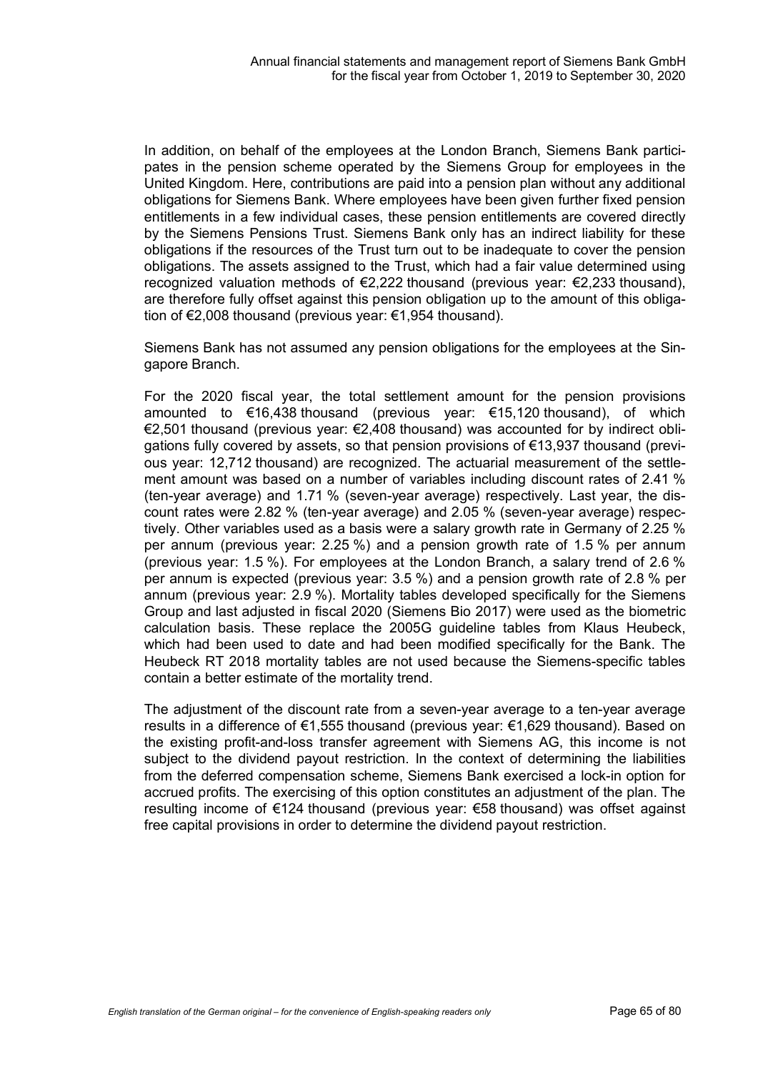In addition, on behalf of the employees at the London Branch, Siemens Bank participates in the pension scheme operated by the Siemens Group for employees in the United Kingdom. Here, contributions are paid into a pension plan without any additional obligations for Siemens Bank. Where employees have been given further fixed pension entitlements in a few individual cases, these pension entitlements are covered directly by the Siemens Pensions Trust. Siemens Bank only has an indirect liability for these obligations if the resources of the Trust turn out to be inadequate to cover the pension obligations. The assets assigned to the Trust, which had a fair value determined using recognized valuation methods of €2,222 thousand (previous year: €2,233 thousand), are therefore fully offset against this pension obligation up to the amount of this obligation of €2,008 thousand (previous year: €1,954 thousand).

Siemens Bank has not assumed any pension obligations for the employees at the Singapore Branch.

For the 2020 fiscal year, the total settlement amount for the pension provisions amounted to €16,438 thousand (previous year: €15,120 thousand), of which €2,501 thousand (previous year: €2,408 thousand) was accounted for by indirect obligations fully covered by assets, so that pension provisions of €13,937 thousand (previous year: 12,712 thousand) are recognized. The actuarial measurement of the settlement amount was based on a number of variables including discount rates of 2.41 % (ten-year average) and 1.71 % (seven-year average) respectively. Last year, the discount rates were 2.82 % (ten-year average) and 2.05 % (seven-year average) respectively. Other variables used as a basis were a salary growth rate in Germany of 2.25 % per annum (previous year: 2.25 %) and a pension growth rate of 1.5 % per annum (previous year: 1.5 %). For employees at the London Branch, a salary trend of 2.6 % per annum is expected (previous year: 3.5 %) and a pension growth rate of 2.8 % per annum (previous year: 2.9 %). Mortality tables developed specifically for the Siemens Group and last adjusted in fiscal 2020 (Siemens Bio 2017) were used as the biometric calculation basis. These replace the 2005G guideline tables from Klaus Heubeck, which had been used to date and had been modified specifically for the Bank. The Heubeck RT 2018 mortality tables are not used because the Siemens-specific tables contain a better estimate of the mortality trend.

The adjustment of the discount rate from a seven-year average to a ten-year average results in a difference of €1,555 thousand (previous year: €1,629 thousand). Based on the existing profit-and-loss transfer agreement with Siemens AG, this income is not subject to the dividend payout restriction. In the context of determining the liabilities from the deferred compensation scheme, Siemens Bank exercised a lock-in option for accrued profits. The exercising of this option constitutes an adjustment of the plan. The resulting income of €124 thousand (previous year: €58 thousand) was offset against free capital provisions in order to determine the dividend payout restriction.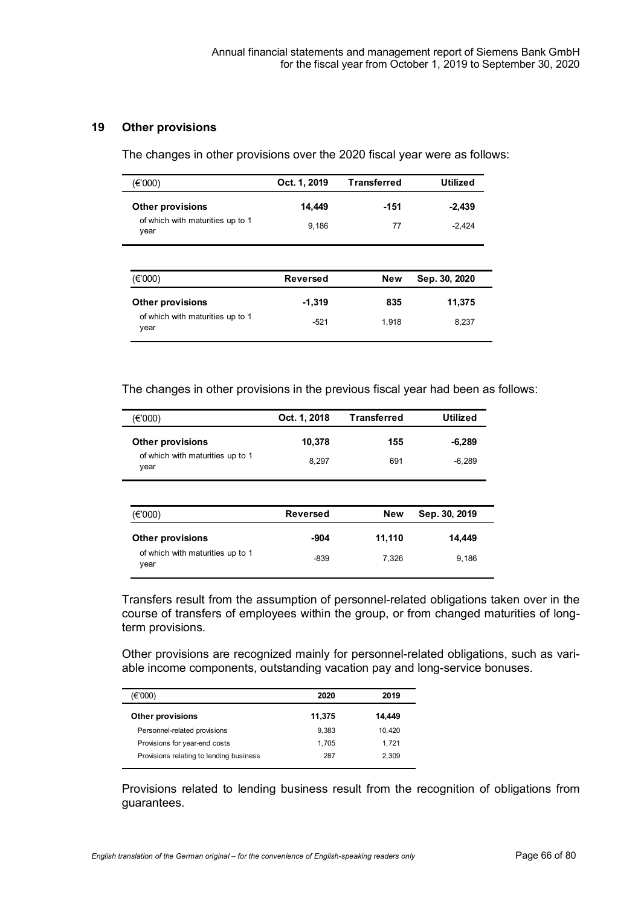## 19 Other provisions

The changes in other provisions over the 2020 fiscal year were as follows:

| (€'000) | Oct. 1, 2019 | Transferred | Utilized |
|---|---|---|---|
| **Other provisions** | **14,449** | **-151** | **-2,439** |
| of which with maturities up to 1 year | 9,186 | 77 | -2,424 |

| (€'000) | Reversed | New | Sep. 30, 2020 |
|---|---|---|---|
| **Other provisions** | **-1,319** | **835** | **11,375** |
| of which with maturities up to 1 year | -521 | 1,918 | 8,237 |

The changes in other provisions in the previous fiscal year had been as follows:

| (€'000) | Oct. 1, 2018 | Transferred | Utilized |
|---|---|---|---|
| **Other provisions** | **10,378** | **155** | **-6,289** |
| of which with maturities up to 1 year | 8,297 | 691 | -6,289 |

| (€'000) | Reversed | New | Sep. 30, 2019 |
|---|---|---|---|
| **Other provisions** | **-904** | **11,110** | **14,449** |
| of which with maturities up to 1 year | -839 | 7,326 | 9,186 |

Transfers result from the assumption of personnel-related obligations taken over in the course of transfers of employees within the group, or from changed maturities of long-term provisions.

Other provisions are recognized mainly for personnel-related obligations, such as variable income components, outstanding vacation pay and long-service bonuses.

| (€'000) | 2020 | 2019 |
|---|---|---|
| **Other provisions** | **11,375** | **14,449** |
| Personnel-related provisions | 9,383 | 10,420 |
| Provisions for year-end costs | 1,705 | 1,721 |
| Provisions relating to lending business | 287 | 2,309 |

Provisions related to lending business result from the recognition of obligations from guarantees.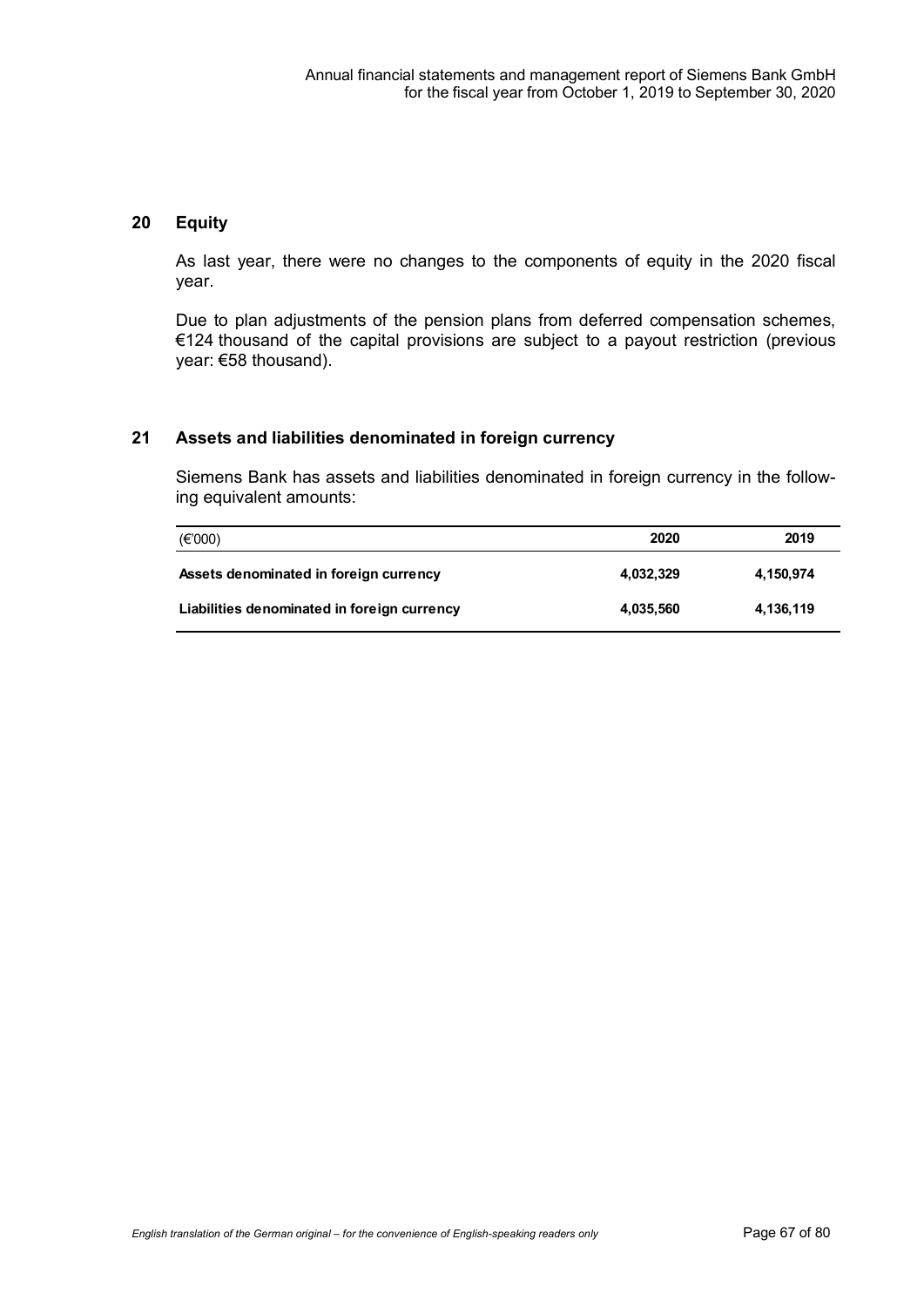## 20 Equity

As last year, there were no changes to the components of equity in the 2020 fiscal year.

Due to plan adjustments of the pension plans from deferred compensation schemes, €124 thousand of the capital provisions are subject to a payout restriction (previous year: €58 thousand).

## 21 Assets and liabilities denominated in foreign currency

Siemens Bank has assets and liabilities denominated in foreign currency in the following equivalent amounts:

| (€'000) | 2020 | 2019 |
|---|---|---|
| **Assets denominated in foreign currency** | **4,032,329** | **4,150,974** |
| **Liabilities denominated in foreign currency** | **4,035,560** | **4,136,119** |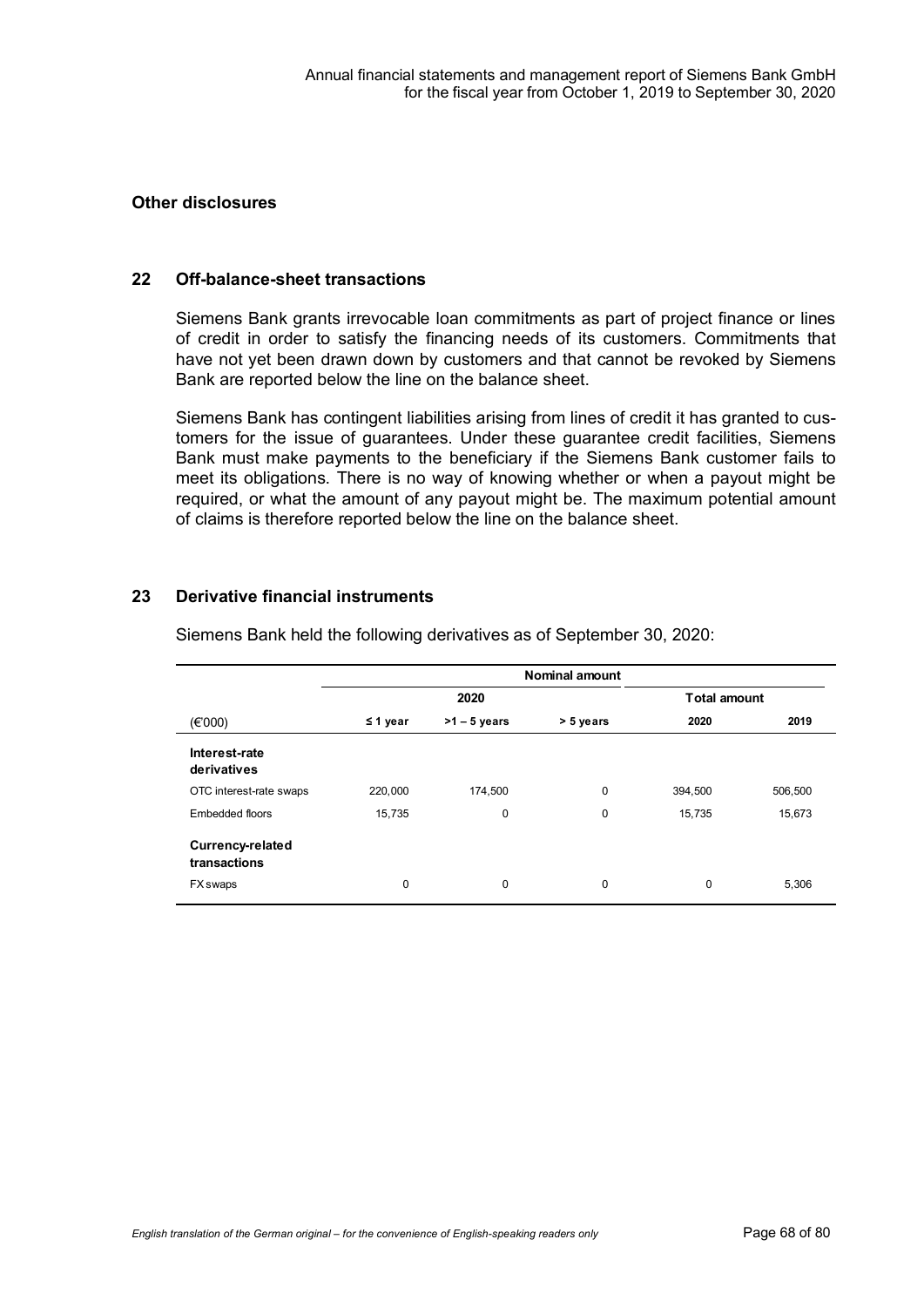## Other disclosures

### 22 Off-balance-sheet transactions

Siemens Bank grants irrevocable loan commitments as part of project finance or lines of credit in order to satisfy the financing needs of its customers. Commitments that have not yet been drawn down by customers and that cannot be revoked by Siemens Bank are reported below the line on the balance sheet.

Siemens Bank has contingent liabilities arising from lines of credit it has granted to customers for the issue of guarantees. Under these guarantee credit facilities, Siemens Bank must make payments to the beneficiary if the Siemens Bank customer fails to meet its obligations. There is no way of knowing whether or when a payout might be required, or what the amount of any payout might be. The maximum potential amount of claims is therefore reported below the line on the balance sheet.

### 23 Derivative financial instruments

Siemens Bank held the following derivatives as of September 30, 2020:

| | Nominal amount | | | | |
|---|---|---|---|---|---|
| | 2020 | | | Total amount | |
| (€'000) | ≤ 1 year | >1 – 5 years | > 5 years | 2020 | 2019 |
| **Interest-rate derivatives** | | | | | |
| OTC interest-rate swaps | 220,000 | 174,500 | 0 | 394,500 | 506,500 |
| Embedded floors | 15,735 | 0 | 0 | 15,735 | 15,673 |
| **Currency-related transactions** | | | | | |
| FX swaps | 0 | 0 | 0 | 0 | 5,306 |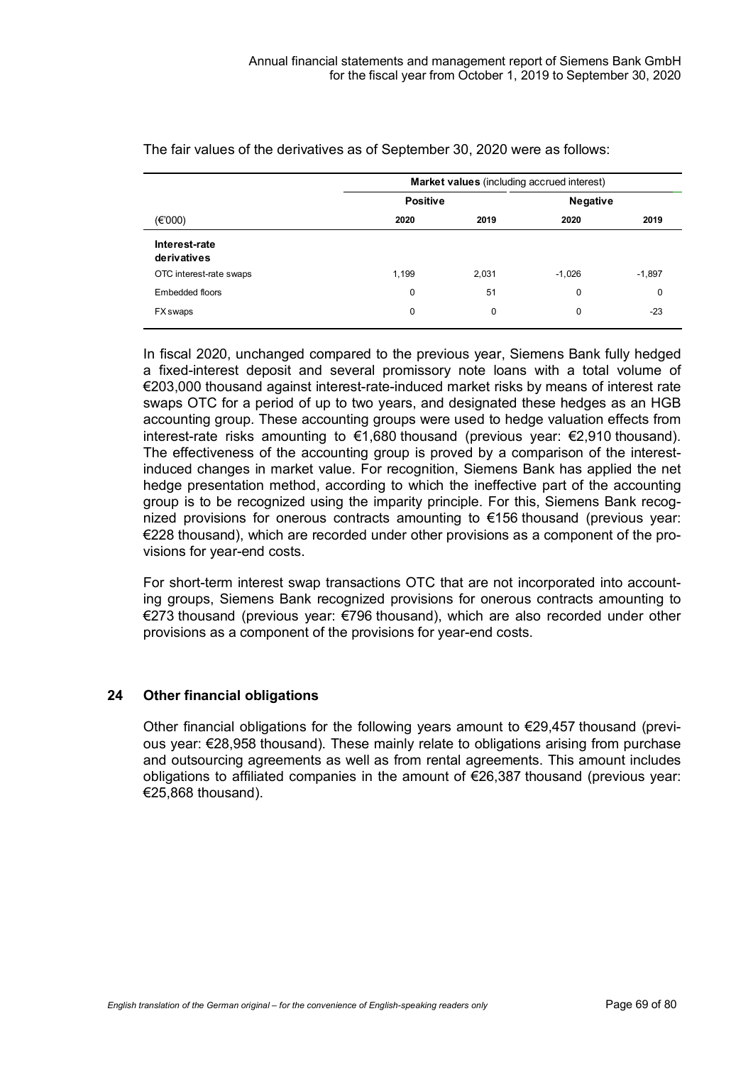The fair values of the derivatives as of September 30, 2020 were as follows:

| | **Market values** (including accrued interest) | | | |
|---|---|---|---|---|
| | **Positive** | | **Negative** | |
| (€'000) | **2020** | **2019** | **2020** | **2019** |
| **Interest-rate derivatives** | | | | |
| OTC interest-rate swaps | 1,199 | 2,031 | -1,026 | -1,897 |
| Embedded floors | 0 | 51 | 0 | 0 |
| FX swaps | 0 | 0 | 0 | -23 |

In fiscal 2020, unchanged compared to the previous year, Siemens Bank fully hedged a fixed-interest deposit and several promissory note loans with a total volume of €203,000 thousand against interest-rate-induced market risks by means of interest rate swaps OTC for a period of up to two years, and designated these hedges as an HGB accounting group. These accounting groups were used to hedge valuation effects from interest-rate risks amounting to €1,680 thousand (previous year: €2,910 thousand). The effectiveness of the accounting group is proved by a comparison of the interest-induced changes in market value. For recognition, Siemens Bank has applied the net hedge presentation method, according to which the ineffective part of the accounting group is to be recognized using the imparity principle. For this, Siemens Bank recognized provisions for onerous contracts amounting to €156 thousand (previous year: €228 thousand), which are recorded under other provisions as a component of the provisions for year-end costs.

For short-term interest swap transactions OTC that are not incorporated into accounting groups, Siemens Bank recognized provisions for onerous contracts amounting to €273 thousand (previous year: €796 thousand), which are also recorded under other provisions as a component of the provisions for year-end costs.

## 24 Other financial obligations

Other financial obligations for the following years amount to €29,457 thousand (previous year: €28,958 thousand). These mainly relate to obligations arising from purchase and outsourcing agreements as well as from rental agreements. This amount includes obligations to affiliated companies in the amount of €26,387 thousand (previous year: €25,868 thousand).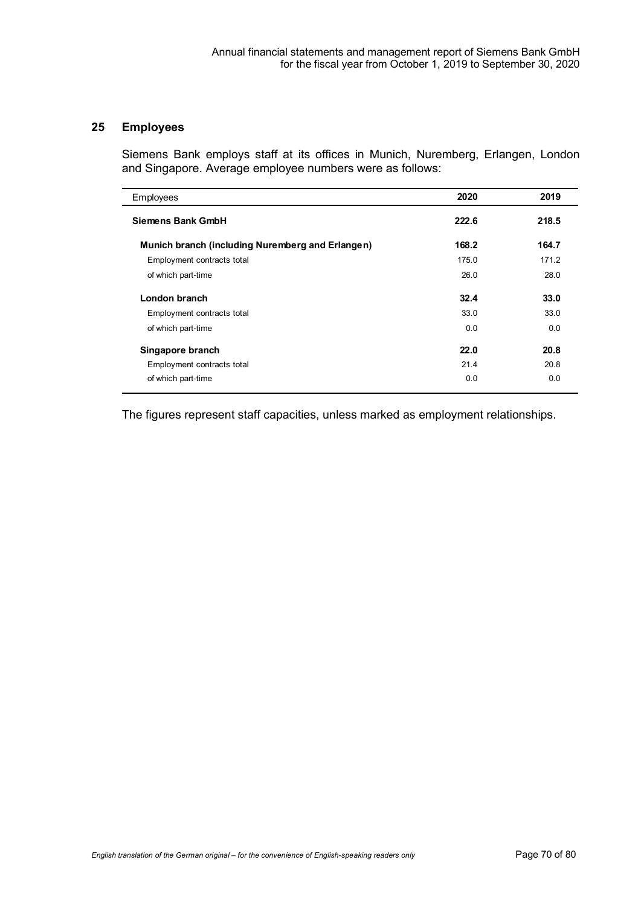## 25 Employees

Siemens Bank employs staff at its offices in Munich, Nuremberg, Erlangen, London and Singapore. Average employee numbers were as follows:

| Employees | 2020 | 2019 |
|---|---|---|
| **Siemens Bank GmbH** | **222.6** | **218.5** |
| **Munich branch (including Nuremberg and Erlangen)** | **168.2** | **164.7** |
| Employment contracts total | 175.0 | 171.2 |
| of which part-time | 26.0 | 28.0 |
| **London branch** | **32.4** | **33.0** |
| Employment contracts total | 33.0 | 33.0 |
| of which part-time | 0.0 | 0.0 |
| **Singapore branch** | **22.0** | **20.8** |
| Employment contracts total | 21.4 | 20.8 |
| of which part-time | 0.0 | 0.0 |

The figures represent staff capacities, unless marked as employment relationships.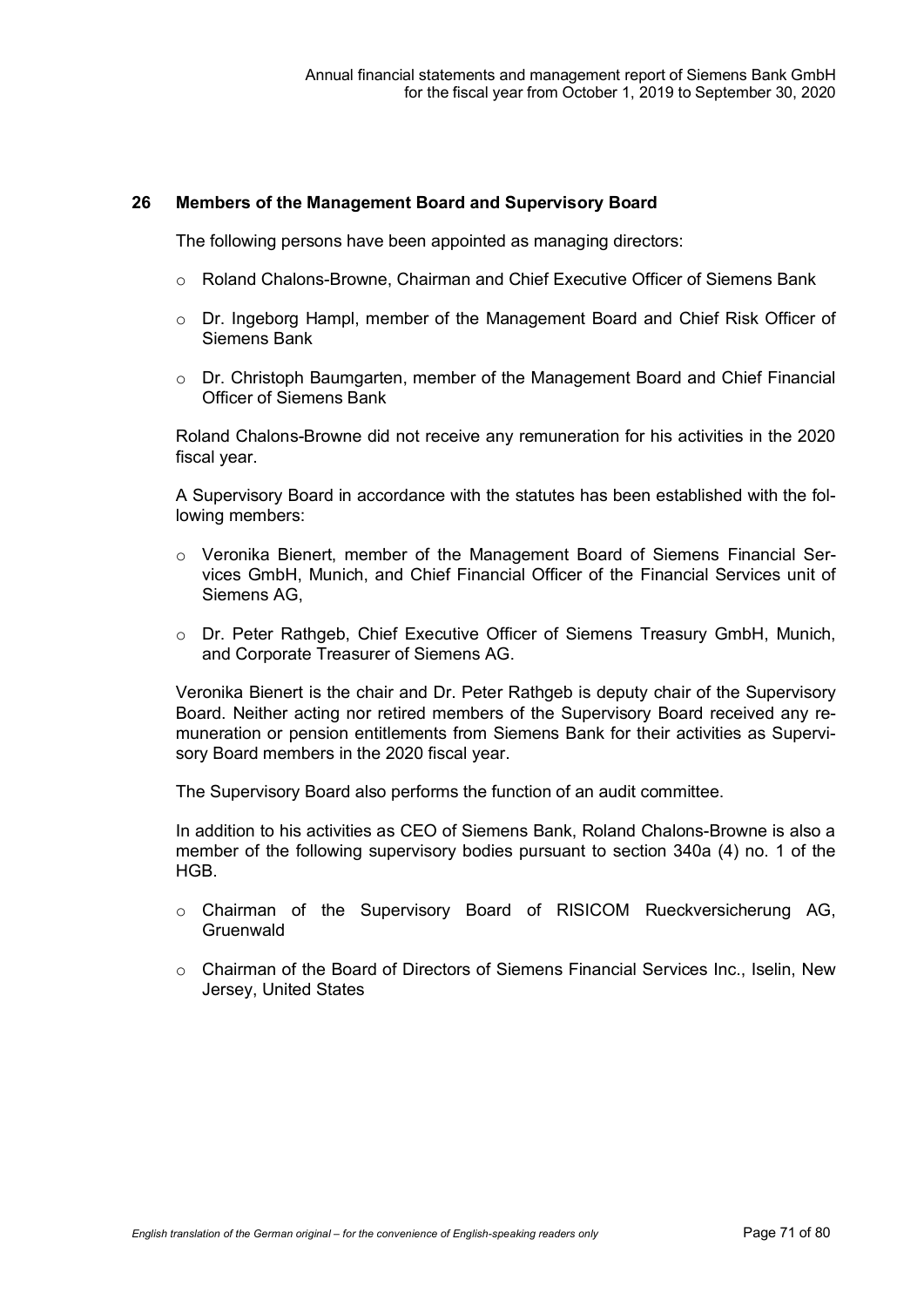## 26 Members of the Management Board and Supervisory Board

The following persons have been appointed as managing directors:

- Roland Chalons-Browne, Chairman and Chief Executive Officer of Siemens Bank
- Dr. Ingeborg Hampl, member of the Management Board and Chief Risk Officer of Siemens Bank
- Dr. Christoph Baumgarten, member of the Management Board and Chief Financial Officer of Siemens Bank

Roland Chalons-Browne did not receive any remuneration for his activities in the 2020 fiscal year.

A Supervisory Board in accordance with the statutes has been established with the following members:

- Veronika Bienert, member of the Management Board of Siemens Financial Services GmbH, Munich, and Chief Financial Officer of the Financial Services unit of Siemens AG,
- Dr. Peter Rathgeb, Chief Executive Officer of Siemens Treasury GmbH, Munich, and Corporate Treasurer of Siemens AG.

Veronika Bienert is the chair and Dr. Peter Rathgeb is deputy chair of the Supervisory Board. Neither acting nor retired members of the Supervisory Board received any remuneration or pension entitlements from Siemens Bank for their activities as Supervisory Board members in the 2020 fiscal year.

The Supervisory Board also performs the function of an audit committee.

In addition to his activities as CEO of Siemens Bank, Roland Chalons-Browne is also a member of the following supervisory bodies pursuant to section 340a (4) no. 1 of the HGB.

- Chairman of the Supervisory Board of RISICOM Rueckversicherung AG, Gruenwald
- Chairman of the Board of Directors of Siemens Financial Services Inc., Iselin, New Jersey, United States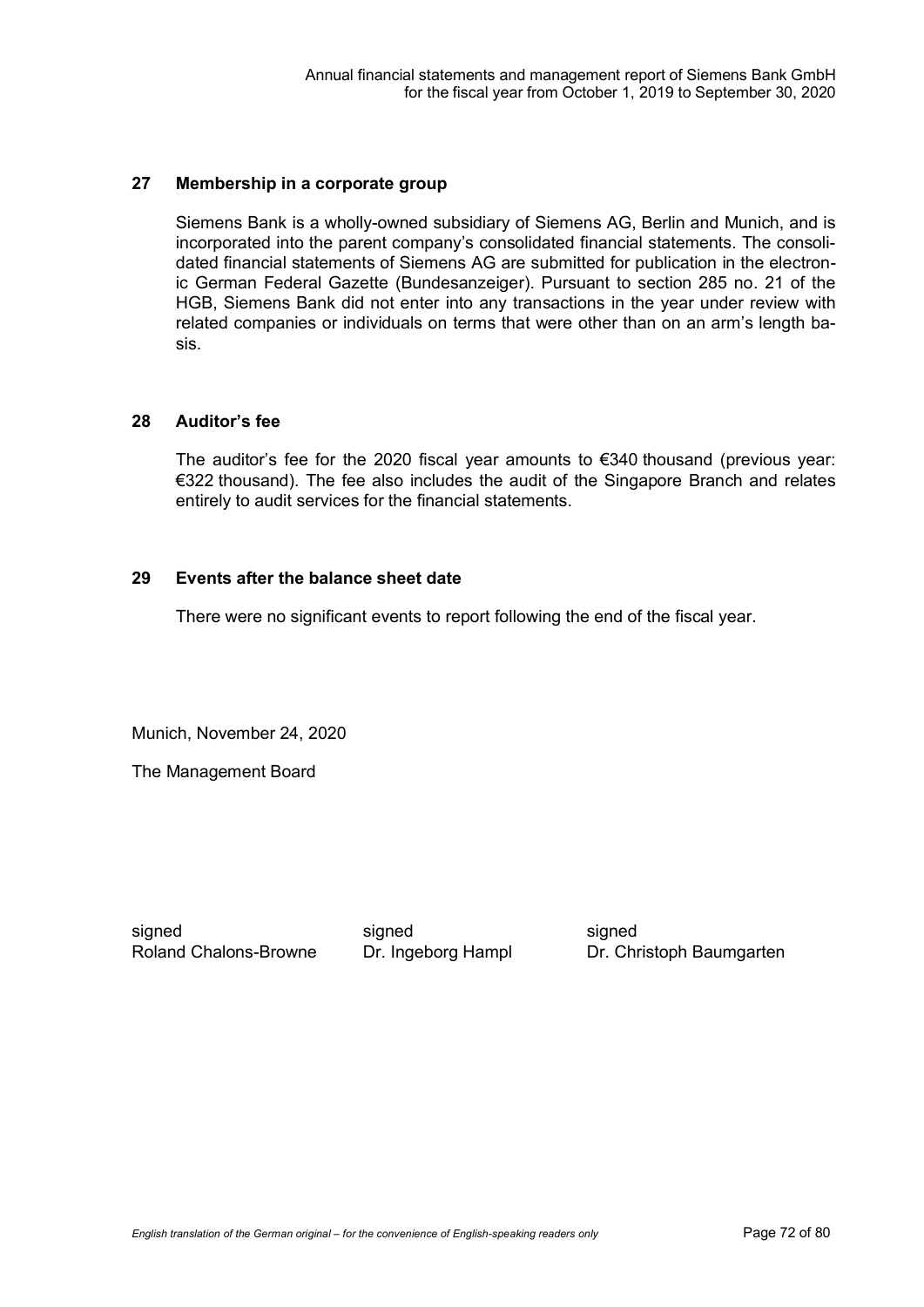## 27 Membership in a corporate group

Siemens Bank is a wholly-owned subsidiary of Siemens AG, Berlin and Munich, and is incorporated into the parent company's consolidated financial statements. The consolidated financial statements of Siemens AG are submitted for publication in the electronic German Federal Gazette (Bundesanzeiger). Pursuant to section 285 no. 21 of the HGB, Siemens Bank did not enter into any transactions in the year under review with related companies or individuals on terms that were other than on an arm's length basis.

## 28 Auditor's fee

The auditor's fee for the 2020 fiscal year amounts to €340 thousand (previous year: €322 thousand). The fee also includes the audit of the Singapore Branch and relates entirely to audit services for the financial statements.

## 29 Events after the balance sheet date

There were no significant events to report following the end of the fiscal year.

Munich, November 24, 2020

The Management Board

| signed | signed | signed |
|---|---|---|
| Roland Chalons-Browne | Dr. Ingeborg Hampl | Dr. Christoph Baumgarten |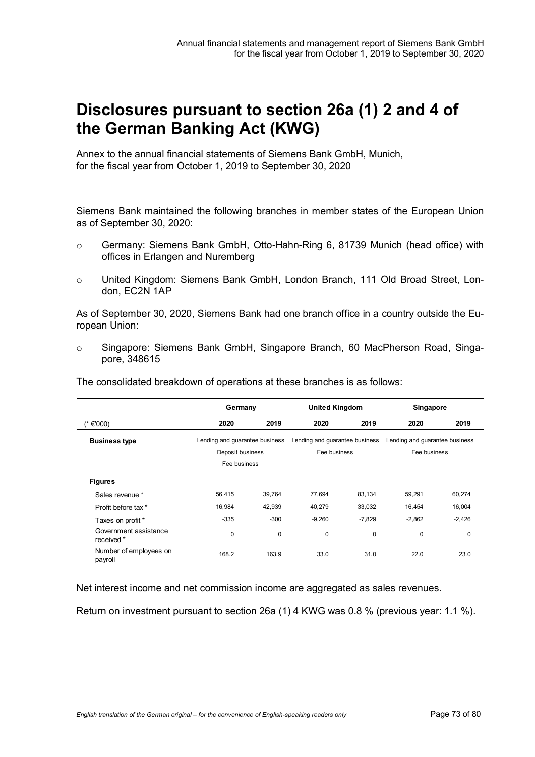# Disclosures pursuant to section 26a (1) 2 and 4 of the German Banking Act (KWG)

Annex to the annual financial statements of Siemens Bank GmbH, Munich, for the fiscal year from October 1, 2019 to September 30, 2020

Siemens Bank maintained the following branches in member states of the European Union as of September 30, 2020:

- Germany: Siemens Bank GmbH, Otto-Hahn-Ring 6, 81739 Munich (head office) with offices in Erlangen and Nuremberg
- United Kingdom: Siemens Bank GmbH, London Branch, 111 Old Broad Street, London, EC2N 1AP

As of September 30, 2020, Siemens Bank had one branch office in a country outside the European Union:

- Singapore: Siemens Bank GmbH, Singapore Branch, 60 MacPherson Road, Singapore, 348615

The consolidated breakdown of operations at these branches is as follows:

| | Germany | | United Kingdom | | Singapore | |
|---|---|---|---|---|---|---|
| (* €'000) | 2020 | 2019 | 2020 | 2019 | 2020 | 2019 |
| **Business type** | Lending and guarantee business<br>Deposit business<br>Fee business | | Lending and guarantee business<br>Fee business | | Lending and guarantee business<br>Fee business | |
| **Figures** | | | | | | |
| Sales revenue * | 56,415 | 39,764 | 77,694 | 83,134 | 59,291 | 60,274 |
| Profit before tax * | 16,984 | 42,939 | 40,279 | 33,032 | 16,454 | 16,004 |
| Taxes on profit * | -335 | -300 | -9,260 | -7,829 | -2,862 | -2,426 |
| Government assistance received * | 0 | 0 | 0 | 0 | 0 | 0 |
| Number of employees on payroll | 168.2 | 163.9 | 33.0 | 31.0 | 22.0 | 23.0 |

Net interest income and net commission income are aggregated as sales revenues.

Return on investment pursuant to section 26a (1) 4 KWG was 0.8 % (previous year: 1.1 %).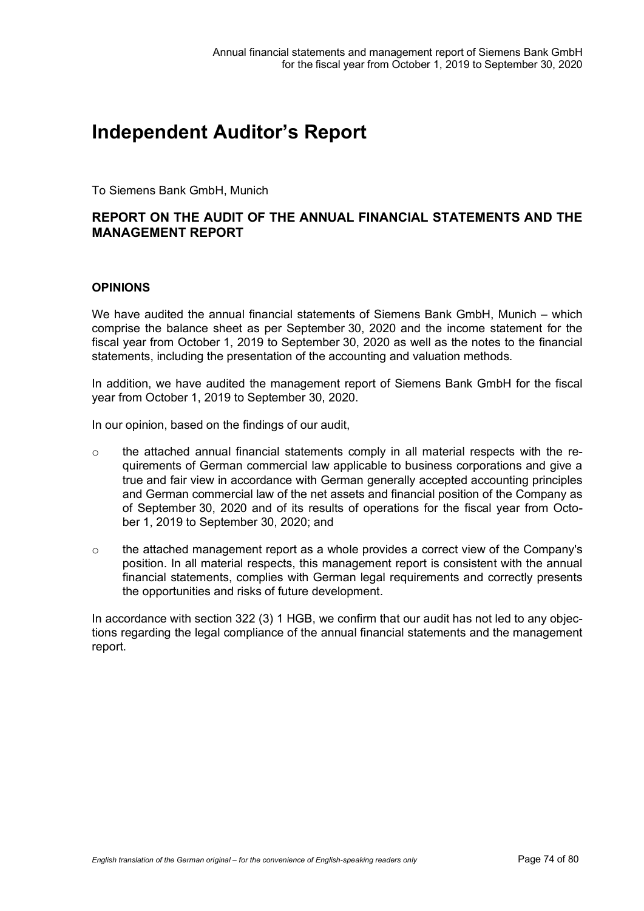# Independent Auditor's Report

To Siemens Bank GmbH, Munich

## REPORT ON THE AUDIT OF THE ANNUAL FINANCIAL STATEMENTS AND THE MANAGEMENT REPORT

### OPINIONS

We have audited the annual financial statements of Siemens Bank GmbH, Munich – which comprise the balance sheet as per September 30, 2020 and the income statement for the fiscal year from October 1, 2019 to September 30, 2020 as well as the notes to the financial statements, including the presentation of the accounting and valuation methods.

In addition, we have audited the management report of Siemens Bank GmbH for the fiscal year from October 1, 2019 to September 30, 2020.

In our opinion, based on the findings of our audit,

- the attached annual financial statements comply in all material respects with the requirements of German commercial law applicable to business corporations and give a true and fair view in accordance with German generally accepted accounting principles and German commercial law of the net assets and financial position of the Company as of September 30, 2020 and of its results of operations for the fiscal year from October 1, 2019 to September 30, 2020; and
- the attached management report as a whole provides a correct view of the Company's position. In all material respects, this management report is consistent with the annual financial statements, complies with German legal requirements and correctly presents the opportunities and risks of future development.

In accordance with section 322 (3) 1 HGB, we confirm that our audit has not led to any objections regarding the legal compliance of the annual financial statements and the management report.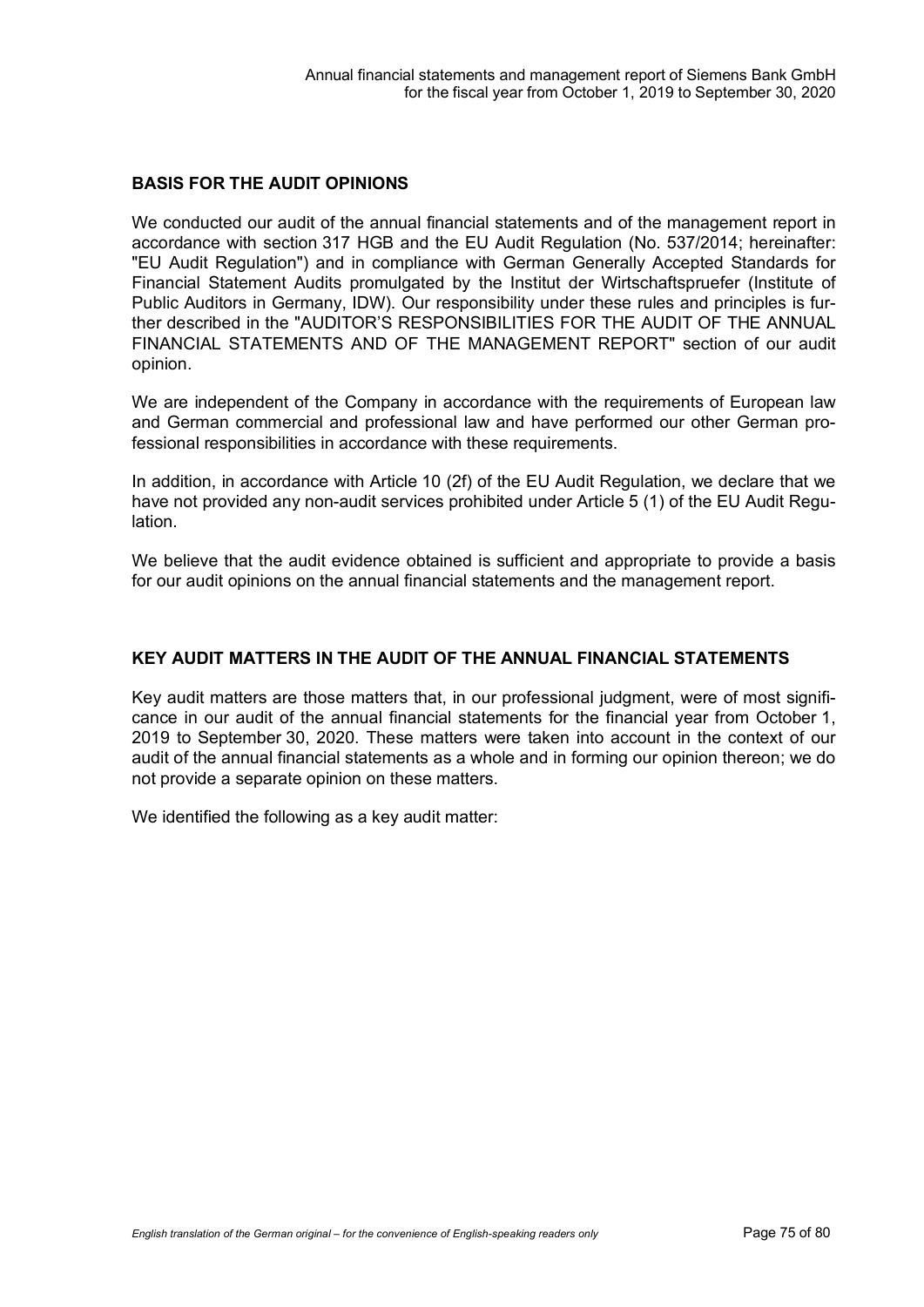## BASIS FOR THE AUDIT OPINIONS

We conducted our audit of the annual financial statements and of the management report in accordance with section 317 HGB and the EU Audit Regulation (No. 537/2014; hereinafter: "EU Audit Regulation") and in compliance with German Generally Accepted Standards for Financial Statement Audits promulgated by the Institut der Wirtschaftspruefer (Institute of Public Auditors in Germany, IDW). Our responsibility under these rules and principles is further described in the "AUDITOR'S RESPONSIBILITIES FOR THE AUDIT OF THE ANNUAL FINANCIAL STATEMENTS AND OF THE MANAGEMENT REPORT" section of our audit opinion.

We are independent of the Company in accordance with the requirements of European law and German commercial and professional law and have performed our other German professional responsibilities in accordance with these requirements.

In addition, in accordance with Article 10 (2f) of the EU Audit Regulation, we declare that we have not provided any non-audit services prohibited under Article 5 (1) of the EU Audit Regulation.

We believe that the audit evidence obtained is sufficient and appropriate to provide a basis for our audit opinions on the annual financial statements and the management report.

## KEY AUDIT MATTERS IN THE AUDIT OF THE ANNUAL FINANCIAL STATEMENTS

Key audit matters are those matters that, in our professional judgment, were of most significance in our audit of the annual financial statements for the financial year from October 1, 2019 to September 30, 2020. These matters were taken into account in the context of our audit of the annual financial statements as a whole and in forming our opinion thereon; we do not provide a separate opinion on these matters.

We identified the following as a key audit matter: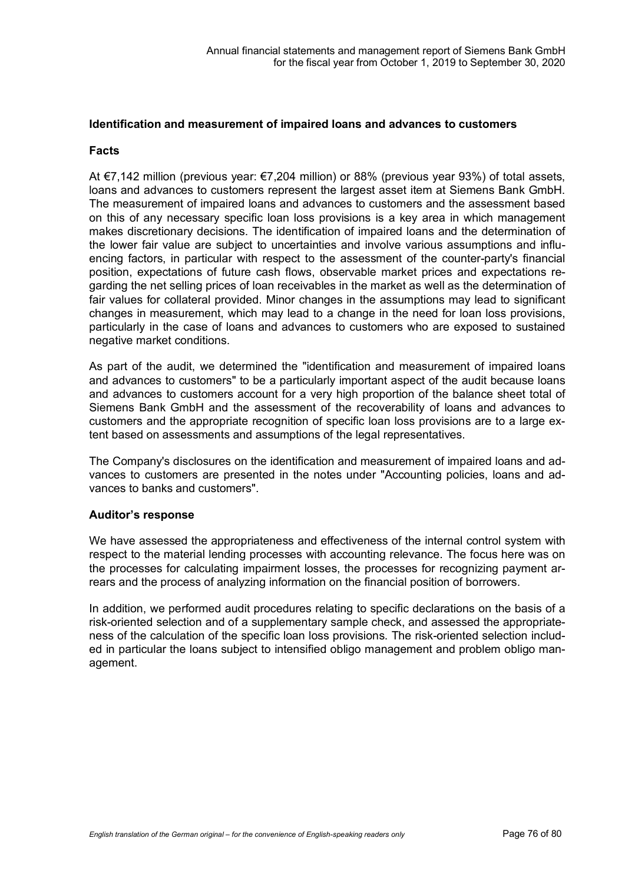### Identification and measurement of impaired loans and advances to customers

#### Facts

At €7,142 million (previous year: €7,204 million) or 88% (previous year 93%) of total assets, loans and advances to customers represent the largest asset item at Siemens Bank GmbH. The measurement of impaired loans and advances to customers and the assessment based on this of any necessary specific loan loss provisions is a key area in which management makes discretionary decisions. The identification of impaired loans and the determination of the lower fair value are subject to uncertainties and involve various assumptions and influencing factors, in particular with respect to the assessment of the counter-party's financial position, expectations of future cash flows, observable market prices and expectations regarding the net selling prices of loan receivables in the market as well as the determination of fair values for collateral provided. Minor changes in the assumptions may lead to significant changes in measurement, which may lead to a change in the need for loan loss provisions, particularly in the case of loans and advances to customers who are exposed to sustained negative market conditions.

As part of the audit, we determined the "identification and measurement of impaired loans and advances to customers" to be a particularly important aspect of the audit because loans and advances to customers account for a very high proportion of the balance sheet total of Siemens Bank GmbH and the assessment of the recoverability of loans and advances to customers and the appropriate recognition of specific loan loss provisions are to a large extent based on assessments and assumptions of the legal representatives.

The Company's disclosures on the identification and measurement of impaired loans and advances to customers are presented in the notes under "Accounting policies, loans and advances to banks and customers".

#### Auditor's response

We have assessed the appropriateness and effectiveness of the internal control system with respect to the material lending processes with accounting relevance. The focus here was on the processes for calculating impairment losses, the processes for recognizing payment arrears and the process of analyzing information on the financial position of borrowers.

In addition, we performed audit procedures relating to specific declarations on the basis of a risk-oriented selection and of a supplementary sample check, and assessed the appropriateness of the calculation of the specific loan loss provisions. The risk-oriented selection included in particular the loans subject to intensified obligo management and problem obligo management.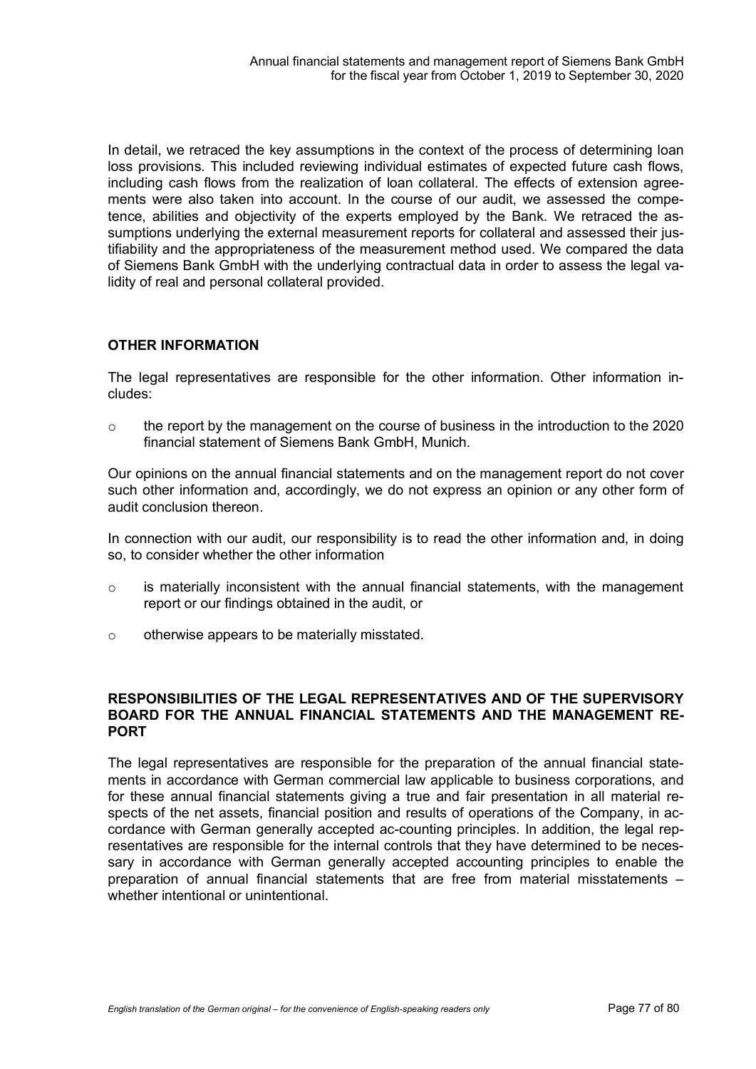In detail, we retraced the key assumptions in the context of the process of determining loan loss provisions. This included reviewing individual estimates of expected future cash flows, including cash flows from the realization of loan collateral. The effects of extension agreements were also taken into account. In the course of our audit, we assessed the competence, abilities and objectivity of the experts employed by the Bank. We retraced the assumptions underlying the external measurement reports for collateral and assessed their justifiability and the appropriateness of the measurement method used. We compared the data of Siemens Bank GmbH with the underlying contractual data in order to assess the legal validity of real and personal collateral provided.

## OTHER INFORMATION

The legal representatives are responsible for the other information. Other information includes:

- the report by the management on the course of business in the introduction to the 2020 financial statement of Siemens Bank GmbH, Munich.

Our opinions on the annual financial statements and on the management report do not cover such other information and, accordingly, we do not express an opinion or any other form of audit conclusion thereon.

In connection with our audit, our responsibility is to read the other information and, in doing so, to consider whether the other information

- is materially inconsistent with the annual financial statements, with the management report or our findings obtained in the audit, or
- otherwise appears to be materially misstated.

## RESPONSIBILITIES OF THE LEGAL REPRESENTATIVES AND OF THE SUPERVISORY BOARD FOR THE ANNUAL FINANCIAL STATEMENTS AND THE MANAGEMENT REPORT

The legal representatives are responsible for the preparation of the annual financial statements in accordance with German commercial law applicable to business corporations, and for these annual financial statements giving a true and fair presentation in all material respects of the net assets, financial position and results of operations of the Company, in accordance with German generally accepted ac-counting principles. In addition, the legal representatives are responsible for the internal controls that they have determined to be necessary in accordance with German generally accepted accounting principles to enable the preparation of annual financial statements that are free from material misstatements – whether intentional or unintentional.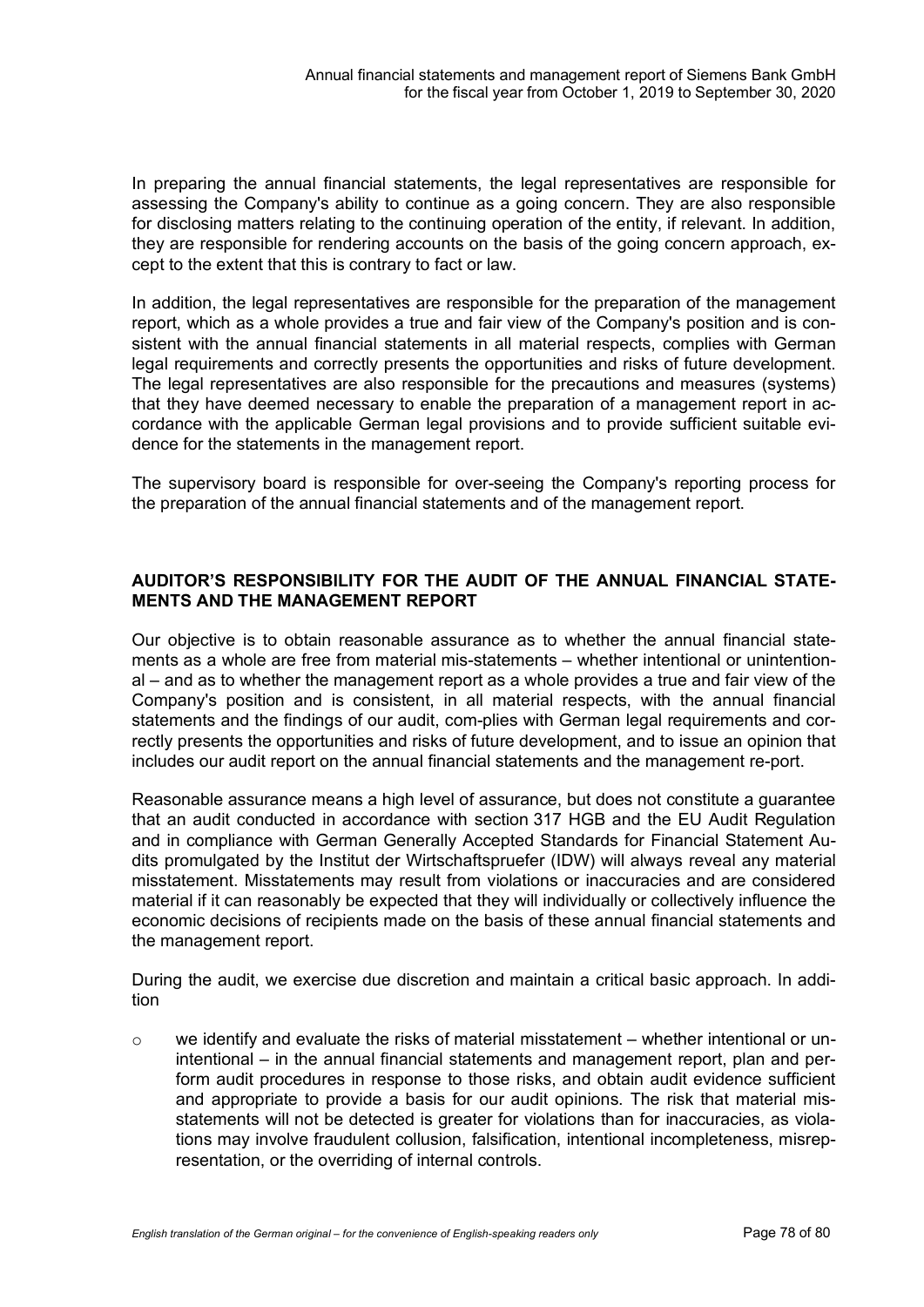In preparing the annual financial statements, the legal representatives are responsible for assessing the Company's ability to continue as a going concern. They are also responsible for disclosing matters relating to the continuing operation of the entity, if relevant. In addition, they are responsible for rendering accounts on the basis of the going concern approach, except to the extent that this is contrary to fact or law.

In addition, the legal representatives are responsible for the preparation of the management report, which as a whole provides a true and fair view of the Company's position and is consistent with the annual financial statements in all material respects, complies with German legal requirements and correctly presents the opportunities and risks of future development. The legal representatives are also responsible for the precautions and measures (systems) that they have deemed necessary to enable the preparation of a management report in accordance with the applicable German legal provisions and to provide sufficient suitable evidence for the statements in the management report.

The supervisory board is responsible for over-seeing the Company's reporting process for the preparation of the annual financial statements and of the management report.

## AUDITOR'S RESPONSIBILITY FOR THE AUDIT OF THE ANNUAL FINANCIAL STATEMENTS AND THE MANAGEMENT REPORT

Our objective is to obtain reasonable assurance as to whether the annual financial statements as a whole are free from material mis-statements – whether intentional or unintentional – and as to whether the management report as a whole provides a true and fair view of the Company's position and is consistent, in all material respects, with the annual financial statements and the findings of our audit, com-plies with German legal requirements and correctly presents the opportunities and risks of future development, and to issue an opinion that includes our audit report on the annual financial statements and the management re-port.

Reasonable assurance means a high level of assurance, but does not constitute a guarantee that an audit conducted in accordance with section 317 HGB and the EU Audit Regulation and in compliance with German Generally Accepted Standards for Financial Statement Audits promulgated by the Institut der Wirtschaftspruefer (IDW) will always reveal any material misstatement. Misstatements may result from violations or inaccuracies and are considered material if it can reasonably be expected that they will individually or collectively influence the economic decisions of recipients made on the basis of these annual financial statements and the management report.

During the audit, we exercise due discretion and maintain a critical basic approach. In addition

- we identify and evaluate the risks of material misstatement – whether intentional or unintentional – in the annual financial statements and management report, plan and perform audit procedures in response to those risks, and obtain audit evidence sufficient and appropriate to provide a basis for our audit opinions. The risk that material misstatements will not be detected is greater for violations than for inaccuracies, as violations may involve fraudulent collusion, falsification, intentional incompleteness, misrepresentation, or the overriding of internal controls.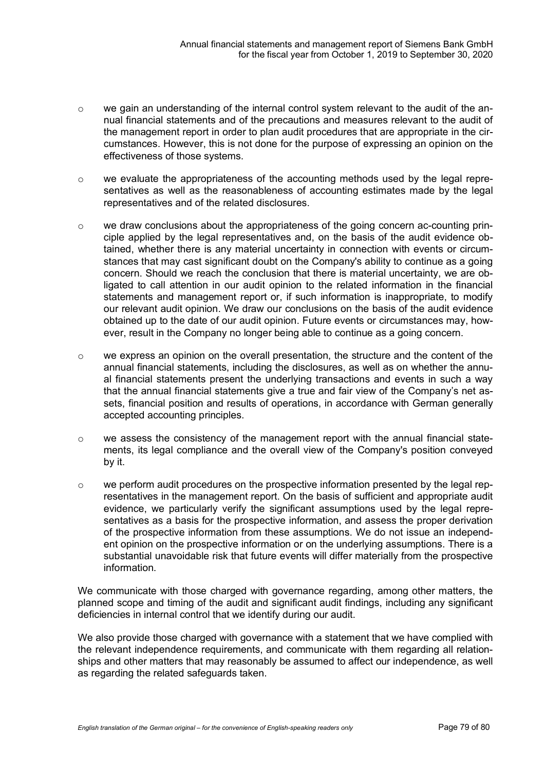- we gain an understanding of the internal control system relevant to the audit of the annual financial statements and of the precautions and measures relevant to the audit of the management report in order to plan audit procedures that are appropriate in the circumstances. However, this is not done for the purpose of expressing an opinion on the effectiveness of those systems.

- we evaluate the appropriateness of the accounting methods used by the legal representatives as well as the reasonableness of accounting estimates made by the legal representatives and of the related disclosures.

- we draw conclusions about the appropriateness of the going concern ac-counting principle applied by the legal representatives and, on the basis of the audit evidence obtained, whether there is any material uncertainty in connection with events or circumstances that may cast significant doubt on the Company's ability to continue as a going concern. Should we reach the conclusion that there is material uncertainty, we are obligated to call attention in our audit opinion to the related information in the financial statements and management report or, if such information is inappropriate, to modify our relevant audit opinion. We draw our conclusions on the basis of the audit evidence obtained up to the date of our audit opinion. Future events or circumstances may, however, result in the Company no longer being able to continue as a going concern.

- we express an opinion on the overall presentation, the structure and the content of the annual financial statements, including the disclosures, as well as on whether the annual financial statements present the underlying transactions and events in such a way that the annual financial statements give a true and fair view of the Company's net assets, financial position and results of operations, in accordance with German generally accepted accounting principles.

- we assess the consistency of the management report with the annual financial statements, its legal compliance and the overall view of the Company's position conveyed by it.

- we perform audit procedures on the prospective information presented by the legal representatives in the management report. On the basis of sufficient and appropriate audit evidence, we particularly verify the significant assumptions used by the legal representatives as a basis for the prospective information, and assess the proper derivation of the prospective information from these assumptions. We do not issue an independent opinion on the prospective information or on the underlying assumptions. There is a substantial unavoidable risk that future events will differ materially from the prospective information.

We communicate with those charged with governance regarding, among other matters, the planned scope and timing of the audit and significant audit findings, including any significant deficiencies in internal control that we identify during our audit.

We also provide those charged with governance with a statement that we have complied with the relevant independence requirements, and communicate with them regarding all relationships and other matters that may reasonably be assumed to affect our independence, as well as regarding the related safeguards taken.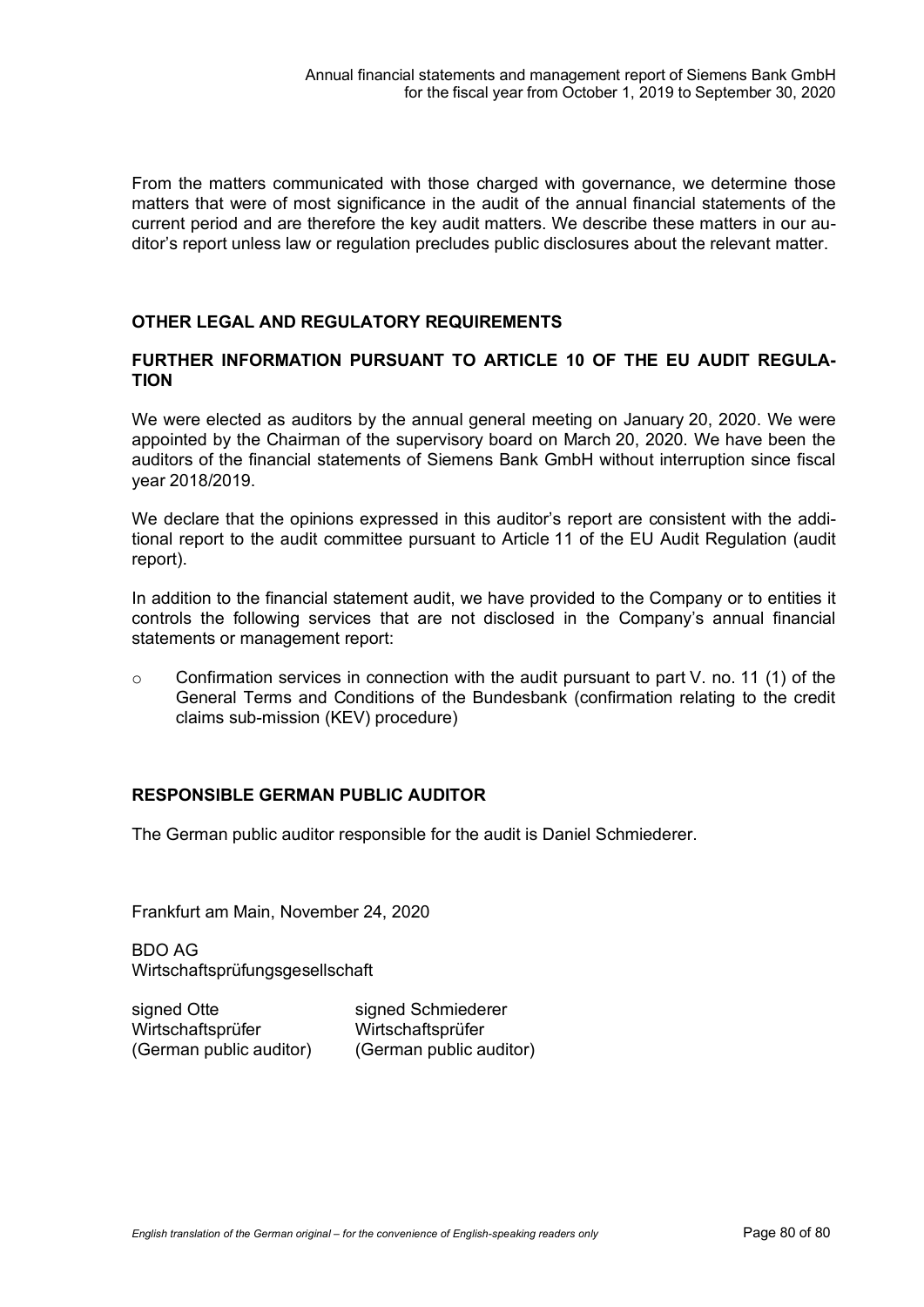From the matters communicated with those charged with governance, we determine those matters that were of most significance in the audit of the annual financial statements of the current period and are therefore the key audit matters. We describe these matters in our auditor's report unless law or regulation precludes public disclosures about the relevant matter.

## OTHER LEGAL AND REGULATORY REQUIREMENTS

### FURTHER INFORMATION PURSUANT TO ARTICLE 10 OF THE EU AUDIT REGULATION

We were elected as auditors by the annual general meeting on January 20, 2020. We were appointed by the Chairman of the supervisory board on March 20, 2020. We have been the auditors of the financial statements of Siemens Bank GmbH without interruption since fiscal year 2018/2019.

We declare that the opinions expressed in this auditor's report are consistent with the additional report to the audit committee pursuant to Article 11 of the EU Audit Regulation (audit report).

In addition to the financial statement audit, we have provided to the Company or to entities it controls the following services that are not disclosed in the Company's annual financial statements or management report:

- Confirmation services in connection with the audit pursuant to part V. no. 11 (1) of the General Terms and Conditions of the Bundesbank (confirmation relating to the credit claims sub-mission (KEV) procedure)

## RESPONSIBLE GERMAN PUBLIC AUDITOR

The German public auditor responsible for the audit is Daniel Schmiederer.

Frankfurt am Main, November 24, 2020

BDO AG
Wirtschaftsprüfungsgesellschaft

| | |
|---|---|
| signed Otte | signed Schmiederer |
| Wirtschaftsprüfer | Wirtschaftsprüfer |
| (German public auditor) | (German public auditor) |